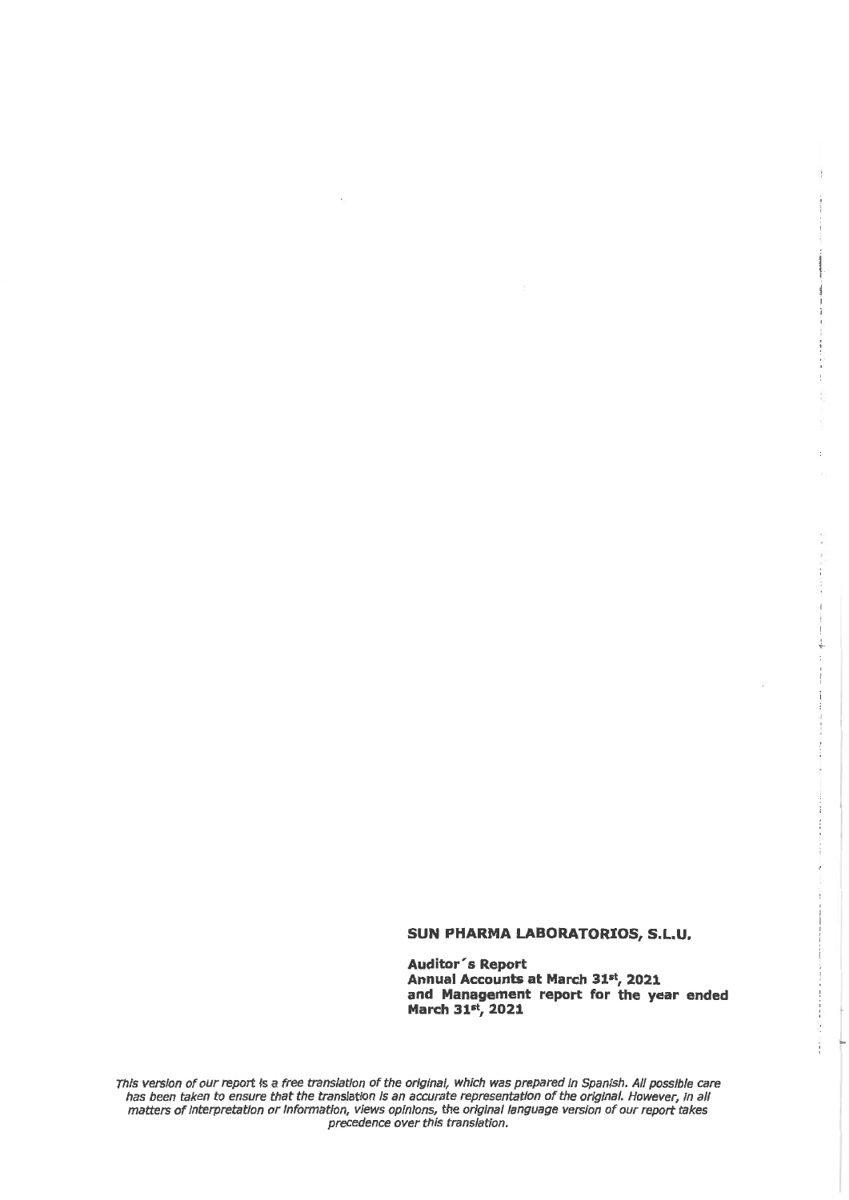**SUN PHARMA LABORATORIOS, S.L.U.**

**Auditor´s Report**
**Annual Accounts at March 31st, 2021**
**and Management report for the year ended March 31st, 2021**

*This version of our report is a free translation of the original, which was prepared in Spanish. All possible care has been taken to ensure that the translation is an accurate representation of the original. However, in all matters of interpretation or information, views opinions, the original language version of our report takes precedence over this translation.*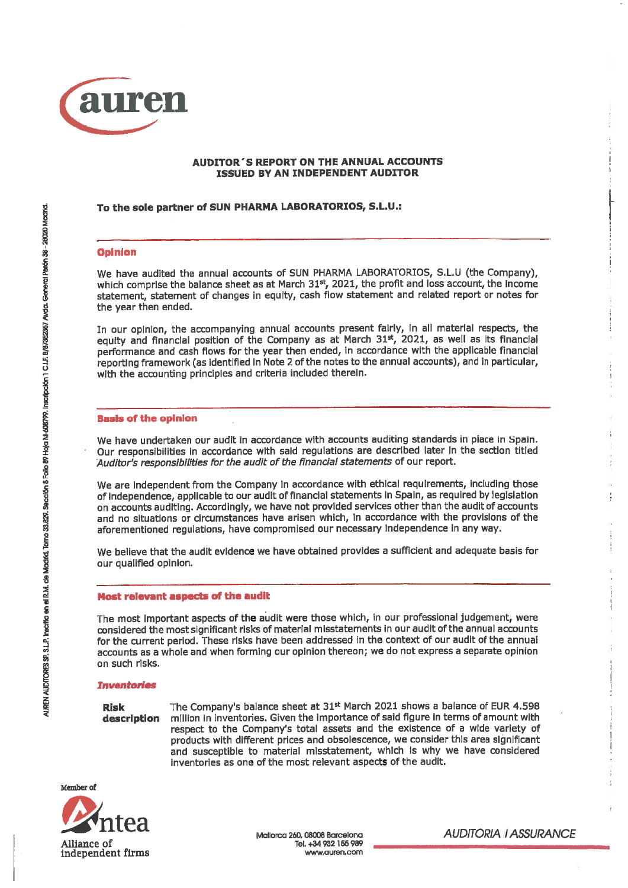# AUDITOR'S REPORT ON THE ANNUAL ACCOUNTS ISSUED BY AN INDEPENDENT AUDITOR

**To the sole partner of SUN PHARMA LABORATORIOS, S.L.U.:**

## Opinion

We have audited the annual accounts of SUN PHARMA LABORATORIOS, S.L.U (the Company), which comprise the balance sheet as at March 31st, 2021, the profit and loss account, the income statement, statement of changes in equity, cash flow statement and related report or notes for the year then ended.

In our opinion, the accompanying annual accounts present fairly, in all material respects, the equity and financial position of the Company as at March 31st, 2021, as well as its financial performance and cash flows for the year then ended, in accordance with the applicable financial reporting framework (as identified in Note 2 of the notes to the annual accounts), and in particular, with the accounting principles and criteria included therein.

## Basis of the opinion

We have undertaken our audit in accordance with accounts auditing standards in place in Spain. Our responsibilities in accordance with said regulations are described later in the section titled *Auditor's responsibilities for the audit of the financial statements* of our report.

We are independent from the Company in accordance with ethical requirements, including those of independence, applicable to our audit of financial statements in Spain, as required by legislation on accounts auditing. Accordingly, we have not provided services other than the audit of accounts and no situations or circumstances have arisen which, in accordance with the provisions of the aforementioned regulations, have compromised our necessary independence in any way.

We believe that the audit evidence we have obtained provides a sufficient and adequate basis for our qualified opinion.

## Most relevant aspects of the audit

The most important aspects of the audit were those which, in our professional judgement, were considered the most significant risks of material misstatements in our audit of the annual accounts for the current period. These risks have been addressed in the context of our audit of the annual accounts as a whole and when forming our opinion thereon; we do not express a separate opinion on such risks.

### *Inventories*

**Risk description** The Company's balance sheet at 31st March 2021 shows a balance of EUR 4.598 million in inventories. Given the importance of said figure in terms of amount with respect to the Company's total assets and the existence of a wide variety of products with different prices and obsolescence, we consider this area significant and susceptible to material misstatement, which is why we have considered inventories as one of the most relevant aspects of the audit.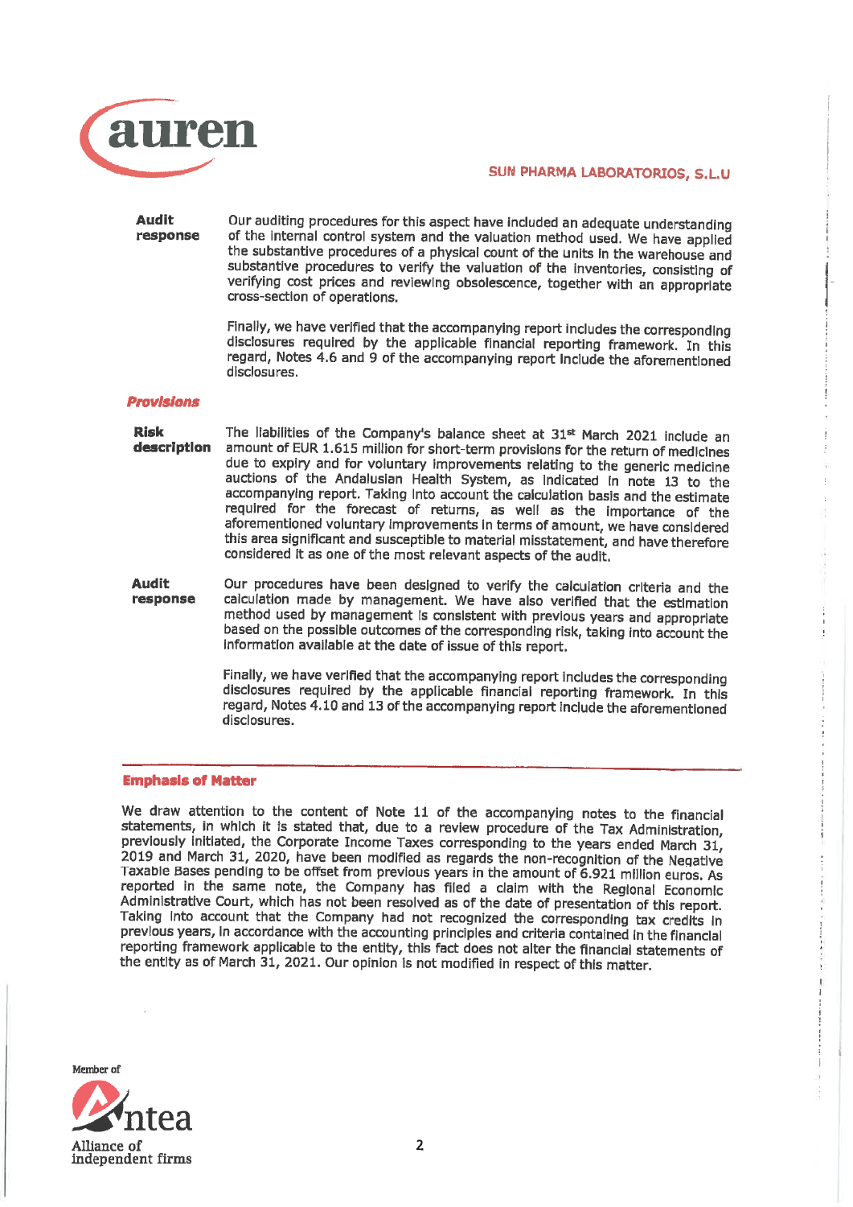**Audit response**

Our auditing procedures for this aspect have included an adequate understanding of the internal control system and the valuation method used. We have applied the substantive procedures of a physical count of the units in the warehouse and substantive procedures to verify the valuation of the inventories, consisting of verifying cost prices and reviewing obsolescence, together with an appropriate cross-section of operations.

Finally, we have verified that the accompanying report includes the corresponding disclosures required by the applicable financial reporting framework. In this regard, Notes 4.6 and 9 of the accompanying report include the aforementioned disclosures.

***Provisions***

**Risk description**

The liabilities of the Company's balance sheet at 31st March 2021 include an amount of EUR 1.615 million for short-term provisions for the return of medicines due to expiry and for voluntary improvements relating to the generic medicine auctions of the Andalusian Health System, as indicated in note 13 to the accompanying report. Taking into account the calculation basis and the estimate required for the forecast of returns, as well as the importance of the aforementioned voluntary improvements in terms of amount, we have considered this area significant and susceptible to material misstatement, and have therefore considered it as one of the most relevant aspects of the audit.

**Audit response**

Our procedures have been designed to verify the calculation criteria and the calculation made by management. We have also verified that the estimation method used by management is consistent with previous years and appropriate based on the possible outcomes of the corresponding risk, taking into account the information available at the date of issue of this report.

Finally, we have verified that the accompanying report includes the corresponding disclosures required by the applicable financial reporting framework. In this regard, Notes 4.10 and 13 of the accompanying report include the aforementioned disclosures.

**Emphasis of Matter**

We draw attention to the content of Note 11 of the accompanying notes to the financial statements, in which it is stated that, due to a review procedure of the Tax Administration, previously initiated, the Corporate Income Taxes corresponding to the years ended March 31, 2019 and March 31, 2020, have been modified as regards the non-recognition of the Negative Taxable Bases pending to be offset from previous years in the amount of 6.921 million euros. As reported in the same note, the Company has filed a claim with the Regional Economic Administrative Court, which has not been resolved as of the date of presentation of this report. Taking into account that the Company had not recognized the corresponding tax credits in previous years, in accordance with the accounting principles and criteria contained in the financial reporting framework applicable to the entity, this fact does not alter the financial statements of the entity as of March 31, 2021. Our opinion is not modified in respect of this matter.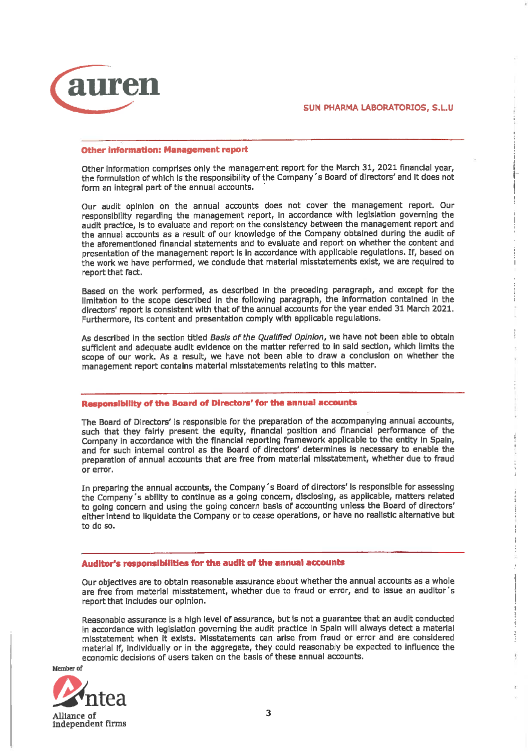### Other information: Management report

Other information comprises only the management report for the March 31, 2021 financial year, the formulation of which is the responsibility of the Company´s Board of directors' and it does not form an integral part of the annual accounts.

Our audit opinion on the annual accounts does not cover the management report. Our responsibility regarding the management report, in accordance with legislation governing the audit practice, is to evaluate and report on the consistency between the management report and the annual accounts as a result of our knowledge of the Company obtained during the audit of the aforementioned financial statements and to evaluate and report on whether the content and presentation of the management report is in accordance with applicable regulations. If, based on the work we have performed, we conclude that material misstatements exist, we are required to report that fact.

Based on the work performed, as described in the preceding paragraph, and except for the limitation to the scope described in the following paragraph, the information contained in the directors' report is consistent with that of the annual accounts for the year ended 31 March 2021. Furthermore, its content and presentation comply with applicable regulations.

As described in the section titled *Basis of the Qualified Opinion*, we have not been able to obtain sufficient and adequate audit evidence on the matter referred to in said section, which limits the scope of our work. As a result, we have not been able to draw a conclusion on whether the management report contains material misstatements relating to this matter.

### Responsibility of the Board of Directors' for the annual accounts

The Board of Directors' is responsible for the preparation of the accompanying annual accounts, such that they fairly present the equity, financial position and financial performance of the Company in accordance with the financial reporting framework applicable to the entity in Spain, and for such internal control as the Board of directors' determines is necessary to enable the preparation of annual accounts that are free from material misstatement, whether due to fraud or error.

In preparing the annual accounts, the Company´s Board of directors' is responsible for assessing the Company´s ability to continue as a going concern, disclosing, as applicable, matters related to going concern and using the going concern basis of accounting unless the Board of directors' either intend to liquidate the Company or to cease operations, or have no realistic alternative but to do so.

### Auditor's responsibilities for the audit of the annual accounts

Our objectives are to obtain reasonable assurance about whether the annual accounts as a whole are free from material misstatement, whether due to fraud or error, and to issue an auditor´s report that includes our opinion.

Reasonable assurance is a high level of assurance, but is not a guarantee that an audit conducted in accordance with legislation governing the audit practice in Spain will always detect a material misstatement when it exists. Misstatements can arise from fraud or error and are considered material if, individually or in the aggregate, they could reasonably be expected to influence the economic decisions of users taken on the basis of these annual accounts.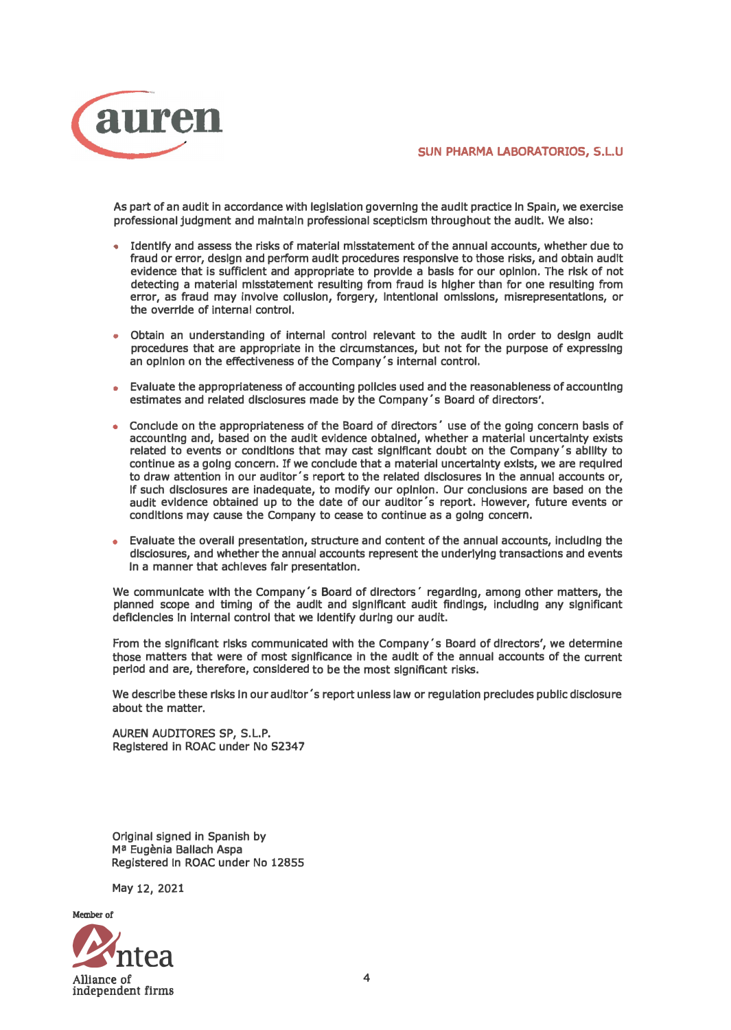As part of an audit in accordance with legislation governing the audit practice in Spain, we exercise professional judgment and maintain professional scepticism throughout the audit. We also:

- Identify and assess the risks of material misstatement of the annual accounts, whether due to fraud or error, design and perform audit procedures responsive to those risks, and obtain audit evidence that is sufficient and appropriate to provide a basis for our opinion. The risk of not detecting a material misstatement resulting from fraud is higher than for one resulting from error, as fraud may involve collusion, forgery, intentional omissions, misrepresentations, or the override of internal control.

- Obtain an understanding of internal control relevant to the audit in order to design audit procedures that are appropriate in the circumstances, but not for the purpose of expressing an opinion on the effectiveness of the Company´s internal control.

- Evaluate the appropriateness of accounting policies used and the reasonableness of accounting estimates and related disclosures made by the Company´s Board of directors'.

- Conclude on the appropriateness of the Board of directors´ use of the going concern basis of accounting and, based on the audit evidence obtained, whether a material uncertainty exists related to events or conditions that may cast significant doubt on the Company´s ability to continue as a going concern. If we conclude that a material uncertainty exists, we are required to draw attention in our auditor´s report to the related disclosures in the annual accounts or, if such disclosures are inadequate, to modify our opinion. Our conclusions are based on the audit evidence obtained up to the date of our auditor´s report. However, future events or conditions may cause the Company to cease to continue as a going concern.

- Evaluate the overall presentation, structure and content of the annual accounts, including the disclosures, and whether the annual accounts represent the underlying transactions and events in a manner that achieves fair presentation.

We communicate with the Company´s Board of directors´ regarding, among other matters, the planned scope and timing of the audit and significant audit findings, including any significant deficiencies in internal control that we identify during our audit.

From the significant risks communicated with the Company´s Board of directors', we determine those matters that were of most significance in the audit of the annual accounts of the current period and are, therefore, considered to be the most significant risks.

We describe these risks in our auditor´s report unless law or regulation precludes public disclosure about the matter.

AUREN AUDITORES SP, S.L.P.
Registered in ROAC under No S2347

Original signed in Spanish by
Mª Eugènia Ballach Aspa
Registered in ROAC under No 12855

May 12, 2021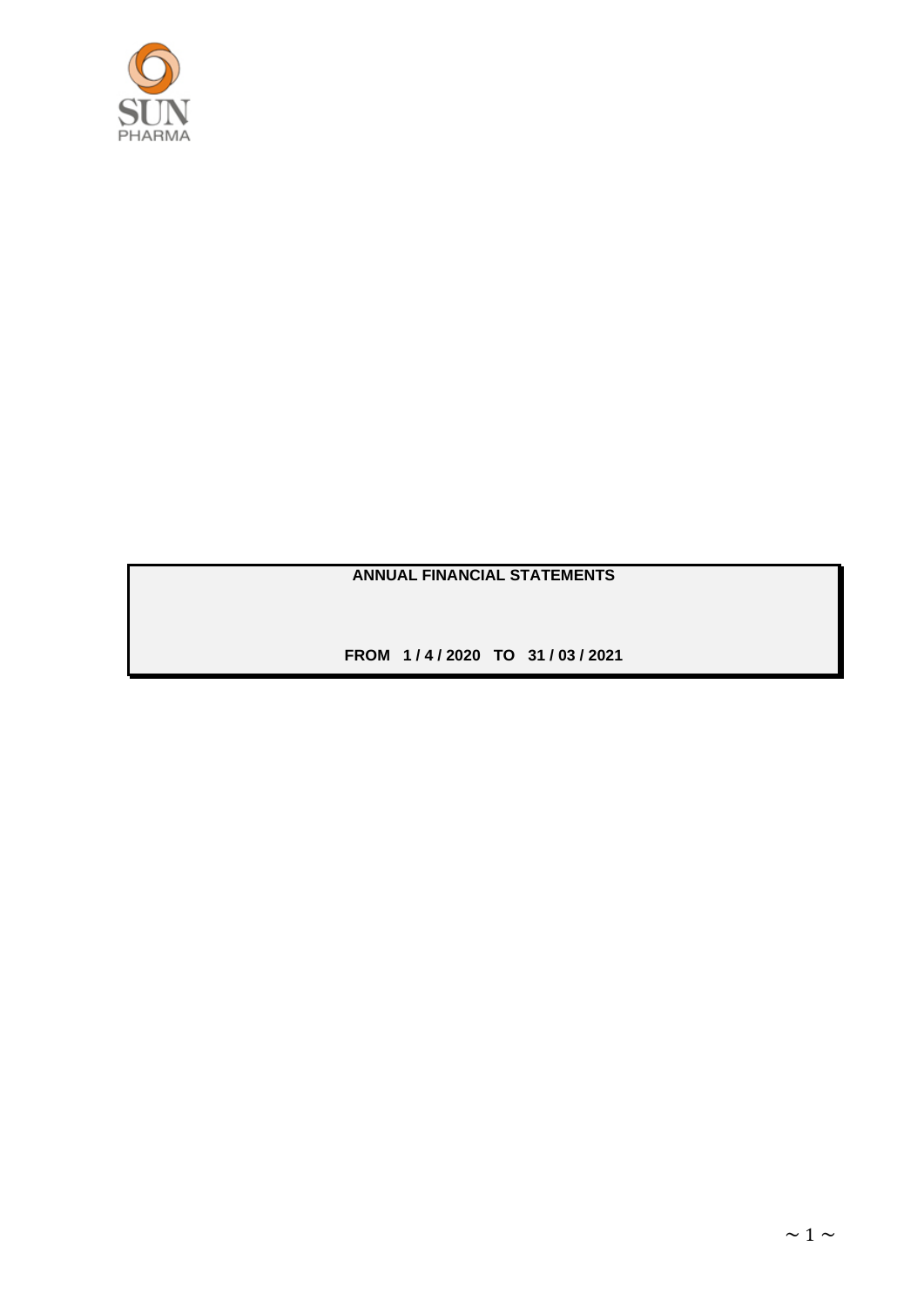SUN PHARMA

# ANNUAL FINANCIAL STATEMENTS

**FROM 1 / 4 / 2020 TO 31 / 03 / 2021**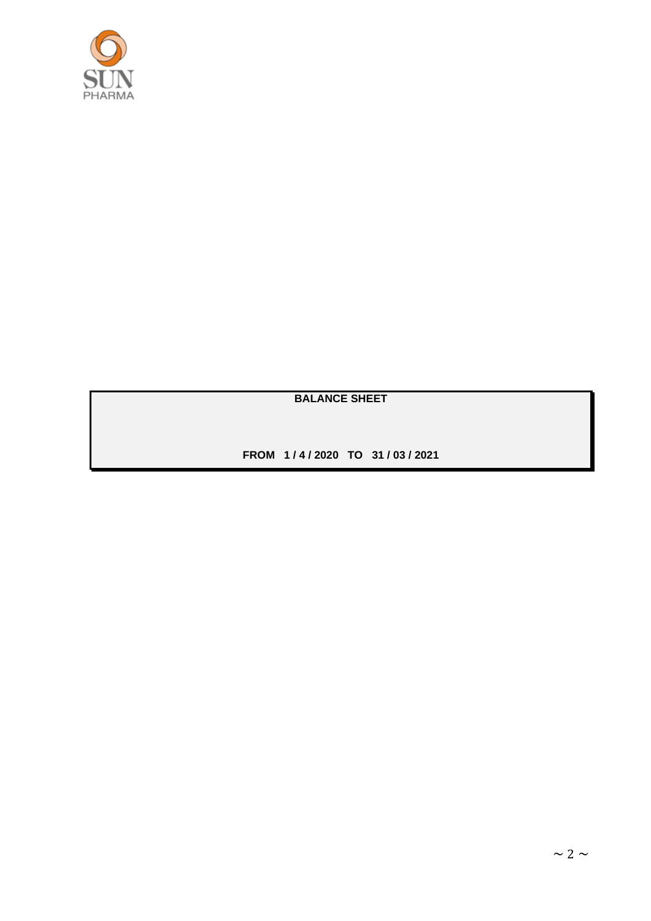SUN

PHARMA

**BALANCE SHEET**

**FROM 1 / 4 / 2020 TO 31 / 03 / 2021**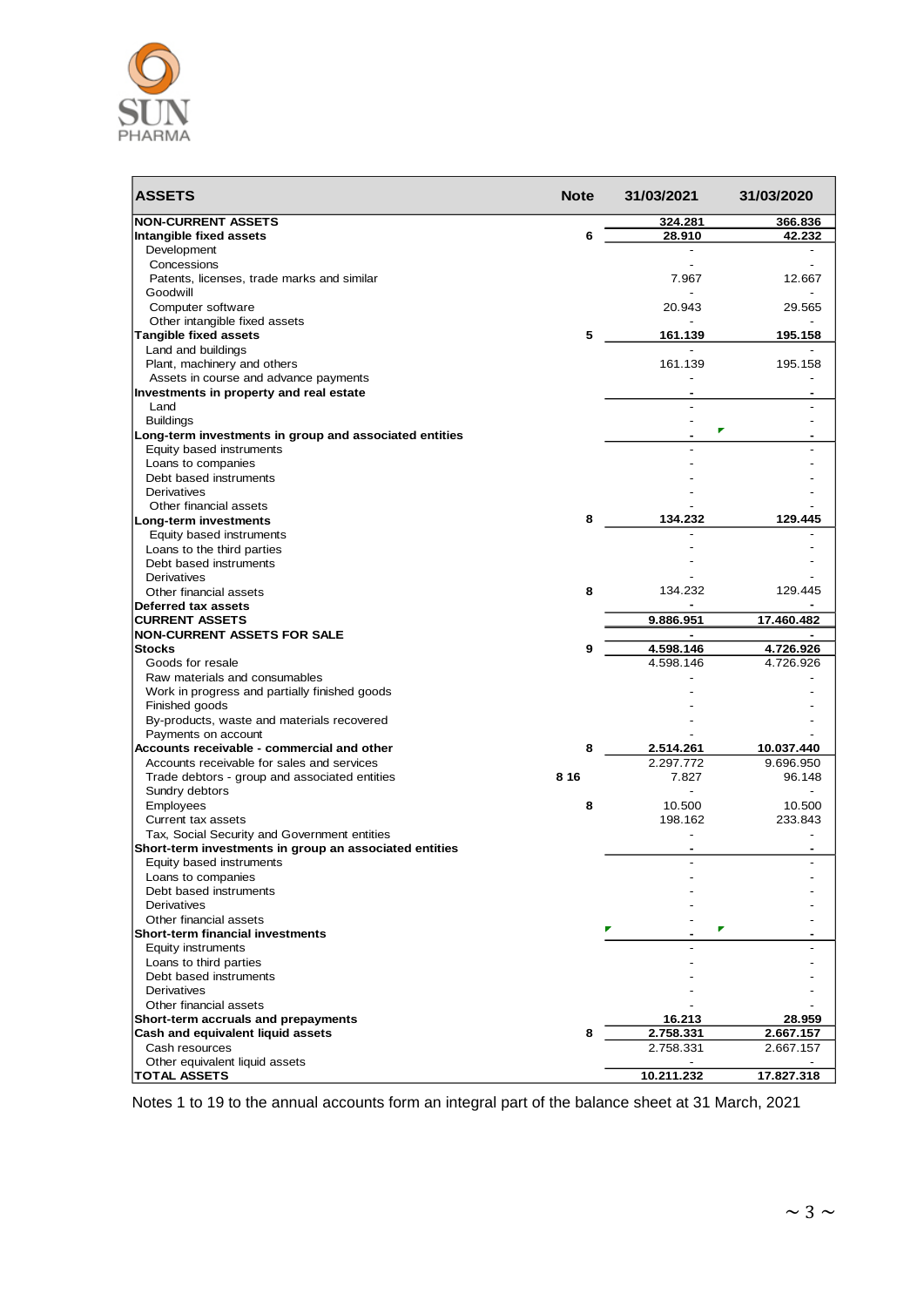| ASSETS | Note | 31/03/2021 | 31/03/2020 |
|---|---|---|---|
| **NON-CURRENT ASSETS** | | **324.281** | **366.836** |
| **Intangible fixed assets** | **6** | **28.910** | **42.232** |
| Development | | - | - |
| Concessions | | - | - |
| Patents, licenses, trade marks and similar | | 7.967 | 12.667 |
| Goodwill | | - | - |
| Computer software | | 20.943 | 29.565 |
| Other intangible fixed assets | | - | - |
| **Tangible fixed assets** | **5** | **161.139** | **195.158** |
| Land and buildings | | - | - |
| Plant, machinery and others | | 161.139 | 195.158 |
| Assets in course and advance payments | | - | - |
| **Investments in property and real estate** | | **-** | **-** |
| Land | | - | - |
| Buildings | | - | - |
| **Long-term investments in group and associated entities** | | **-** | **-** |
| Equity based instruments | | - | - |
| Loans to companies | | - | - |
| Debt based instruments | | - | - |
| Derivatives | | - | - |
| Other financial assets | | - | - |
| **Long-term investments** | **8** | **134.232** | **129.445** |
| Equity based instruments | | - | - |
| Loans to the third parties | | - | - |
| Debt based instruments | | - | - |
| Derivatives | | - | - |
| Other financial assets | 8 | 134.232 | 129.445 |
| **Deferred tax assets** | | **-** | **-** |
| **CURRENT ASSETS** | | **9.886.951** | **17.460.482** |
| **NON-CURRENT ASSETS FOR SALE** | | **-** | **-** |
| **Stocks** | **9** | **4.598.146** | **4.726.926** |
| Goods for resale | | 4.598.146 | 4.726.926 |
| Raw materials and consumables | | - | - |
| Work in progress and partially finished goods | | - | - |
| Finished goods | | - | - |
| By-products, waste and materials recovered | | - | - |
| Payments on account | | - | - |
| **Accounts receivable - commercial and other** | **8** | **2.514.261** | **10.037.440** |
| Accounts receivable for sales and services | | 2.297.772 | 9.696.950 |
| Trade debtors - group and associated entities | 8 16 | 7.827 | 96.148 |
| Sundry debtors | | - | - |
| Employees | 8 | 10.500 | 10.500 |
| Current tax assets | | 198.162 | 233.843 |
| Tax, Social Security and Government entities | | - | - |
| **Short-term investments in group an associated entities** | | **-** | **-** |
| Equity based instruments | | - | - |
| Loans to companies | | - | - |
| Debt based instruments | | - | - |
| Derivatives | | - | - |
| Other financial assets | | - | - |
| **Short-term financial investments** | | **-** | **-** |
| Equity instruments | | - | - |
| Loans to third parties | | - | - |
| Debt based instruments | | - | - |
| Derivatives | | - | - |
| Other financial assets | | - | - |
| **Short-term accruals and prepayments** | | **16.213** | **28.959** |
| **Cash and equivalent liquid assets** | **8** | **2.758.331** | **2.667.157** |
| Cash resources | | 2.758.331 | 2.667.157 |
| Other equivalent liquid assets | | - | - |
| **TOTAL ASSETS** | | **10.211.232** | **17.827.318** |

Notes 1 to 19 to the annual accounts form an integral part of the balance sheet at 31 March, 2021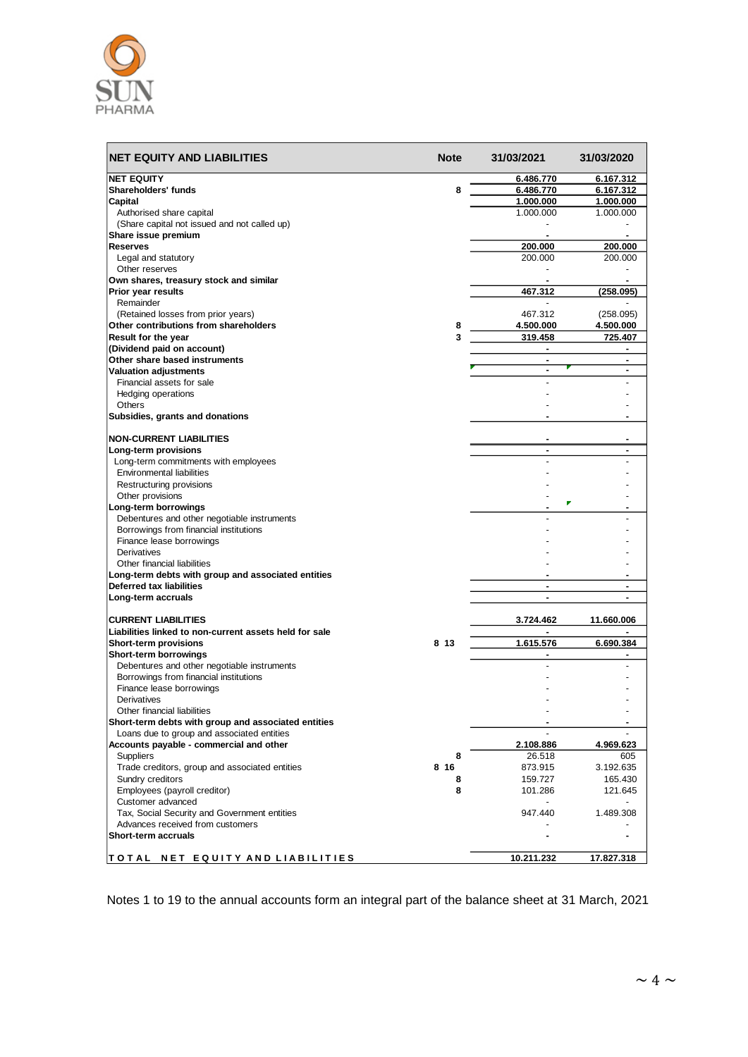| NET EQUITY AND LIABILITIES | Note | 31/03/2021 | 31/03/2020 |
|---|---|---|---|
| **NET EQUITY** | | **6.486.770** | **6.167.312** |
| **Shareholders' funds** | 8 | **6.486.770** | **6.167.312** |
| **Capital** | | **1.000.000** | **1.000.000** |
| Authorised share capital | | 1.000.000 | 1.000.000 |
| (Share capital not issued and not called up) | | - | - |
| **Share issue premium** | | - | - |
| **Reserves** | | **200.000** | **200.000** |
| Legal and statutory | | 200.000 | 200.000 |
| Other reserves | | - | - |
| **Own shares, treasury stock and similar** | | - | - |
| **Prior year results** | | **467.312** | **(258.095)** |
| Remainder | | - | - |
| (Retained losses from prior years) | | 467.312 | (258.095) |
| **Other contributions from shareholders** | 8 | **4.500.000** | **4.500.000** |
| **Result for the year** | 3 | **319.458** | **725.407** |
| **(Dividend paid on account)** | | - | - |
| **Other share based instruments** | | - | - |
| **Valuation adjustments** | | - | - |
| Financial assets for sale | | - | - |
| Hedging operations | | - | - |
| Others | | - | - |
| **Subsidies, grants and donations** | | - | - |
| | | | |
| **NON-CURRENT LIABILITIES** | | - | - |
| **Long-term provisions** | | - | - |
| Long-term commitments with employees | | - | - |
| Environmental liabilities | | - | - |
| Restructuring provisions | | - | - |
| Other provisions | | - | - |
| **Long-term borrowings** | | - | - |
| Debentures and other negotiable instruments | | - | - |
| Borrowings from financial institutions | | - | - |
| Finance lease borrowings | | - | - |
| Derivatives | | - | - |
| Other financial liabilities | | - | - |
| **Long-term debts with group and associated entities** | | - | - |
| **Deferred tax liabilities** | | - | - |
| **Long-term accruals** | | - | - |
| | | | |
| **CURRENT LIABILITIES** | | **3.724.462** | **11.660.006** |
| **Liabilities linked to non-current assets held for sale** | | - | - |
| **Short-term provisions** | 8 13 | **1.615.576** | **6.690.384** |
| **Short-term borrowings** | | - | - |
| Debentures and other negotiable instruments | | - | - |
| Borrowings from financial institutions | | - | - |
| Finance lease borrowings | | - | - |
| Derivatives | | - | - |
| Other financial liabilities | | - | - |
| **Short-term debts with group and associated entities** | | - | - |
| Loans due to group and associated entities | | - | - |
| **Accounts payable - commercial and other** | | **2.108.886** | **4.969.623** |
| Suppliers | 8 | 26.518 | 605 |
| Trade creditors, group and associated entities | 8 16 | 873.915 | 3.192.635 |
| Sundry creditors | 8 | 159.727 | 165.430 |
| Employees (payroll creditor) | 8 | 101.286 | 121.645 |
| Customer advanced | | - | - |
| Tax, Social Security and Government entities | | 947.440 | 1.489.308 |
| Advances received from customers | | - | - |
| **Short-term accruals** | | - | - |
| | | | |
| **TOTAL NET EQUITY AND LIABILITIES** | | **10.211.232** | **17.827.318** |

Notes 1 to 19 to the annual accounts form an integral part of the balance sheet at 31 March, 2021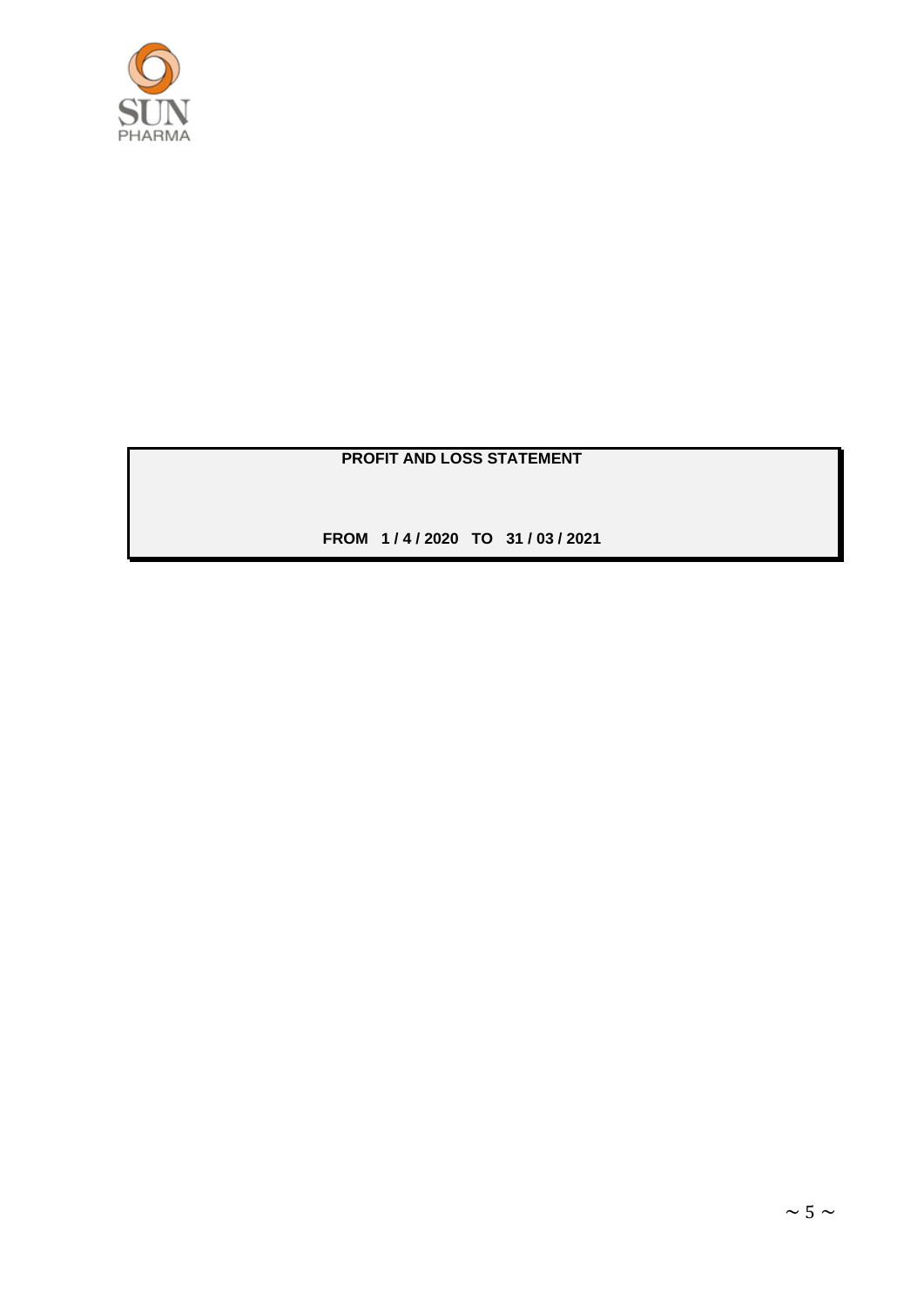**PROFIT AND LOSS STATEMENT**

**FROM 1 / 4 / 2020 TO 31 / 03 / 2021**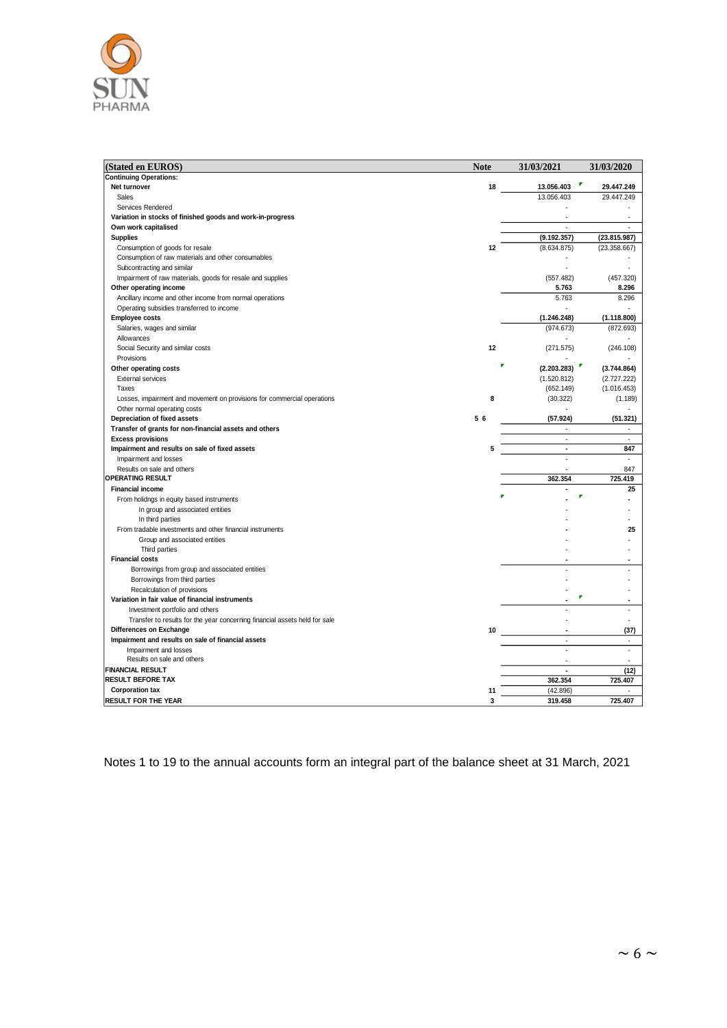| (Stated en EUROS) | Note | 31/03/2021 | 31/03/2020 |
|---|---|---|---|
| **Continuing Operations:** | | | |
| **Net turnover** | 18 | **13.056.403** | **29.447.249** |
| Sales | | 13.056.403 | 29.447.249 |
| Services Rendered | | - | - |
| **Variation in stocks of finished goods and work-in-progress** | | - | - |
| **Own work capitalised** | | - | - |
| **Supplies** | | **(9.192.357)** | **(23.815.987)** |
| Consumption of goods for resale | 12 | (8.634.875) | (23.358.667) |
| Consumption of raw materials and other consumables | | - | - |
| Subcontracting and similar | | - | - |
| Impairment of raw materials, goods for resale and supplies | | (557.482) | (457.320) |
| **Other operating income** | | **5.763** | **8.296** |
| Ancillary income and other income from normal operations | | 5.763 | 8.296 |
| Operating subsidies transferred to income | | - | - |
| **Employee costs** | | **(1.246.248)** | **(1.118.800)** |
| Salaries, wages and similar | | (974.673) | (872.693) |
| Allowances | | - | - |
| Social Security and similar costs | 12 | (271.575) | (246.108) |
| Provisions | | - | - |
| **Other operating costs** | | **(2.203.283)** | **(3.744.864)** |
| External services | | (1.520.812) | (2.727.222) |
| Taxes | | (652.149) | (1.016.453) |
| Losses, impairment and movement on provisions for commercial operations | 8 | (30.322) | (1.189) |
| Other normal operating costs | | - | - |
| **Depreciation of fixed assets** | 5 6 | **(57.924)** | **(51.321)** |
| **Transfer of grants for non-financial assets and others** | | - | - |
| **Excess provisions** | | - | - |
| **Impairment and results on sale of fixed assets** | 5 | **-** | **847** |
| Impairment and losses | | - | - |
| Results on sale and others | | - | 847 |
| **OPERATING RESULT** | | **362.354** | **725.419** |
| **Financial income** | | **-** | **25** |
| From holidngs in equity based instruments | | **-** | **-** |
| In group and associated entities | | - | - |
| In third parties | | - | - |
| From tradable investments and other financial instruments | | **-** | **25** |
| Group and associated entities | | - | - |
| Third parties | | - | - |
| **Financial costs** | | **-** | **-** |
| Borrowings from group and associated entities | | - | - |
| Borrowings from third parties | | - | - |
| Recalculation of provisions | | - | - |
| **Variation in fair value of financial instruments** | | **-** | **-** |
| Investment portfolio and others | | - | - |
| Transfer to results for the year concerning financial assets held for sale | | - | - |
| **Differences on Exchange** | 10 | **-** | **(37)** |
| **Impairment and results on sale of financial assets** | | - | - |
| Impairment and losses | | - | - |
| Results on sale and others | | - | - |
| **FINANCIAL RESULT** | | **-** | **(12)** |
| **RESULT BEFORE TAX** | | **362.354** | **725.407** |
| **Corporation tax** | 11 | (42.896) | - |
| **RESULT FOR THE YEAR** | 3 | **319.458** | **725.407** |

Notes 1 to 19 to the annual accounts form an integral part of the balance sheet at 31 March, 2021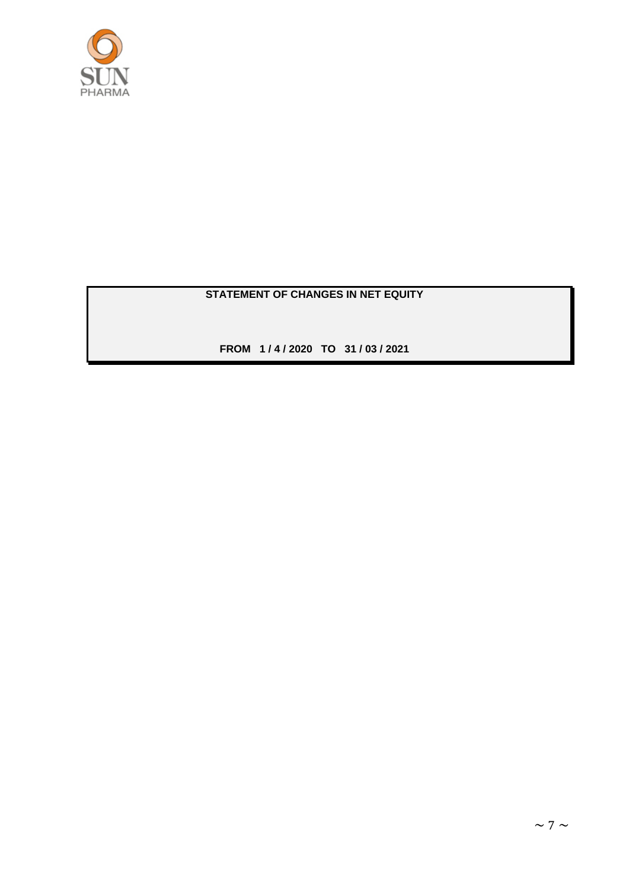**STATEMENT OF CHANGES IN NET EQUITY**

**FROM 1 / 4 / 2020 TO 31 / 03 / 2021**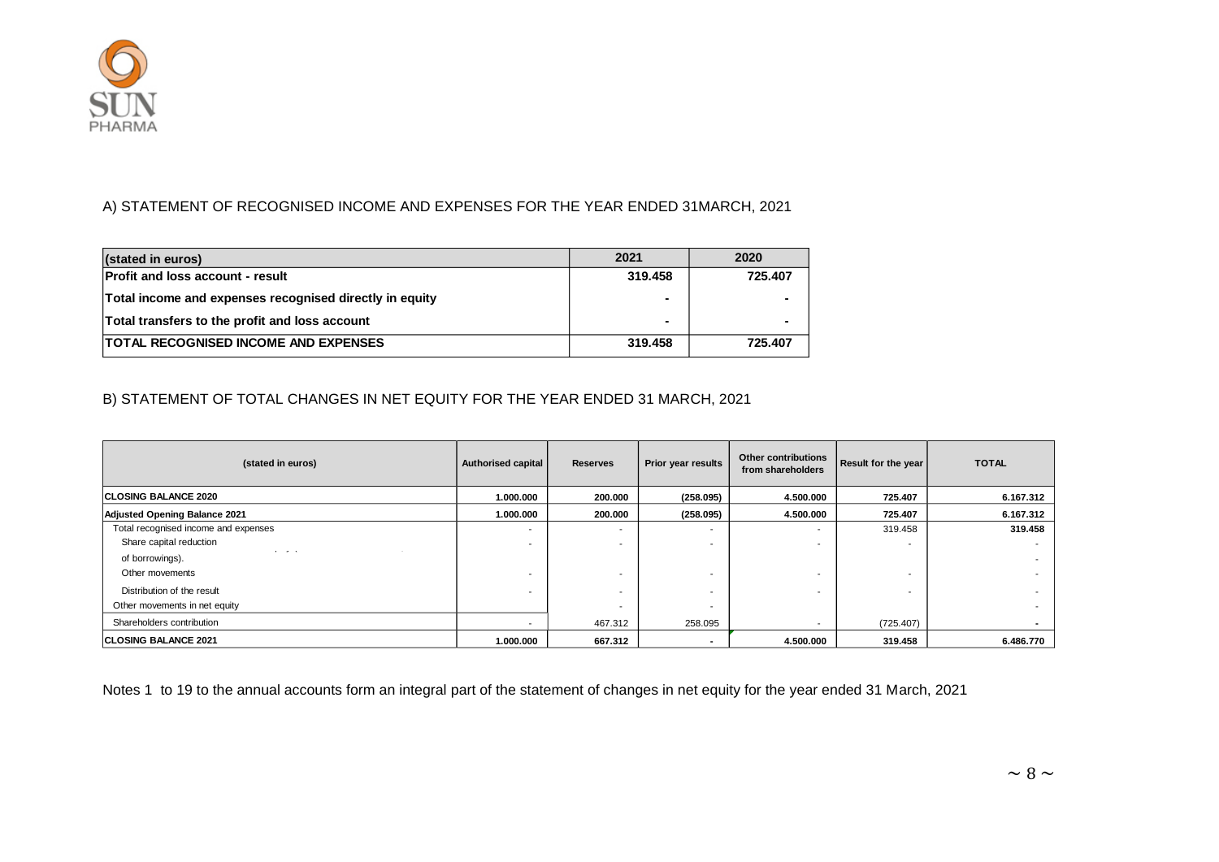A) STATEMENT OF RECOGNISED INCOME AND EXPENSES FOR THE YEAR ENDED 31MARCH, 2021

| (stated in euros) | 2021 | 2020 |
|---|---|---|
| **Profit and loss account - result** | **319.458** | **725.407** |
| **Total income and expenses recognised directly in equity** | **-** | **-** |
| **Total transfers to the profit and loss account** | **-** | **-** |
| **TOTAL RECOGNISED INCOME AND EXPENSES** | **319.458** | **725.407** |

B) STATEMENT OF TOTAL CHANGES IN NET EQUITY FOR THE YEAR ENDED 31 MARCH, 2021

| (stated in euros) | Authorised capital | Reserves | Prior year results | Other contributions from shareholders | Result for the year | TOTAL |
|---|---|---|---|---|---|---|
| **CLOSING BALANCE 2020** | **1.000.000** | **200.000** | **(258.095)** | **4.500.000** | **725.407** | **6.167.312** |
| **Adjusted Opening Balance 2021** | **1.000.000** | **200.000** | **(258.095)** | **4.500.000** | **725.407** | **6.167.312** |
| Total recognised income and expenses | - | - | - | - | 319.458 | **319.458** |
| Share capital reduction | - | - | - | - | - | - |
| of borrowings). | | | | | | - |
| Other movements | - | - | - | - | - | - |
| Distribution of the result | - | - | - | - | - | - |
| Other movements in net equity | | - | - | | | - |
| Shareholders contribution | - | 467.312 | 258.095 | - | (725.407) | **-** |
| **CLOSING BALANCE 2021** | **1.000.000** | **667.312** | **-** | **4.500.000** | **319.458** | **6.486.770** |

Notes 1 to 19 to the annual accounts form an integral part of the statement of changes in net equity for the year ended 31 March, 2021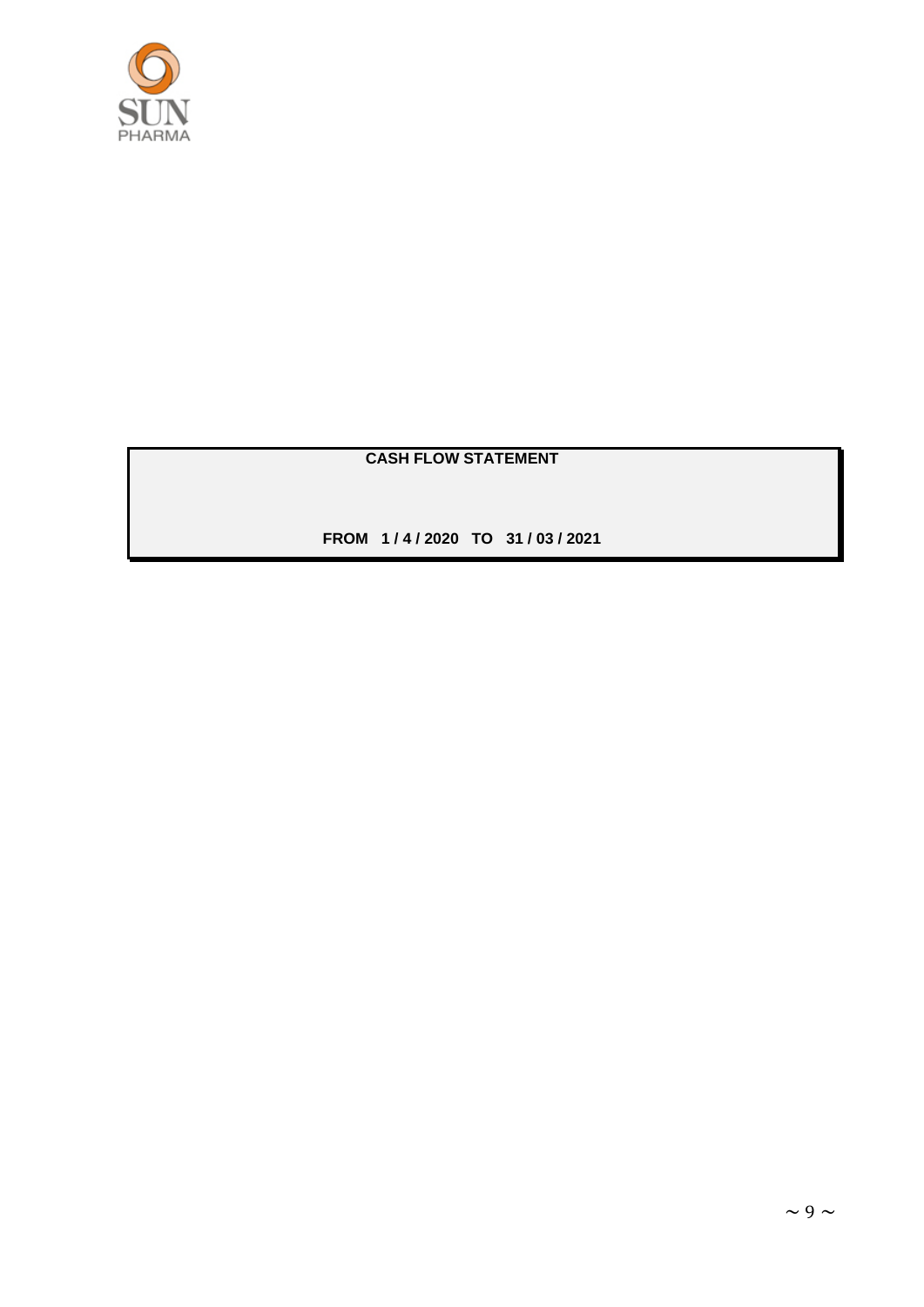**SUN PHARMA**

## CASH FLOW STATEMENT

**FROM 1 / 4 / 2020 TO 31 / 03 / 2021**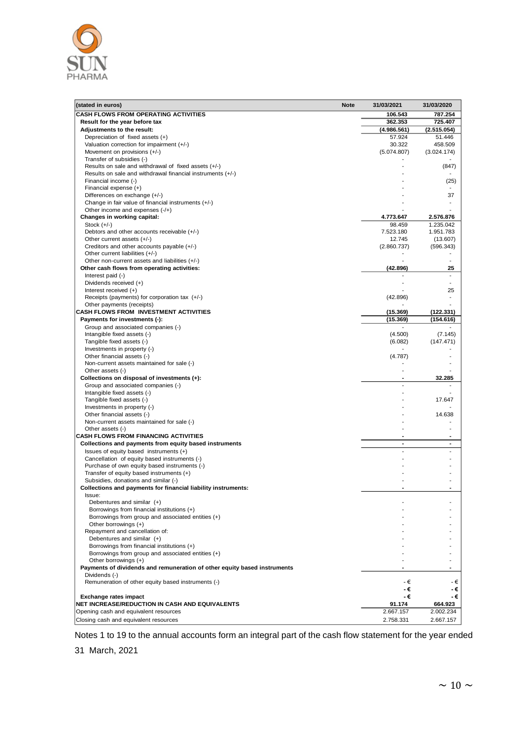| (stated in euros) | Note | 31/03/2021 | 31/03/2020 |
|---|---|---|---|
| **CASH FLOWS FROM OPERATING ACTIVITIES** | | **106.543** | **787.254** |
| **Result for the year before tax** | | **362.353** | **725.407** |
| **Adjustments to the result:** | | **(4.986.561)** | **(2.515.054)** |
| Depreciation of fixed assets (+) | | 57.924 | 51.446 |
| Valuation correction for impairment (+/-) | | 30.322 | 458.509 |
| Movement on provisions (+/-) | | (5.074.807) | (3.024.174) |
| Transfer of subsidies (-) | | - | - |
| Results on sale and withdrawal of fixed assets (+/-) | | - | (847) |
| Results on sale and withdrawal financial instruments (+/-) | | - | - |
| Financial income (-) | | - | (25) |
| Financial expense (+) | | - | - |
| Differences on exchange (+/-) | | - | 37 |
| Change in fair value of financial instruments (+/-) | | - | - |
| Other income and expenses (-/+) | | - | - |
| **Changes in working capital:** | | **4.773.647** | **2.576.876** |
| Stock (+/-) | | 98.459 | 1.235.042 |
| Debtors and other accounts receivable (+/-) | | 7.523.180 | 1.951.783 |
| Other current assets (+/-) | | 12.745 | (13.607) |
| Creditors and other accounts payable (+/-) | | (2.860.737) | (596.343) |
| Other current liabilities (+/-) | | - | - |
| Other non-current assets and liabilities (+/-) | | - | - |
| **Other cash flows from operating activities:** | | **(42.896)** | **25** |
| Interest paid (-) | | - | - |
| Dividends received (+) | | - | - |
| Interest received (+) | | - | 25 |
| Receipts (payments) for corporation tax (+/-) | | (42.896) | - |
| Other payments (receipts) | | - | - |
| **CASH FLOWS FROM INVESTMENT ACTIVITIES** | | **(15.369)** | **(122.331)** |
| **Payments for investments (-):** | | **(15.369)** | **(154.616)** |
| Group and associated companies (-) | | - | - |
| Intangible fixed assets (-) | | (4.500) | (7.145) |
| Tangible fixed assets (-) | | (6.082) | (147.471) |
| Investments in property (-) | | - | - |
| Other financial assets (-) | | (4.787) | - |
| Non-current assets maintained for sale (-) | | - | - |
| Other assets (-) | | - | - |
| **Collections on disposal of investments (+):** | | **-** | **32.285** |
| Group and associated companies (-) | | - | - |
| Intangible fixed assets (-) | | - | - |
| Tangible fixed assets (-) | | - | 17.647 |
| Investments in property (-) | | - | - |
| Other financial assets (-) | | - | 14.638 |
| Non-current assets maintained for sale (-) | | - | - |
| Other assets (-) | | - | - |
| **CASH FLOWS FROM FINANCING ACTIVITIES** | | **-** | **-** |
| **Collections and payments from equity based instruments** | | **-** | **-** |
| Issues of equity based instruments (+) | | - | - |
| Cancellation of equity based instruments (-) | | - | - |
| Purchase of own equity based instruments (-) | | - | - |
| Transfer of equity based instruments (+) | | - | - |
| Subsidies, donations and similar (-) | | - | - |
| **Collections and payments for financial liability instruments:** | | **-** | **-** |
| Issue: | | | |
| Debentures and similar (+) | | - | - |
| Borrowings from financial institutions (+) | | - | - |
| Borrowings from group and associated entities (+) | | - | - |
| Other borrowings (+) | | - | - |
| Repayment and cancellation of: | | | |
| Debentures and similar (+) | | - | - |
| Borrowings from financial institutions (+) | | - | - |
| Borrowings from group and associated entities (+) | | - | - |
| Other borrowings (+) | | - | - |
| **Payments of dividends and remuneration of other equity based instruments** | | **-** | **-** |
| Dividends (-) | | | |
| Remuneration of other equity based instruments (-) | | - € | - € |
| | | **- €** | **- €** |
| **Exchange rates impact** | | **- €** | **- €** |
| **NET INCREASE/REDUCTION IN CASH AND EQUIVALENTS** | | **91.174** | **664.923** |
| Opening cash and equivalent resources | | 2.667.157 | 2.002.234 |
| Closing cash and equivalent resources | | 2.758.331 | 2.667.157 |

Notes 1 to 19 to the annual accounts form an integral part of the cash flow statement for the year ended 31 March, 2021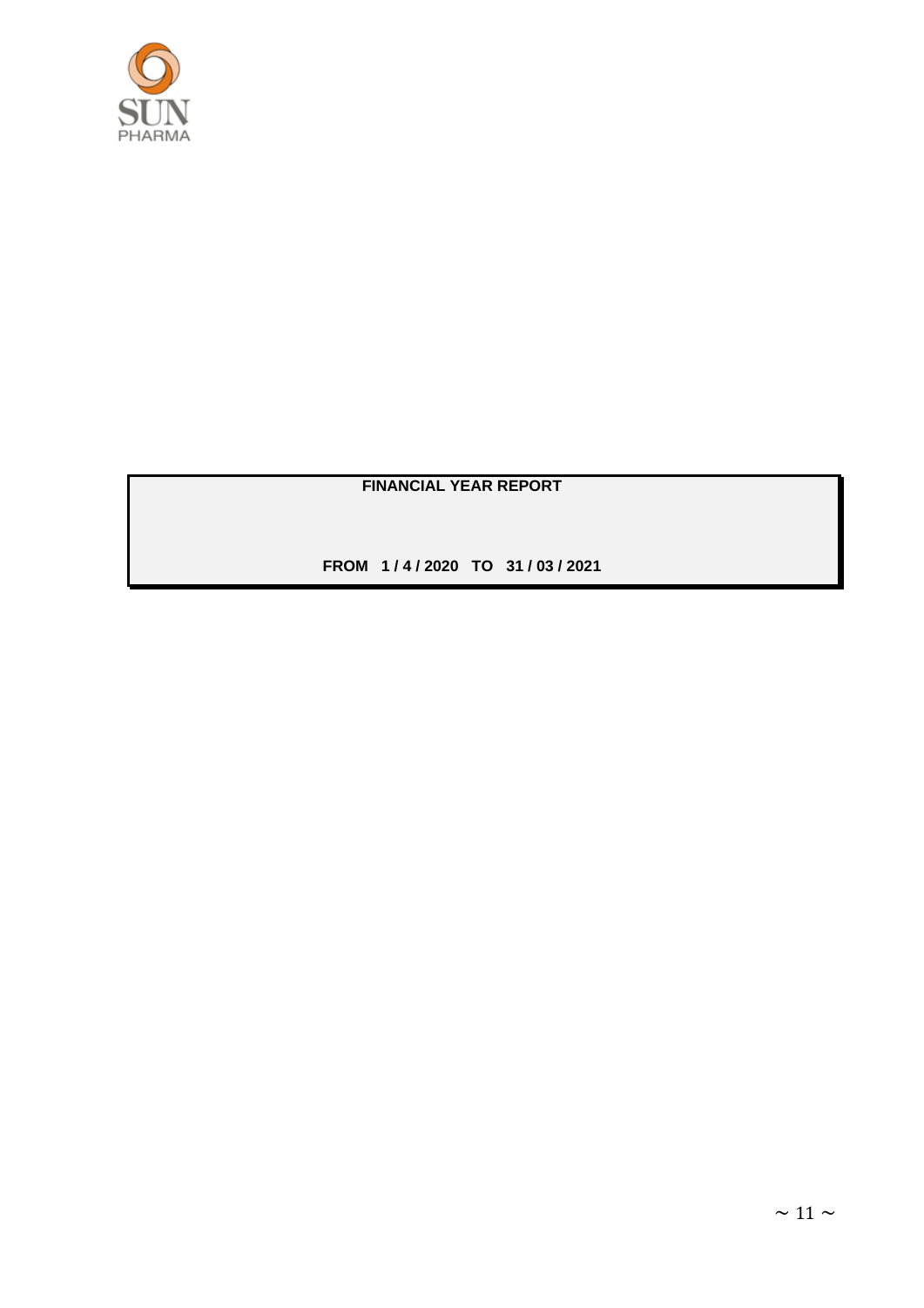**FINANCIAL YEAR REPORT**

**FROM 1 / 4 / 2020 TO 31 / 03 / 2021**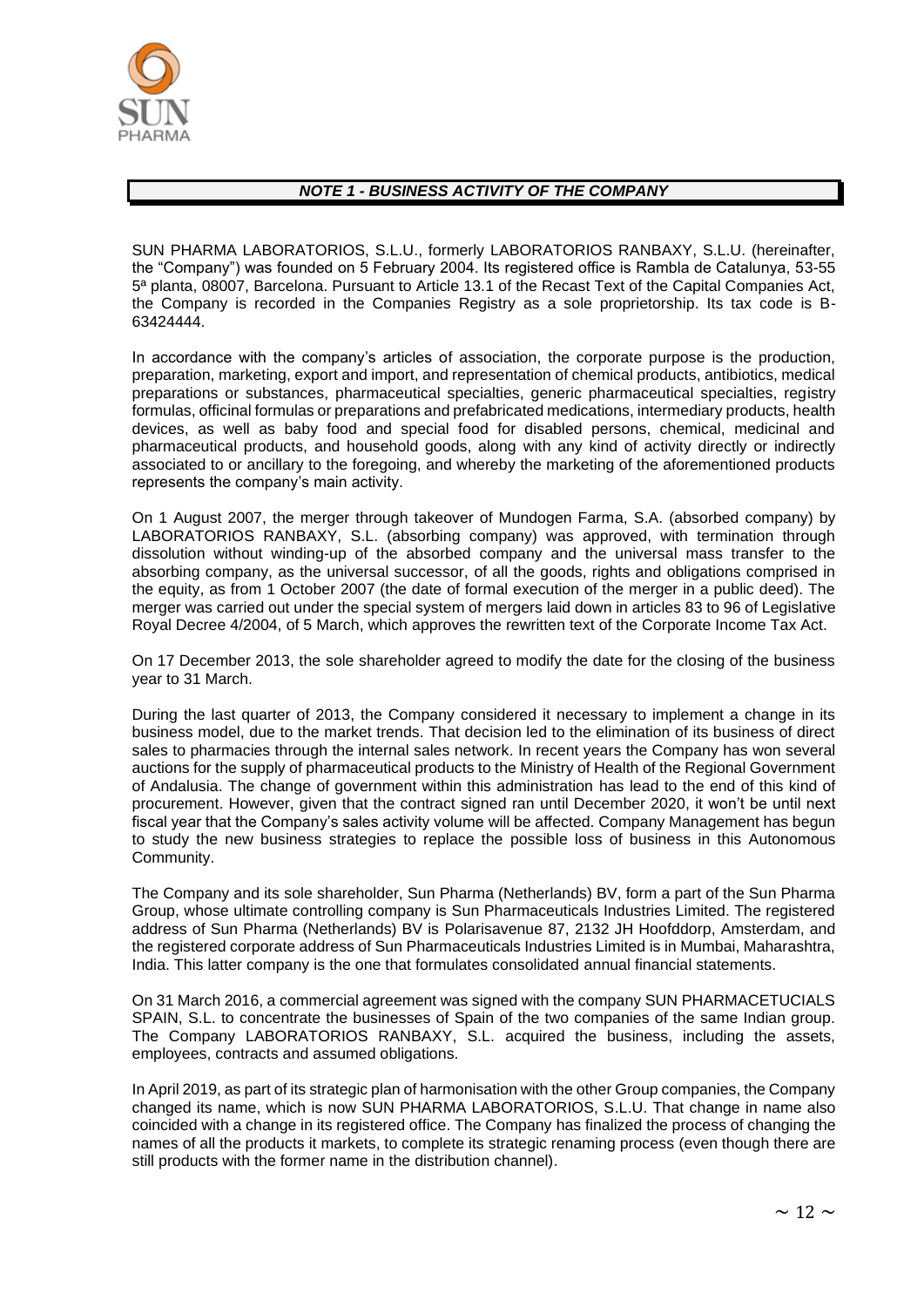## *NOTE 1 - BUSINESS ACTIVITY OF THE COMPANY*

SUN PHARMA LABORATORIOS, S.L.U., formerly LABORATORIOS RANBAXY, S.L.U. (hereinafter, the "Company") was founded on 5 February 2004. Its registered office is Rambla de Catalunya, 53-55 5ª planta, 08007, Barcelona. Pursuant to Article 13.1 of the Recast Text of the Capital Companies Act, the Company is recorded in the Companies Registry as a sole proprietorship. Its tax code is B-63424444.

In accordance with the company's articles of association, the corporate purpose is the production, preparation, marketing, export and import, and representation of chemical products, antibiotics, medical preparations or substances, pharmaceutical specialties, generic pharmaceutical specialties, registry formulas, officinal formulas or preparations and prefabricated medications, intermediary products, health devices, as well as baby food and special food for disabled persons, chemical, medicinal and pharmaceutical products, and household goods, along with any kind of activity directly or indirectly associated to or ancillary to the foregoing, and whereby the marketing of the aforementioned products represents the company's main activity.

On 1 August 2007, the merger through takeover of Mundogen Farma, S.A. (absorbed company) by LABORATORIOS RANBAXY, S.L. (absorbing company) was approved, with termination through dissolution without winding-up of the absorbed company and the universal mass transfer to the absorbing company, as the universal successor, of all the goods, rights and obligations comprised in the equity, as from 1 October 2007 (the date of formal execution of the merger in a public deed). The merger was carried out under the special system of mergers laid down in articles 83 to 96 of Legislative Royal Decree 4/2004, of 5 March, which approves the rewritten text of the Corporate Income Tax Act.

On 17 December 2013, the sole shareholder agreed to modify the date for the closing of the business year to 31 March.

During the last quarter of 2013, the Company considered it necessary to implement a change in its business model, due to the market trends. That decision led to the elimination of its business of direct sales to pharmacies through the internal sales network. In recent years the Company has won several auctions for the supply of pharmaceutical products to the Ministry of Health of the Regional Government of Andalusia. The change of government within this administration has lead to the end of this kind of procurement. However, given that the contract signed ran until December 2020, it won't be until next fiscal year that the Company's sales activity volume will be affected. Company Management has begun to study the new business strategies to replace the possible loss of business in this Autonomous Community.

The Company and its sole shareholder, Sun Pharma (Netherlands) BV, form a part of the Sun Pharma Group, whose ultimate controlling company is Sun Pharmaceuticals Industries Limited. The registered address of Sun Pharma (Netherlands) BV is Polarisavenue 87, 2132 JH Hoofddorp, Amsterdam, and the registered corporate address of Sun Pharmaceuticals Industries Limited is in Mumbai, Maharashtra, India. This latter company is the one that formulates consolidated annual financial statements.

On 31 March 2016, a commercial agreement was signed with the company SUN PHARMACETUCIALS SPAIN, S.L. to concentrate the businesses of Spain of the two companies of the same Indian group. The Company LABORATORIOS RANBAXY, S.L. acquired the business, including the assets, employees, contracts and assumed obligations.

In April 2019, as part of its strategic plan of harmonisation with the other Group companies, the Company changed its name, which is now SUN PHARMA LABORATORIOS, S.L.U. That change in name also coincided with a change in its registered office. The Company has finalized the process of changing the names of all the products it markets, to complete its strategic renaming process (even though there are still products with the former name in the distribution channel).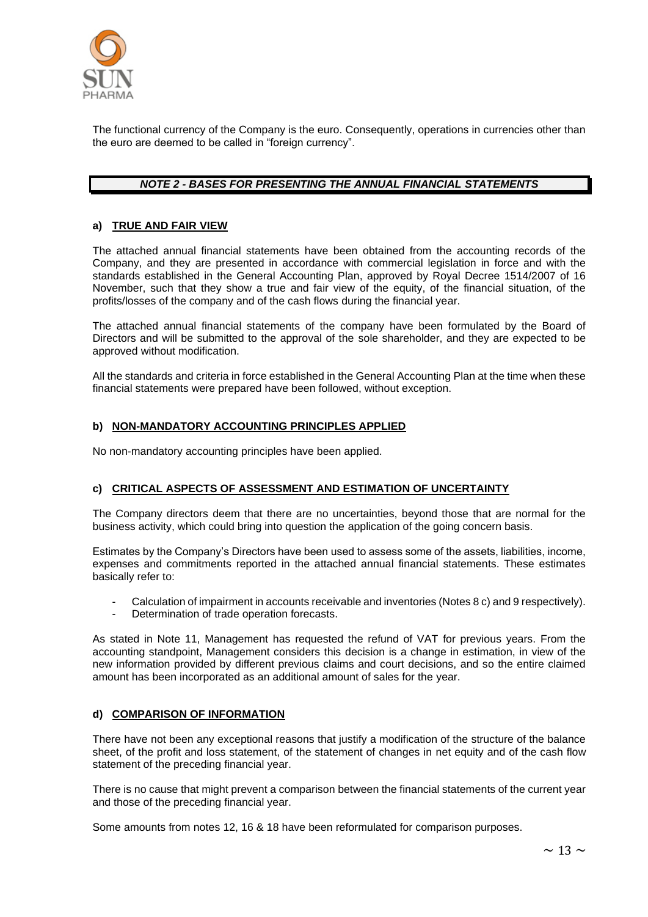The functional currency of the Company is the euro. Consequently, operations in currencies other than the euro are deemed to be called in “foreign currency”.

## *NOTE 2 - BASES FOR PRESENTING THE ANNUAL FINANCIAL STATEMENTS*

### a) TRUE AND FAIR VIEW

The attached annual financial statements have been obtained from the accounting records of the Company, and they are presented in accordance with commercial legislation in force and with the standards established in the General Accounting Plan, approved by Royal Decree 1514/2007 of 16 November, such that they show a true and fair view of the equity, of the financial situation, of the profits/losses of the company and of the cash flows during the financial year.

The attached annual financial statements of the company have been formulated by the Board of Directors and will be submitted to the approval of the sole shareholder, and they are expected to be approved without modification.

All the standards and criteria in force established in the General Accounting Plan at the time when these financial statements were prepared have been followed, without exception.

### b) NON-MANDATORY ACCOUNTING PRINCIPLES APPLIED

No non-mandatory accounting principles have been applied.

### c) CRITICAL ASPECTS OF ASSESSMENT AND ESTIMATION OF UNCERTAINTY

The Company directors deem that there are no uncertainties, beyond those that are normal for the business activity, which could bring into question the application of the going concern basis.

Estimates by the Company’s Directors have been used to assess some of the assets, liabilities, income, expenses and commitments reported in the attached annual financial statements. These estimates basically refer to:

- Calculation of impairment in accounts receivable and inventories (Notes 8 c) and 9 respectively).
- Determination of trade operation forecasts.

As stated in Note 11, Management has requested the refund of VAT for previous years. From the accounting standpoint, Management considers this decision is a change in estimation, in view of the new information provided by different previous claims and court decisions, and so the entire claimed amount has been incorporated as an additional amount of sales for the year.

### d) COMPARISON OF INFORMATION

There have not been any exceptional reasons that justify a modification of the structure of the balance sheet, of the profit and loss statement, of the statement of changes in net equity and of the cash flow statement of the preceding financial year.

There is no cause that might prevent a comparison between the financial statements of the current year and those of the preceding financial year.

Some amounts from notes 12, 16 & 18 have been reformulated for comparison purposes.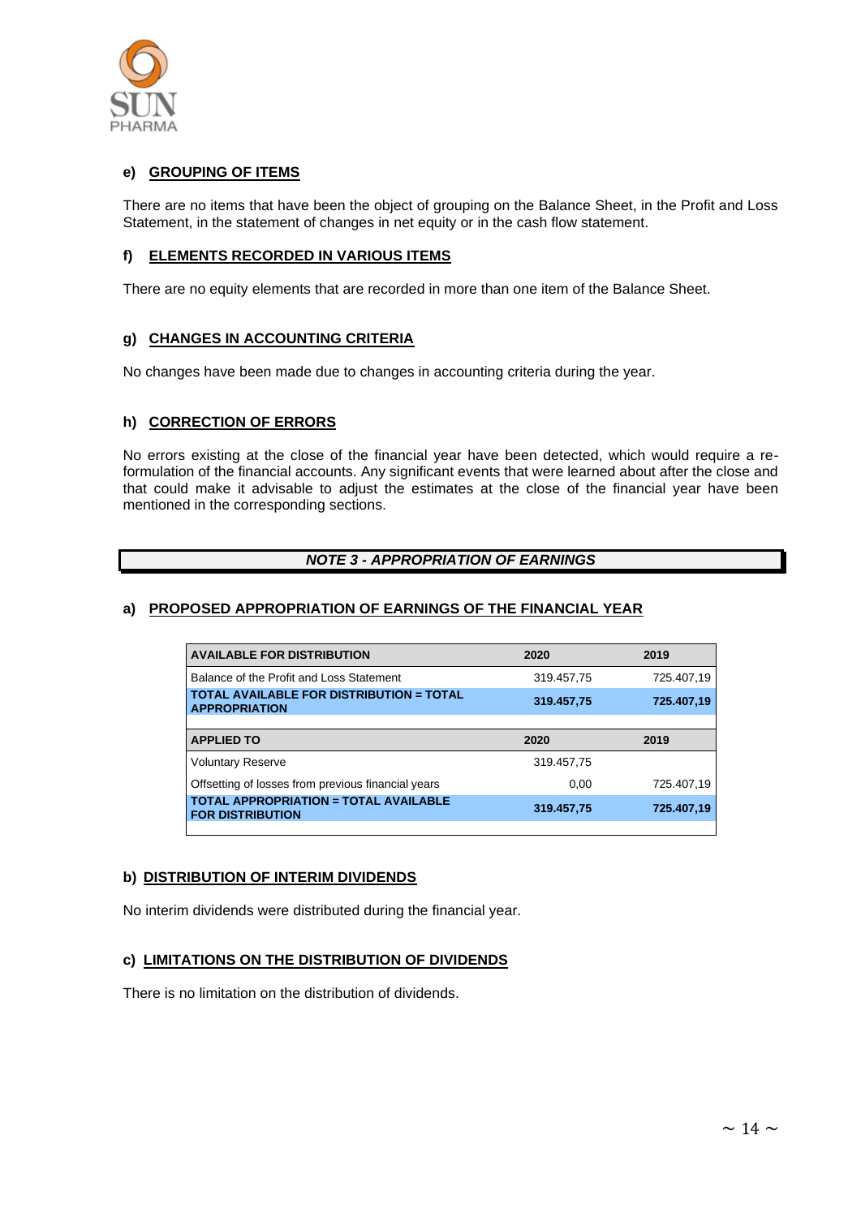### e) GROUPING OF ITEMS

There are no items that have been the object of grouping on the Balance Sheet, in the Profit and Loss Statement, in the statement of changes in net equity or in the cash flow statement.

### f) ELEMENTS RECORDED IN VARIOUS ITEMS

There are no equity elements that are recorded in more than one item of the Balance Sheet.

### g) CHANGES IN ACCOUNTING CRITERIA

No changes have been made due to changes in accounting criteria during the year.

### h) CORRECTION OF ERRORS

No errors existing at the close of the financial year have been detected, which would require a re-formulation of the financial accounts. Any significant events that were learned about after the close and that could make it advisable to adjust the estimates at the close of the financial year have been mentioned in the corresponding sections.

## *NOTE 3 - APPROPRIATION OF EARNINGS*

### a) PROPOSED APPROPRIATION OF EARNINGS OF THE FINANCIAL YEAR

| AVAILABLE FOR DISTRIBUTION | 2020 | 2019 |
|---|---|---|
| Balance of the Profit and Loss Statement | 319.457,75 | 725.407,19 |
| **TOTAL AVAILABLE FOR DISTRIBUTION = TOTAL APPROPRIATION** | **319.457,75** | **725.407,19** |
| **APPLIED TO** | **2020** | **2019** |
| Voluntary Reserve | 319.457,75 | |
| Offsetting of losses from previous financial years | 0,00 | 725.407,19 |
| **TOTAL APPROPRIATION = TOTAL AVAILABLE FOR DISTRIBUTION** | **319.457,75** | **725.407,19** |

### b) DISTRIBUTION OF INTERIM DIVIDENDS

No interim dividends were distributed during the financial year.

### c) LIMITATIONS ON THE DISTRIBUTION OF DIVIDENDS

There is no limitation on the distribution of dividends.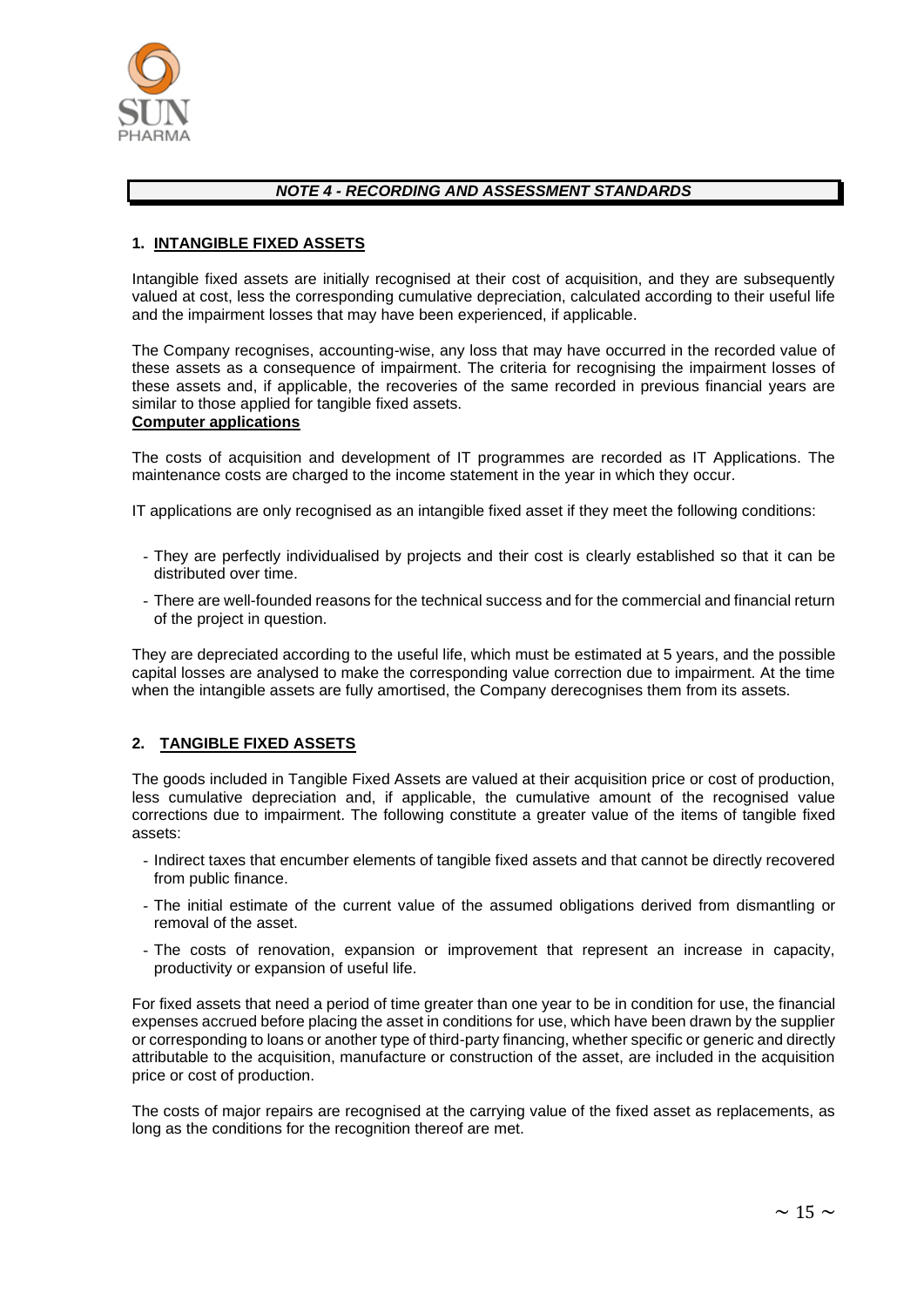## *NOTE 4 - RECORDING AND ASSESSMENT STANDARDS*

### 1. INTANGIBLE FIXED ASSETS

Intangible fixed assets are initially recognised at their cost of acquisition, and they are subsequently valued at cost, less the corresponding cumulative depreciation, calculated according to their useful life and the impairment losses that may have been experienced, if applicable.

The Company recognises, accounting-wise, any loss that may have occurred in the recorded value of these assets as a consequence of impairment. The criteria for recognising the impairment losses of these assets and, if applicable, the recoveries of the same recorded in previous financial years are similar to those applied for tangible fixed assets.

**Computer applications**

The costs of acquisition and development of IT programmes are recorded as IT Applications. The maintenance costs are charged to the income statement in the year in which they occur.

IT applications are only recognised as an intangible fixed asset if they meet the following conditions:

- They are perfectly individualised by projects and their cost is clearly established so that it can be distributed over time.
- There are well-founded reasons for the technical success and for the commercial and financial return of the project in question.

They are depreciated according to the useful life, which must be estimated at 5 years, and the possible capital losses are analysed to make the corresponding value correction due to impairment. At the time when the intangible assets are fully amortised, the Company derecognises them from its assets.

### 2. TANGIBLE FIXED ASSETS

The goods included in Tangible Fixed Assets are valued at their acquisition price or cost of production, less cumulative depreciation and, if applicable, the cumulative amount of the recognised value corrections due to impairment. The following constitute a greater value of the items of tangible fixed assets:

- Indirect taxes that encumber elements of tangible fixed assets and that cannot be directly recovered from public finance.
- The initial estimate of the current value of the assumed obligations derived from dismantling or removal of the asset.
- The costs of renovation, expansion or improvement that represent an increase in capacity, productivity or expansion of useful life.

For fixed assets that need a period of time greater than one year to be in condition for use, the financial expenses accrued before placing the asset in conditions for use, which have been drawn by the supplier or corresponding to loans or another type of third-party financing, whether specific or generic and directly attributable to the acquisition, manufacture or construction of the asset, are included in the acquisition price or cost of production.

The costs of major repairs are recognised at the carrying value of the fixed asset as replacements, as long as the conditions for the recognition thereof are met.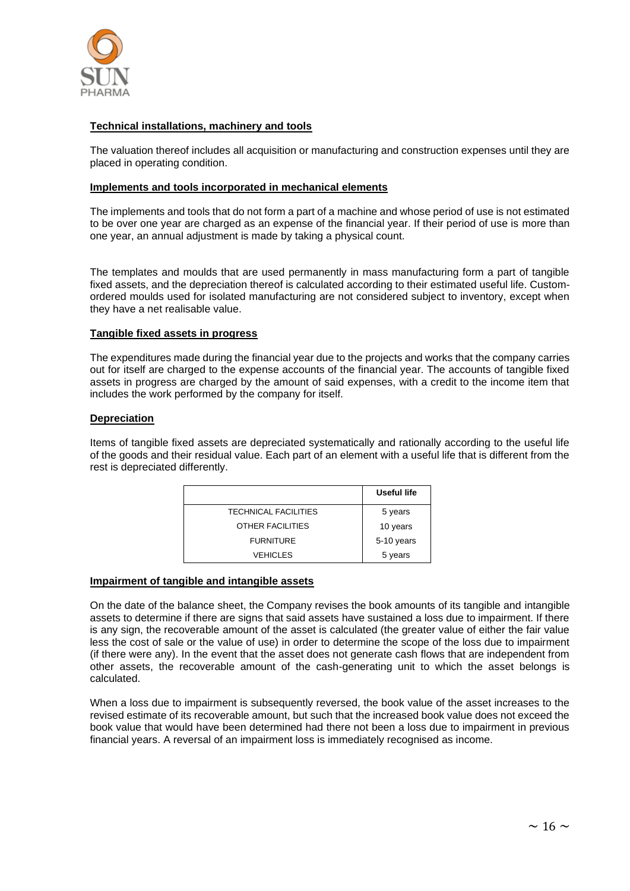**Technical installations, machinery and tools**

The valuation thereof includes all acquisition or manufacturing and construction expenses until they are placed in operating condition.

**Implements and tools incorporated in mechanical elements**

The implements and tools that do not form a part of a machine and whose period of use is not estimated to be over one year are charged as an expense of the financial year. If their period of use is more than one year, an annual adjustment is made by taking a physical count.

The templates and moulds that are used permanently in mass manufacturing form a part of tangible fixed assets, and the depreciation thereof is calculated according to their estimated useful life. Custom-ordered moulds used for isolated manufacturing are not considered subject to inventory, except when they have a net realisable value.

**Tangible fixed assets in progress**

The expenditures made during the financial year due to the projects and works that the company carries out for itself are charged to the expense accounts of the financial year. The accounts of tangible fixed assets in progress are charged by the amount of said expenses, with a credit to the income item that includes the work performed by the company for itself.

**Depreciation**

Items of tangible fixed assets are depreciated systematically and rationally according to the useful life of the goods and their residual value. Each part of an element with a useful life that is different from the rest is depreciated differently.

| | Useful life |
|---|---|
| TECHNICAL FACILITIES | 5 years |
| OTHER FACILITIES | 10 years |
| FURNITURE | 5-10 years |
| VEHICLES | 5 years |

**Impairment of tangible and intangible assets**

On the date of the balance sheet, the Company revises the book amounts of its tangible and intangible assets to determine if there are signs that said assets have sustained a loss due to impairment. If there is any sign, the recoverable amount of the asset is calculated (the greater value of either the fair value less the cost of sale or the value of use) in order to determine the scope of the loss due to impairment (if there were any). In the event that the asset does not generate cash flows that are independent from other assets, the recoverable amount of the cash-generating unit to which the asset belongs is calculated.

When a loss due to impairment is subsequently reversed, the book value of the asset increases to the revised estimate of its recoverable amount, but such that the increased book value does not exceed the book value that would have been determined had there not been a loss due to impairment in previous financial years. A reversal of an impairment loss is immediately recognised as income.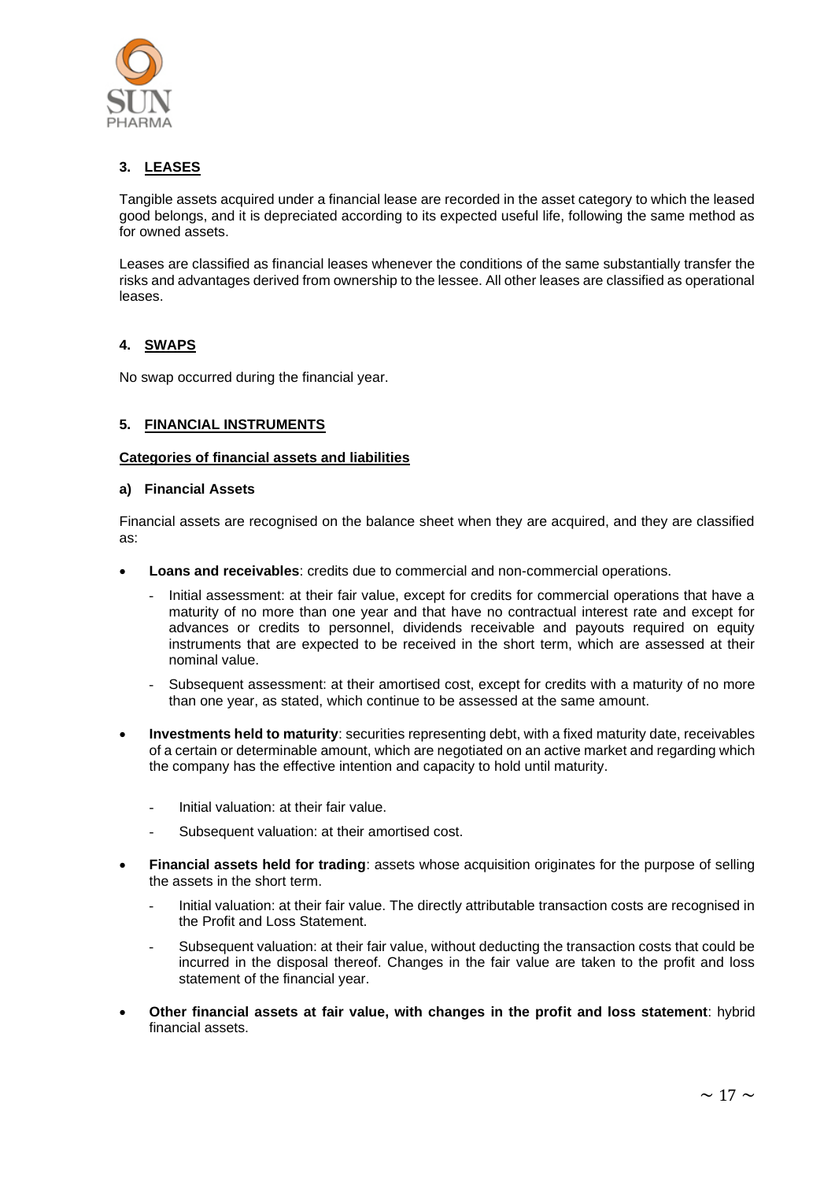## 3. LEASES

Tangible assets acquired under a financial lease are recorded in the asset category to which the leased good belongs, and it is depreciated according to its expected useful life, following the same method as for owned assets.

Leases are classified as financial leases whenever the conditions of the same substantially transfer the risks and advantages derived from ownership to the lessee. All other leases are classified as operational leases.

## 4. SWAPS

No swap occurred during the financial year.

## 5. FINANCIAL INSTRUMENTS

### Categories of financial assets and liabilities

#### a) Financial Assets

Financial assets are recognised on the balance sheet when they are acquired, and they are classified as:

- **Loans and receivables**: credits due to commercial and non-commercial operations.
    - Initial assessment: at their fair value, except for credits for commercial operations that have a maturity of no more than one year and that have no contractual interest rate and except for advances or credits to personnel, dividends receivable and payouts required on equity instruments that are expected to be received in the short term, which are assessed at their nominal value.
    - Subsequent assessment: at their amortised cost, except for credits with a maturity of no more than one year, as stated, which continue to be assessed at the same amount.
- **Investments held to maturity**: securities representing debt, with a fixed maturity date, receivables of a certain or determinable amount, which are negotiated on an active market and regarding which the company has the effective intention and capacity to hold until maturity.
    - Initial valuation: at their fair value.
    - Subsequent valuation: at their amortised cost.
- **Financial assets held for trading**: assets whose acquisition originates for the purpose of selling the assets in the short term.
    - Initial valuation: at their fair value. The directly attributable transaction costs are recognised in the Profit and Loss Statement.
    - Subsequent valuation: at their fair value, without deducting the transaction costs that could be incurred in the disposal thereof. Changes in the fair value are taken to the profit and loss statement of the financial year.
- **Other financial assets at fair value, with changes in the profit and loss statement**: hybrid financial assets.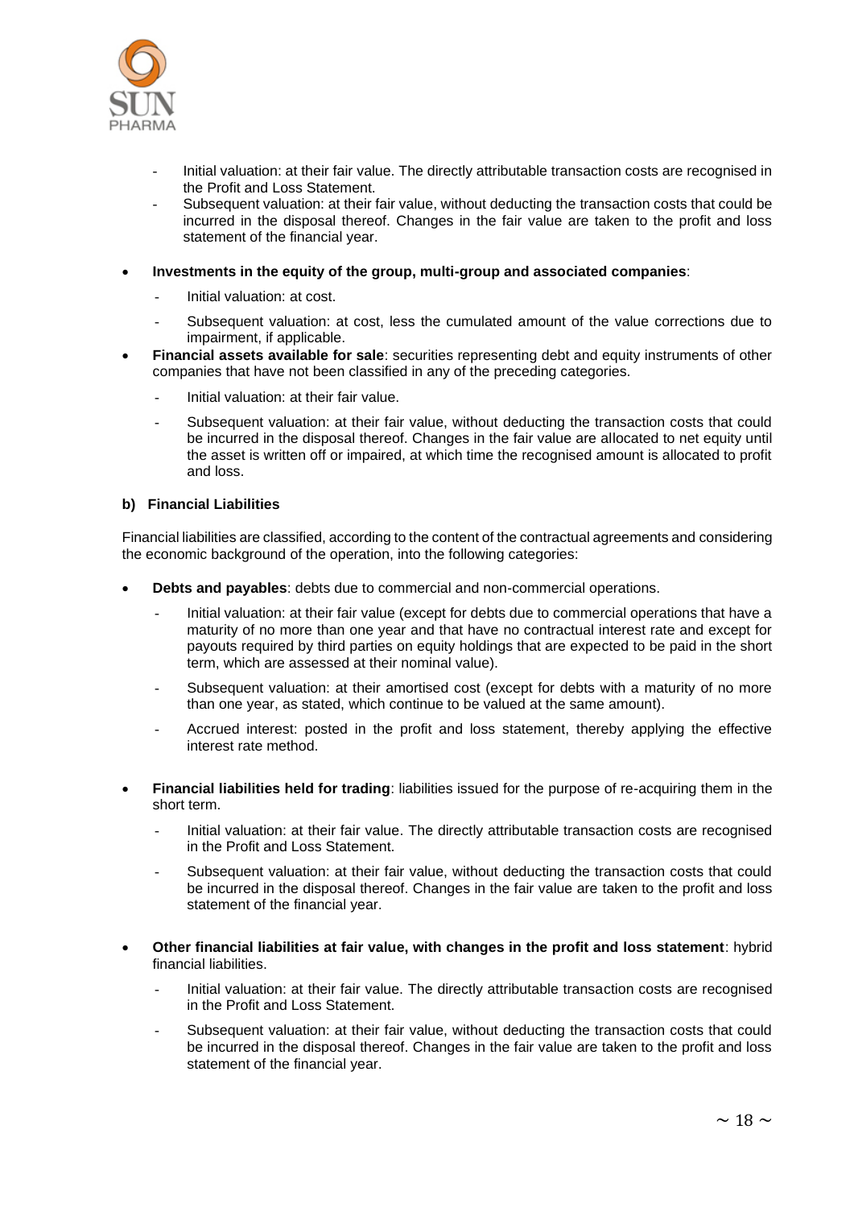- Initial valuation: at their fair value. The directly attributable transaction costs are recognised in the Profit and Loss Statement.
- Subsequent valuation: at their fair value, without deducting the transaction costs that could be incurred in the disposal thereof. Changes in the fair value are taken to the profit and loss statement of the financial year.

- **Investments in the equity of the group, multi-group and associated companies**:
  - Initial valuation: at cost.
  - Subsequent valuation: at cost, less the cumulated amount of the value corrections due to impairment, if applicable.
- **Financial assets available for sale**: securities representing debt and equity instruments of other companies that have not been classified in any of the preceding categories.
  - Initial valuation: at their fair value.
  - Subsequent valuation: at their fair value, without deducting the transaction costs that could be incurred in the disposal thereof. Changes in the fair value are allocated to net equity until the asset is written off or impaired, at which time the recognised amount is allocated to profit and loss.

**b) Financial Liabilities**

Financial liabilities are classified, according to the content of the contractual agreements and considering the economic background of the operation, into the following categories:

- **Debts and payables**: debts due to commercial and non-commercial operations.
  - Initial valuation: at their fair value (except for debts due to commercial operations that have a maturity of no more than one year and that have no contractual interest rate and except for payouts required by third parties on equity holdings that are expected to be paid in the short term, which are assessed at their nominal value).
  - Subsequent valuation: at their amortised cost (except for debts with a maturity of no more than one year, as stated, which continue to be valued at the same amount).
  - Accrued interest: posted in the profit and loss statement, thereby applying the effective interest rate method.

- **Financial liabilities held for trading**: liabilities issued for the purpose of re-acquiring them in the short term.
  - Initial valuation: at their fair value. The directly attributable transaction costs are recognised in the Profit and Loss Statement.
  - Subsequent valuation: at their fair value, without deducting the transaction costs that could be incurred in the disposal thereof. Changes in the fair value are taken to the profit and loss statement of the financial year.

- **Other financial liabilities at fair value, with changes in the profit and loss statement**: hybrid financial liabilities.
  - Initial valuation: at their fair value. The directly attributable transaction costs are recognised in the Profit and Loss Statement.
  - Subsequent valuation: at their fair value, without deducting the transaction costs that could be incurred in the disposal thereof. Changes in the fair value are taken to the profit and loss statement of the financial year.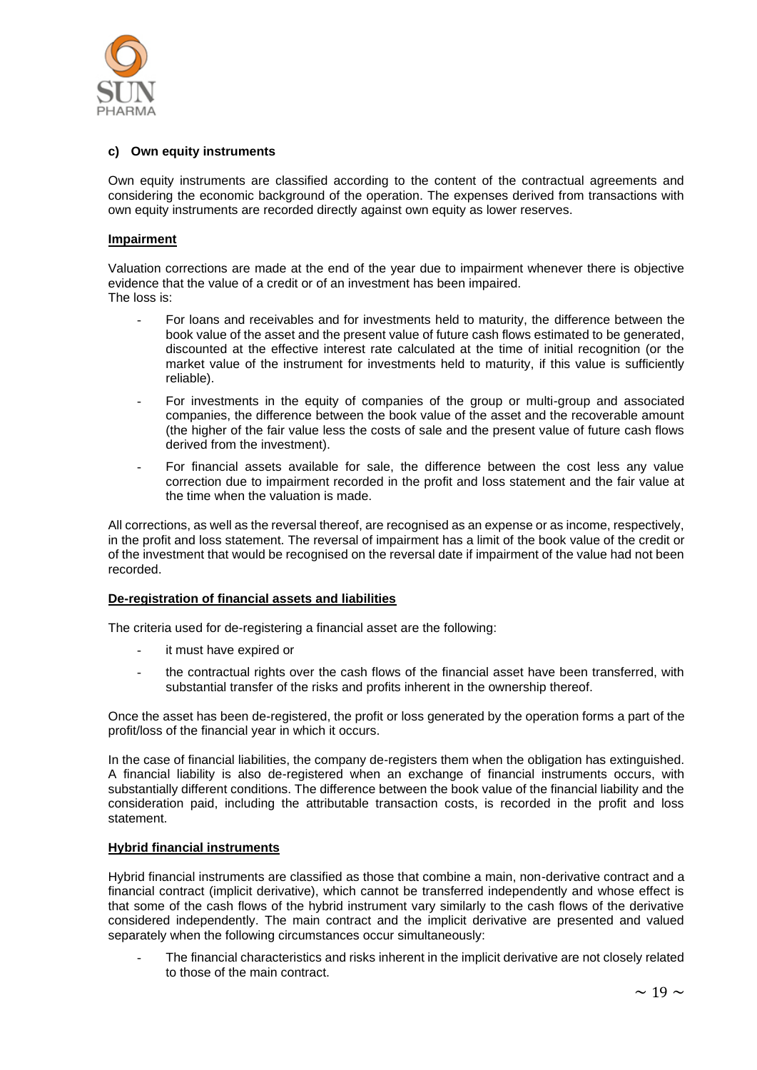### c) Own equity instruments

Own equity instruments are classified according to the content of the contractual agreements and considering the economic background of the operation. The expenses derived from transactions with own equity instruments are recorded directly against own equity as lower reserves.

**Impairment**

Valuation corrections are made at the end of the year due to impairment whenever there is objective evidence that the value of a credit or of an investment has been impaired.
The loss is:

- For loans and receivables and for investments held to maturity, the difference between the book value of the asset and the present value of future cash flows estimated to be generated, discounted at the effective interest rate calculated at the time of initial recognition (or the market value of the instrument for investments held to maturity, if this value is sufficiently reliable).
- For investments in the equity of companies of the group or multi-group and associated companies, the difference between the book value of the asset and the recoverable amount (the higher of the fair value less the costs of sale and the present value of future cash flows derived from the investment).
- For financial assets available for sale, the difference between the cost less any value correction due to impairment recorded in the profit and loss statement and the fair value at the time when the valuation is made.

All corrections, as well as the reversal thereof, are recognised as an expense or as income, respectively, in the profit and loss statement. The reversal of impairment has a limit of the book value of the credit or of the investment that would be recognised on the reversal date if impairment of the value had not been recorded.

**De-registration of financial assets and liabilities**

The criteria used for de-registering a financial asset are the following:

- it must have expired or
- the contractual rights over the cash flows of the financial asset have been transferred, with substantial transfer of the risks and profits inherent in the ownership thereof.

Once the asset has been de-registered, the profit or loss generated by the operation forms a part of the profit/loss of the financial year in which it occurs.

In the case of financial liabilities, the company de-registers them when the obligation has extinguished. A financial liability is also de-registered when an exchange of financial instruments occurs, with substantially different conditions. The difference between the book value of the financial liability and the consideration paid, including the attributable transaction costs, is recorded in the profit and loss statement.

**Hybrid financial instruments**

Hybrid financial instruments are classified as those that combine a main, non-derivative contract and a financial contract (implicit derivative), which cannot be transferred independently and whose effect is that some of the cash flows of the hybrid instrument vary similarly to the cash flows of the derivative considered independently. The main contract and the implicit derivative are presented and valued separately when the following circumstances occur simultaneously:

- The financial characteristics and risks inherent in the implicit derivative are not closely related to those of the main contract.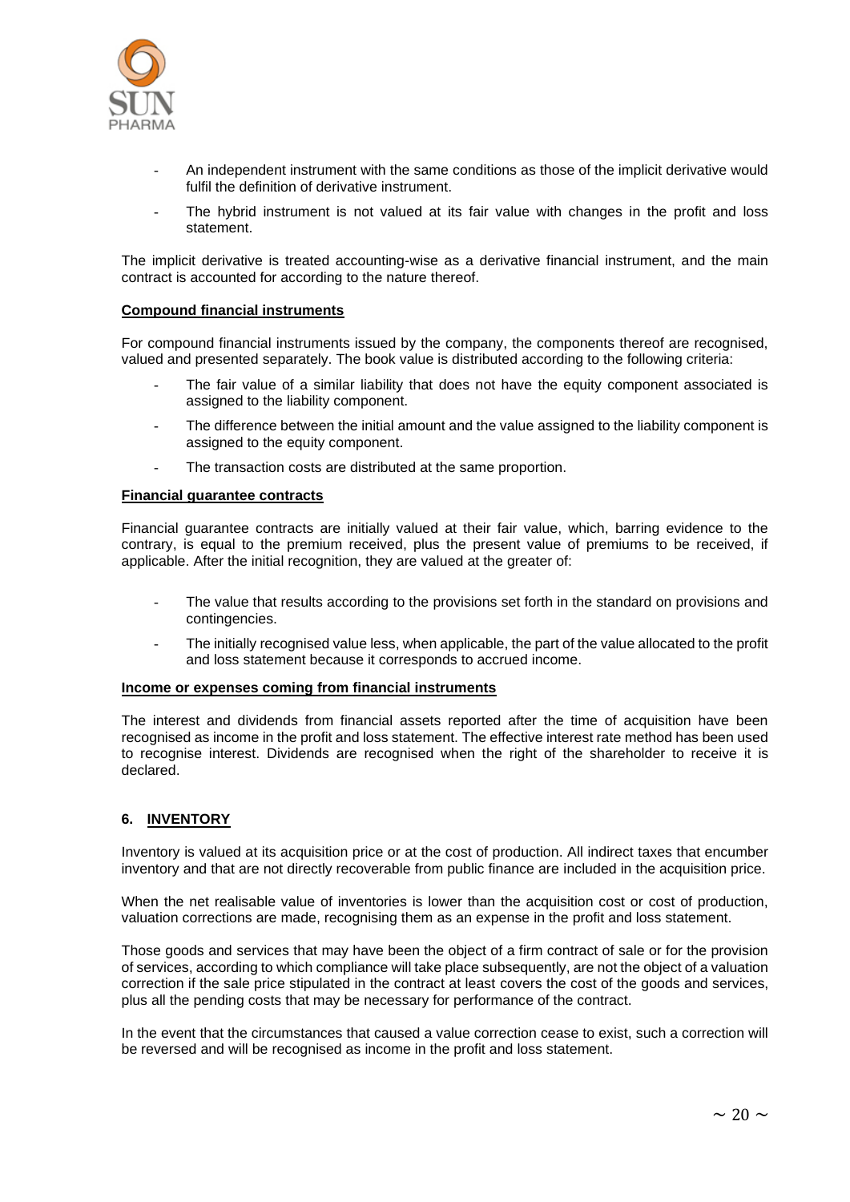- An independent instrument with the same conditions as those of the implicit derivative would fulfil the definition of derivative instrument.
- The hybrid instrument is not valued at its fair value with changes in the profit and loss statement.

The implicit derivative is treated accounting-wise as a derivative financial instrument, and the main contract is accounted for according to the nature thereof.

**Compound financial instruments**

For compound financial instruments issued by the company, the components thereof are recognised, valued and presented separately. The book value is distributed according to the following criteria:

- The fair value of a similar liability that does not have the equity component associated is assigned to the liability component.
- The difference between the initial amount and the value assigned to the liability component is assigned to the equity component.
- The transaction costs are distributed at the same proportion.

**Financial guarantee contracts**

Financial guarantee contracts are initially valued at their fair value, which, barring evidence to the contrary, is equal to the premium received, plus the present value of premiums to be received, if applicable. After the initial recognition, they are valued at the greater of:

- The value that results according to the provisions set forth in the standard on provisions and contingencies.
- The initially recognised value less, when applicable, the part of the value allocated to the profit and loss statement because it corresponds to accrued income.

**Income or expenses coming from financial instruments**

The interest and dividends from financial assets reported after the time of acquisition have been recognised as income in the profit and loss statement. The effective interest rate method has been used to recognise interest. Dividends are recognised when the right of the shareholder to receive it is declared.

## 6. INVENTORY

Inventory is valued at its acquisition price or at the cost of production. All indirect taxes that encumber inventory and that are not directly recoverable from public finance are included in the acquisition price.

When the net realisable value of inventories is lower than the acquisition cost or cost of production, valuation corrections are made, recognising them as an expense in the profit and loss statement.

Those goods and services that may have been the object of a firm contract of sale or for the provision of services, according to which compliance will take place subsequently, are not the object of a valuation correction if the sale price stipulated in the contract at least covers the cost of the goods and services, plus all the pending costs that may be necessary for performance of the contract.

In the event that the circumstances that caused a value correction cease to exist, such a correction will be reversed and will be recognised as income in the profit and loss statement.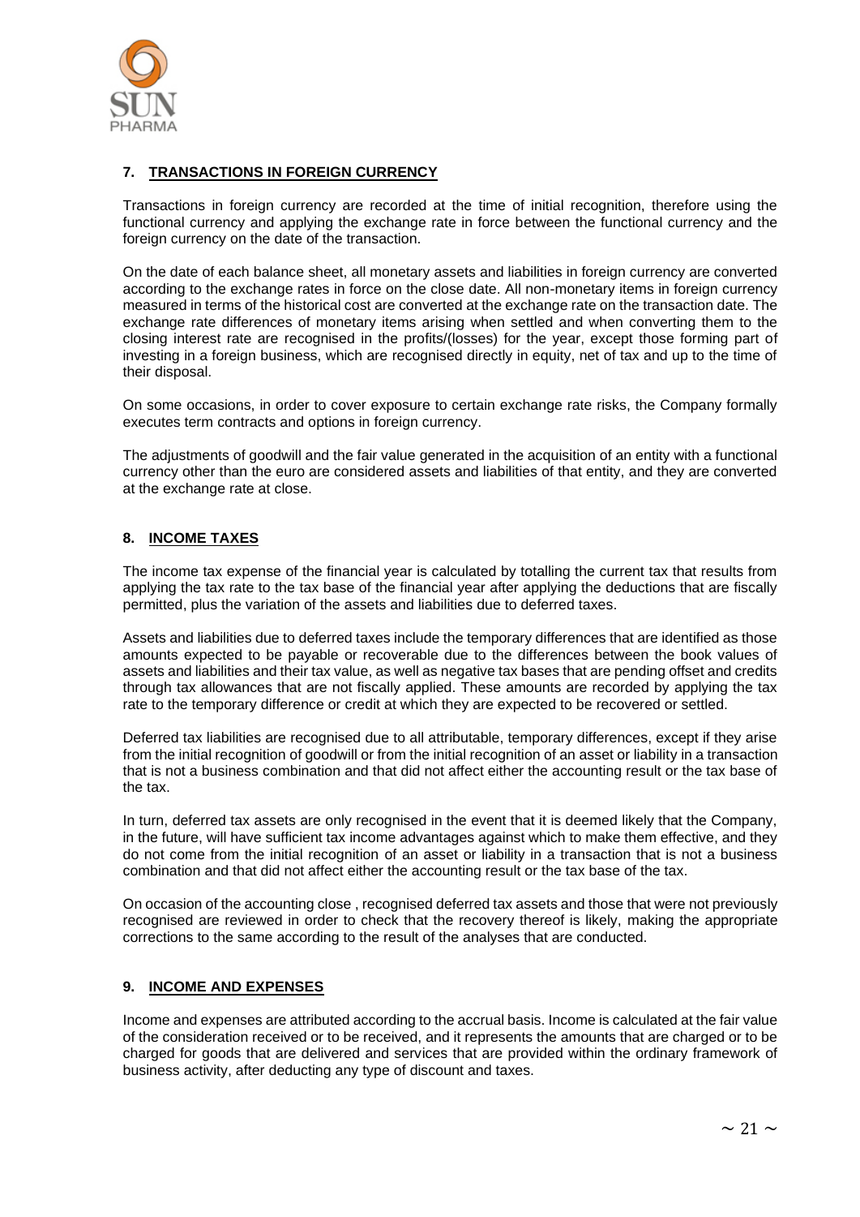## 7. TRANSACTIONS IN FOREIGN CURRENCY

Transactions in foreign currency are recorded at the time of initial recognition, therefore using the functional currency and applying the exchange rate in force between the functional currency and the foreign currency on the date of the transaction.

On the date of each balance sheet, all monetary assets and liabilities in foreign currency are converted according to the exchange rates in force on the close date. All non-monetary items in foreign currency measured in terms of the historical cost are converted at the exchange rate on the transaction date. The exchange rate differences of monetary items arising when settled and when converting them to the closing interest rate are recognised in the profits/(losses) for the year, except those forming part of investing in a foreign business, which are recognised directly in equity, net of tax and up to the time of their disposal.

On some occasions, in order to cover exposure to certain exchange rate risks, the Company formally executes term contracts and options in foreign currency.

The adjustments of goodwill and the fair value generated in the acquisition of an entity with a functional currency other than the euro are considered assets and liabilities of that entity, and they are converted at the exchange rate at close.

## 8. INCOME TAXES

The income tax expense of the financial year is calculated by totalling the current tax that results from applying the tax rate to the tax base of the financial year after applying the deductions that are fiscally permitted, plus the variation of the assets and liabilities due to deferred taxes.

Assets and liabilities due to deferred taxes include the temporary differences that are identified as those amounts expected to be payable or recoverable due to the differences between the book values of assets and liabilities and their tax value, as well as negative tax bases that are pending offset and credits through tax allowances that are not fiscally applied. These amounts are recorded by applying the tax rate to the temporary difference or credit at which they are expected to be recovered or settled.

Deferred tax liabilities are recognised due to all attributable, temporary differences, except if they arise from the initial recognition of goodwill or from the initial recognition of an asset or liability in a transaction that is not a business combination and that did not affect either the accounting result or the tax base of the tax.

In turn, deferred tax assets are only recognised in the event that it is deemed likely that the Company, in the future, will have sufficient tax income advantages against which to make them effective, and they do not come from the initial recognition of an asset or liability in a transaction that is not a business combination and that did not affect either the accounting result or the tax base of the tax.

On occasion of the accounting close , recognised deferred tax assets and those that were not previously recognised are reviewed in order to check that the recovery thereof is likely, making the appropriate corrections to the same according to the result of the analyses that are conducted.

## 9. INCOME AND EXPENSES

Income and expenses are attributed according to the accrual basis. Income is calculated at the fair value of the consideration received or to be received, and it represents the amounts that are charged or to be charged for goods that are delivered and services that are provided within the ordinary framework of business activity, after deducting any type of discount and taxes.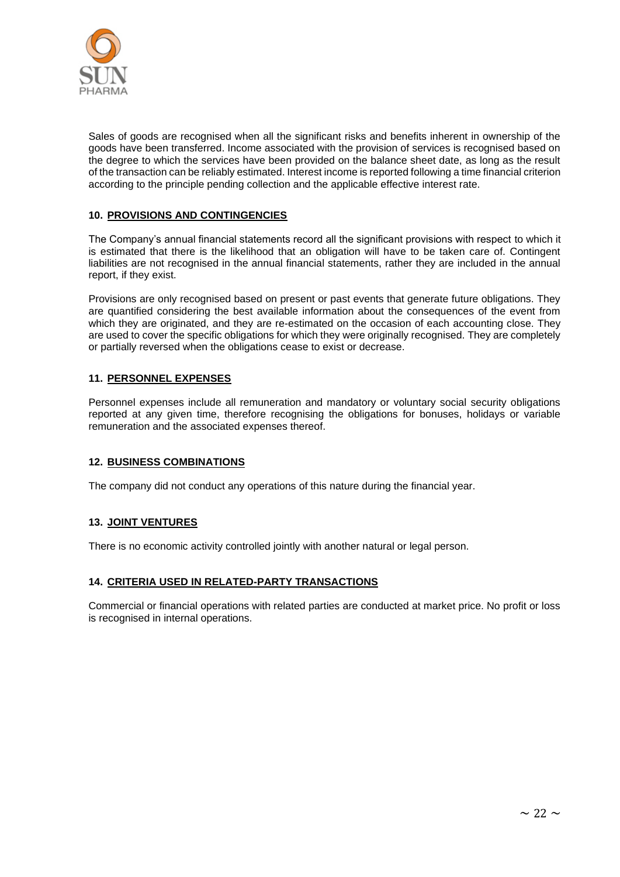Sales of goods are recognised when all the significant risks and benefits inherent in ownership of the goods have been transferred. Income associated with the provision of services is recognised based on the degree to which the services have been provided on the balance sheet date, as long as the result of the transaction can be reliably estimated. Interest income is reported following a time financial criterion according to the principle pending collection and the applicable effective interest rate.

### 10. PROVISIONS AND CONTINGENCIES

The Company's annual financial statements record all the significant provisions with respect to which it is estimated that there is the likelihood that an obligation will have to be taken care of. Contingent liabilities are not recognised in the annual financial statements, rather they are included in the annual report, if they exist.

Provisions are only recognised based on present or past events that generate future obligations. They are quantified considering the best available information about the consequences of the event from which they are originated, and they are re-estimated on the occasion of each accounting close. They are used to cover the specific obligations for which they were originally recognised. They are completely or partially reversed when the obligations cease to exist or decrease.

### 11. PERSONNEL EXPENSES

Personnel expenses include all remuneration and mandatory or voluntary social security obligations reported at any given time, therefore recognising the obligations for bonuses, holidays or variable remuneration and the associated expenses thereof.

### 12. BUSINESS COMBINATIONS

The company did not conduct any operations of this nature during the financial year.

### 13. JOINT VENTURES

There is no economic activity controlled jointly with another natural or legal person.

### 14. CRITERIA USED IN RELATED-PARTY TRANSACTIONS

Commercial or financial operations with related parties are conducted at market price. No profit or loss is recognised in internal operations.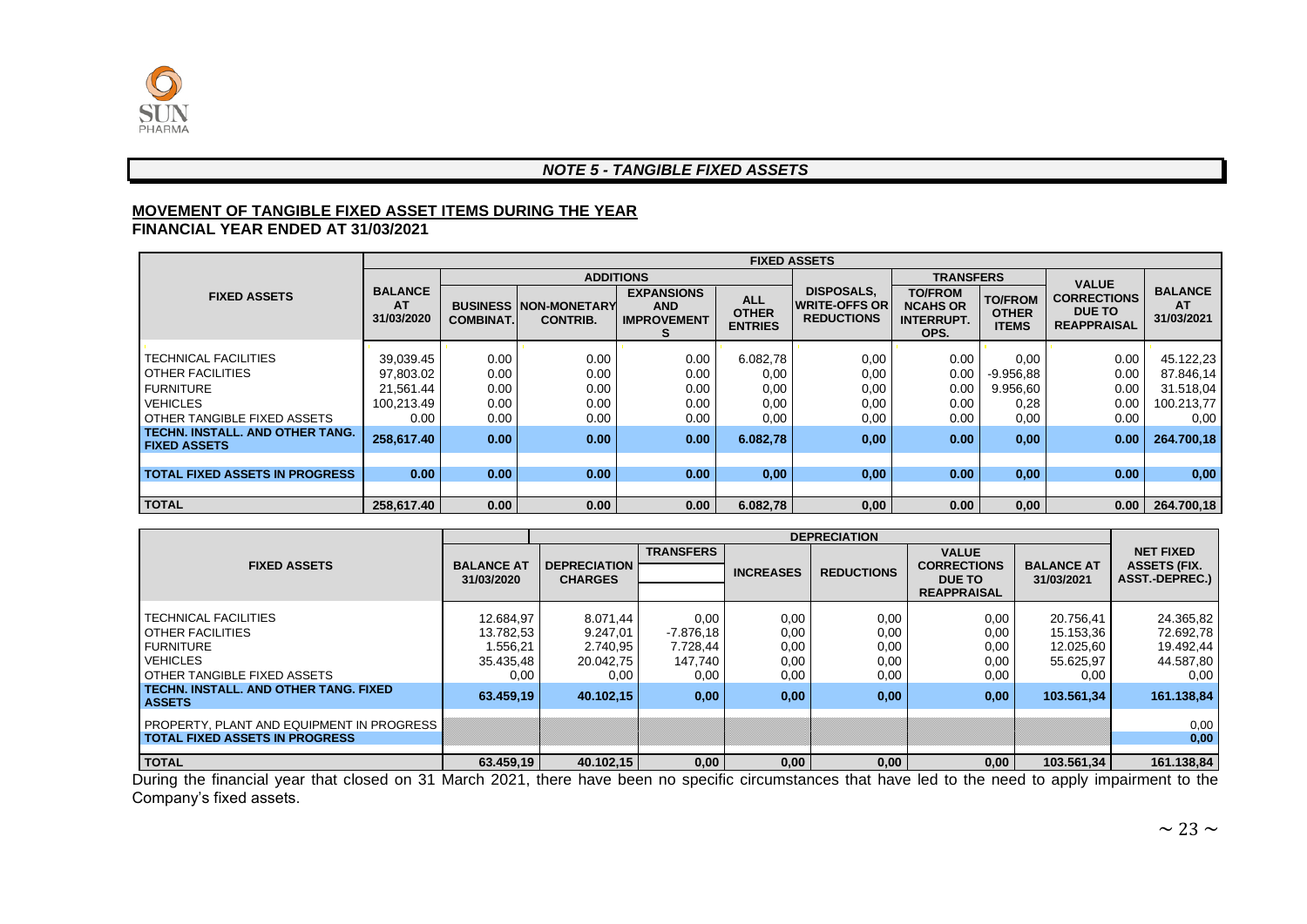## *NOTE 5 - TANGIBLE FIXED ASSETS*

**MOVEMENT OF TANGIBLE FIXED ASSET ITEMS DURING THE YEAR**
**FINANCIAL YEAR ENDED AT 31/03/2021**

| FIXED ASSETS | FIXED ASSETS | | | | | | | | | |
|---|---|---|---|---|---|---|---|---|---|---|
| | BALANCE AT 31/03/2020 | ADDITIONS | | | | DISPOSALS, WRITE-OFFS OR REDUCTIONS | TRANSFERS | | VALUE CORRECTIONS DUE TO REAPPRAISAL | BALANCE AT 31/03/2021 |
| | | BUSINESS COMBINAT. | NON-MONETARY CONTRIB. | EXPANSIONS AND IMPROVEMENTS | ALL OTHER ENTRIES | | TO/FROM NCAHS OR INTERRUPT. OPS. | TO/FROM OTHER ITEMS | | |
| TECHNICAL FACILITIES | 39,039.45 | 0.00 | 0.00 | 0.00 | 6.082,78 | 0,00 | 0.00 | 0,00 | 0.00 | 45.122,23 |
| OTHER FACILITIES | 97,803.02 | 0.00 | 0.00 | 0.00 | 0,00 | 0,00 | 0.00 | -9.956,88 | 0.00 | 87.846,14 |
| FURNITURE | 21,561.44 | 0.00 | 0.00 | 0.00 | 0,00 | 0,00 | 0.00 | 9.956,60 | 0.00 | 31.518,04 |
| VEHICLES | 100,213.49 | 0.00 | 0.00 | 0.00 | 0,00 | 0,00 | 0.00 | 0,28 | 0.00 | 100.213,77 |
| OTHER TANGIBLE FIXED ASSETS | 0.00 | 0.00 | 0.00 | 0.00 | 0,00 | 0,00 | 0.00 | 0,00 | 0.00 | 0,00 |
| **TECHN. INSTALL. AND OTHER TANG. FIXED ASSETS** | **258,617.40** | **0.00** | **0.00** | **0.00** | **6.082,78** | **0,00** | **0.00** | **0,00** | **0.00** | **264.700,18** |
| **TOTAL FIXED ASSETS IN PROGRESS** | **0.00** | **0.00** | **0.00** | **0.00** | **0,00** | **0,00** | **0.00** | **0,00** | **0.00** | **0,00** |
| **TOTAL** | **258,617.40** | **0.00** | **0.00** | **0.00** | **6.082,78** | **0,00** | **0.00** | **0,00** | **0.00** | **264.700,18** |

| FIXED ASSETS | BALANCE AT 31/03/2020 | DEPRECIATION | | | | | | NET FIXED ASSETS (FIX. ASST.-DEPREC.) |
|---|---|---|---|---|---|---|---|---|
| | | DEPRECIATION CHARGES | TRANSFERS | INCREASES | REDUCTIONS | VALUE CORRECTIONS DUE TO REAPPRAISAL | BALANCE AT 31/03/2021 | |
| TECHNICAL FACILITIES | 12.684,97 | 8.071,44 | 0,00 | 0,00 | 0,00 | 0,00 | 20.756,41 | 24.365,82 |
| OTHER FACILITIES | 13.782,53 | 9.247,01 | -7.876,18 | 0,00 | 0,00 | 0,00 | 15.153,36 | 72.692,78 |
| FURNITURE | 1.556,21 | 2.740,95 | 7.728,44 | 0,00 | 0,00 | 0,00 | 12.025,60 | 19.492,44 |
| VEHICLES | 35.435,48 | 20.042,75 | 147,740 | 0,00 | 0,00 | 0,00 | 55.625,97 | 44.587,80 |
| OTHER TANGIBLE FIXED ASSETS | 0,00 | 0,00 | 0,00 | 0,00 | 0,00 | 0,00 | 0,00 | 0,00 |
| **TECHN. INSTALL. AND OTHER TANG. FIXED ASSETS** | **63.459,19** | **40.102,15** | **0,00** | **0,00** | **0,00** | **0,00** | **103.561,34** | **161.138,84** |
| PROPERTY, PLANT AND EQUIPMENT IN PROGRESS | | | | | | | | 0,00 |
| **TOTAL FIXED ASSETS IN PROGRESS** | | | | | | | | **0,00** |
| **TOTAL** | **63.459,19** | **40.102,15** | **0,00** | **0,00** | **0,00** | **0,00** | **103.561,34** | **161.138,84** |

During the financial year that closed on 31 March 2021, there have been no specific circumstances that have led to the need to apply impairment to the Company's fixed assets.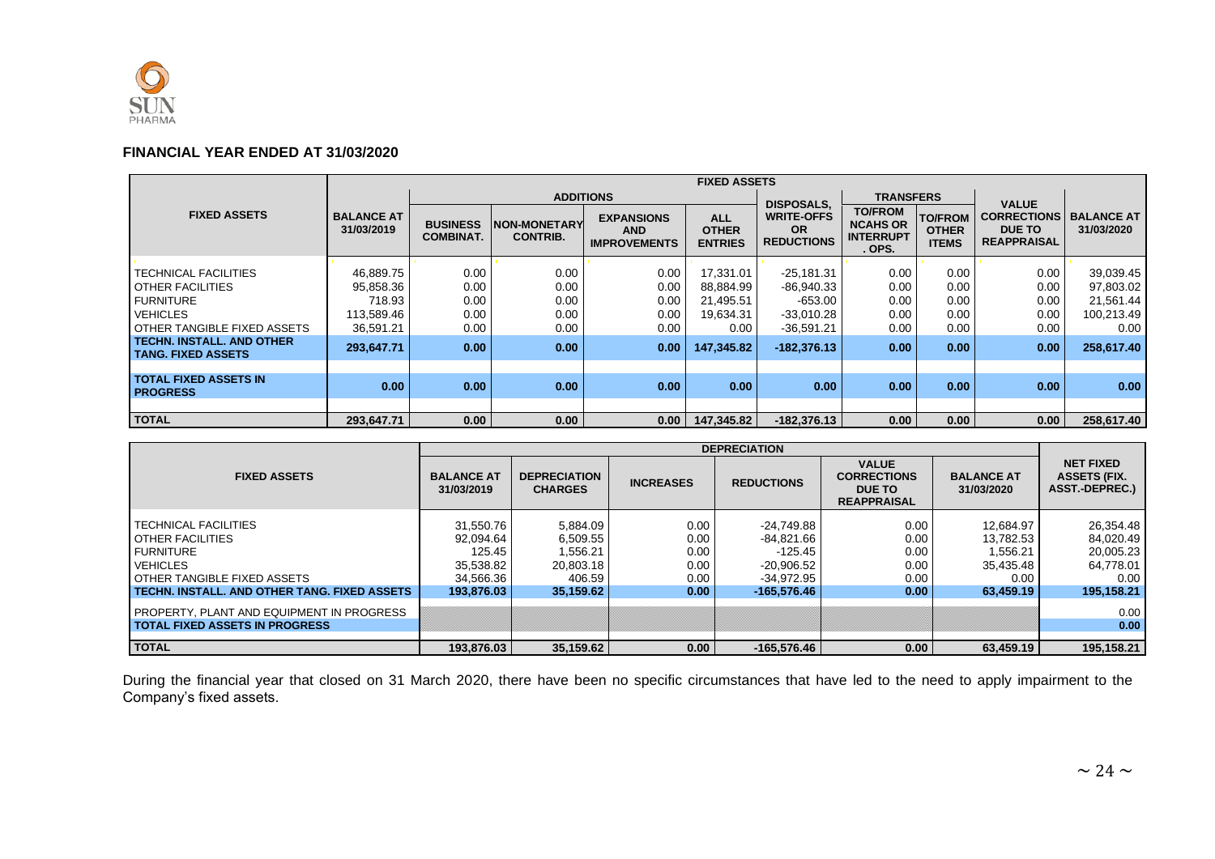## FINANCIAL YEAR ENDED AT 31/03/2020

| FIXED ASSETS | FIXED ASSETS | | | | | | | | | |
|---|---|---|---|---|---|---|---|---|---|---|
| | BALANCE AT 31/03/2019 | ADDITIONS | | | | DISPOSALS, WRITE-OFFS OR REDUCTIONS | TRANSFERS | | VALUE CORRECTIONS DUE TO REAPPRAISAL | BALANCE AT 31/03/2020 |
| | | BUSINESS COMBINAT. | NON-MONETARY CONTRIB. | EXPANSIONS AND IMPROVEMENTS | ALL OTHER ENTRIES | | TO/FROM NCAHS OR INTERRUPT. OPS. | TO/FROM OTHER ITEMS | | |
| TECHNICAL FACILITIES | 46,889.75 | 0.00 | 0.00 | 0.00 | 17,331.01 | -25,181.31 | 0.00 | 0.00 | 0.00 | 39,039.45 |
| OTHER FACILITIES | 95,858.36 | 0.00 | 0.00 | 0.00 | 88,884.99 | -86,940.33 | 0.00 | 0.00 | 0.00 | 97,803.02 |
| FURNITURE | 718.93 | 0.00 | 0.00 | 0.00 | 21,495.51 | -653.00 | 0.00 | 0.00 | 0.00 | 21,561.44 |
| VEHICLES | 113,589.46 | 0.00 | 0.00 | 0.00 | 19,634.31 | -33,010.28 | 0.00 | 0.00 | 0.00 | 100,213.49 |
| OTHER TANGIBLE FIXED ASSETS | 36,591.21 | 0.00 | 0.00 | 0.00 | 0.00 | -36,591.21 | 0.00 | 0.00 | 0.00 | 0.00 |
| **TECHN. INSTALL. AND OTHER TANG. FIXED ASSETS** | **293,647.71** | **0.00** | **0.00** | **0.00** | **147,345.82** | **-182,376.13** | **0.00** | **0.00** | **0.00** | **258,617.40** |
| **TOTAL FIXED ASSETS IN PROGRESS** | **0.00** | **0.00** | **0.00** | **0.00** | **0.00** | **0.00** | **0.00** | **0.00** | **0.00** | **0.00** |
| **TOTAL** | **293,647.71** | **0.00** | **0.00** | **0.00** | **147,345.82** | **-182,376.13** | **0.00** | **0.00** | **0.00** | **258,617.40** |

| FIXED ASSETS | DEPRECIATION | | | | | | NET FIXED ASSETS (FIX. ASST.-DEPREC.) |
|---|---|---|---|---|---|---|---|
| | BALANCE AT 31/03/2019 | DEPRECIATION CHARGES | INCREASES | REDUCTIONS | VALUE CORRECTIONS DUE TO REAPPRAISAL | BALANCE AT 31/03/2020 | |
| TECHNICAL FACILITIES | 31,550.76 | 5,884.09 | 0.00 | -24,749.88 | 0.00 | 12,684.97 | 26,354.48 |
| OTHER FACILITIES | 92,094.64 | 6,509.55 | 0.00 | -84,821.66 | 0.00 | 13,782.53 | 84,020.49 |
| FURNITURE | 125.45 | 1,556.21 | 0.00 | -125.45 | 0.00 | 1,556.21 | 20,005.23 |
| VEHICLES | 35,538.82 | 20,803.18 | 0.00 | -20,906.52 | 0.00 | 35,435.48 | 64,778.01 |
| OTHER TANGIBLE FIXED ASSETS | 34,566.36 | 406.59 | 0.00 | -34,972.95 | 0.00 | 0.00 | 0.00 |
| **TECHN. INSTALL. AND OTHER TANG. FIXED ASSETS** | **193,876.03** | **35,159.62** | **0.00** | **-165,576.46** | **0.00** | **63,459.19** | **195,158.21** |
| PROPERTY, PLANT AND EQUIPMENT IN PROGRESS | | | | | | | 0.00 |
| **TOTAL FIXED ASSETS IN PROGRESS** | | | | | | | **0.00** |
| **TOTAL** | **193,876.03** | **35,159.62** | **0.00** | **-165,576.46** | **0.00** | **63,459.19** | **195,158.21** |

During the financial year that closed on 31 March 2020, there have been no specific circumstances that have led to the need to apply impairment to the Company's fixed assets.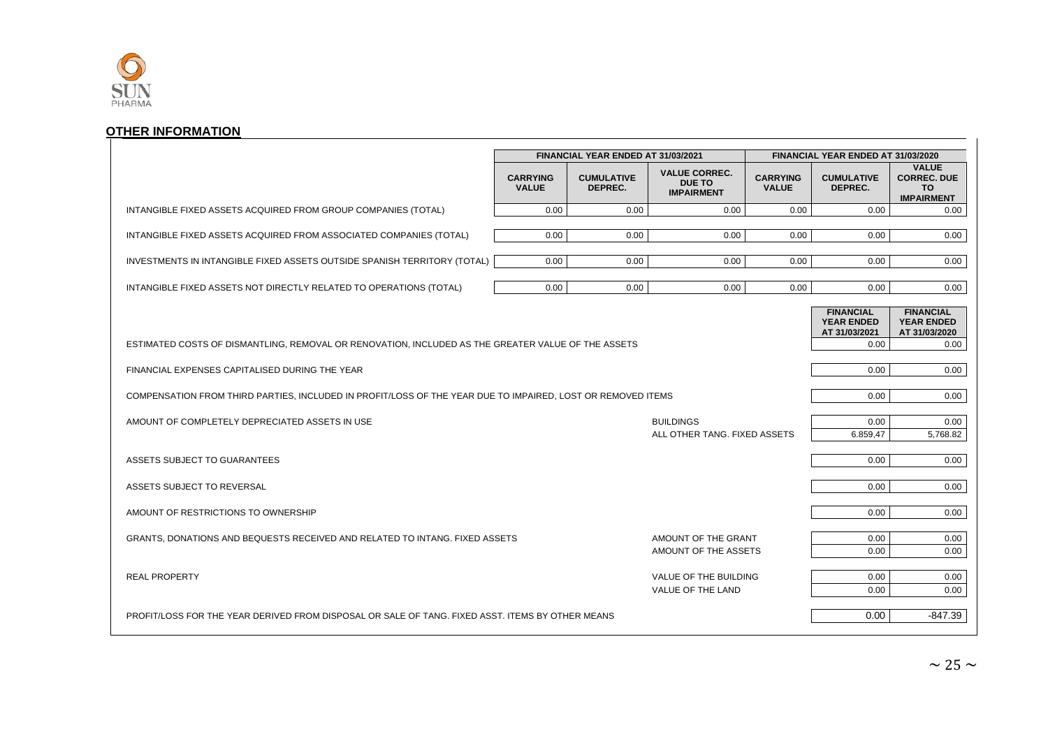## OTHER INFORMATION

| | FINANCIAL YEAR ENDED AT 31/03/2021 | | | FINANCIAL YEAR ENDED AT 31/03/2020 | | |
|---|---|---|---|---|---|---|
| | CARRYING VALUE | CUMULATIVE DEPREC. | VALUE CORREC. DUE TO IMPAIRMENT | CARRYING VALUE | CUMULATIVE DEPREC. | VALUE CORREC. DUE TO IMPAIRMENT |
| INTANGIBLE FIXED ASSETS ACQUIRED FROM GROUP COMPANIES (TOTAL) | 0.00 | 0.00 | 0.00 | 0.00 | 0.00 | 0.00 |
| INTANGIBLE FIXED ASSETS ACQUIRED FROM ASSOCIATED COMPANIES (TOTAL) | 0.00 | 0.00 | 0.00 | 0.00 | 0.00 | 0.00 |
| INVESTMENTS IN INTANGIBLE FIXED ASSETS OUTSIDE SPANISH TERRITORY (TOTAL) | 0.00 | 0.00 | 0.00 | 0.00 | 0.00 | 0.00 |
| INTANGIBLE FIXED ASSETS NOT DIRECTLY RELATED TO OPERATIONS (TOTAL) | 0.00 | 0.00 | 0.00 | 0.00 | 0.00 | 0.00 |

| | | FINANCIAL YEAR ENDED AT 31/03/2021 | FINANCIAL YEAR ENDED AT 31/03/2020 |
|---|---|---|---|
| ESTIMATED COSTS OF DISMANTLING, REMOVAL OR RENOVATION, INCLUDED AS THE GREATER VALUE OF THE ASSETS | | 0.00 | 0.00 |
| FINANCIAL EXPENSES CAPITALISED DURING THE YEAR | | 0.00 | 0.00 |
| COMPENSATION FROM THIRD PARTIES, INCLUDED IN PROFIT/LOSS OF THE YEAR DUE TO IMPAIRED, LOST OR REMOVED ITEMS | | 0.00 | 0.00 |
| AMOUNT OF COMPLETELY DEPRECIATED ASSETS IN USE | BUILDINGS | 0.00 | 0.00 |
| | ALL OTHER TANG. FIXED ASSETS | 6.859,47 | 5,768.82 |
| ASSETS SUBJECT TO GUARANTEES | | 0.00 | 0.00 |
| ASSETS SUBJECT TO REVERSAL | | 0.00 | 0.00 |
| AMOUNT OF RESTRICTIONS TO OWNERSHIP | | 0.00 | 0.00 |
| GRANTS, DONATIONS AND BEQUESTS RECEIVED AND RELATED TO INTANG. FIXED ASSETS | AMOUNT OF THE GRANT | 0.00 | 0.00 |
| | AMOUNT OF THE ASSETS | 0.00 | 0.00 |
| REAL PROPERTY | VALUE OF THE BUILDING | 0.00 | 0.00 |
| | VALUE OF THE LAND | 0.00 | 0.00 |
| PROFIT/LOSS FOR THE YEAR DERIVED FROM DISPOSAL OR SALE OF TANG. FIXED ASST. ITEMS BY OTHER MEANS | | 0.00 | -847.39 |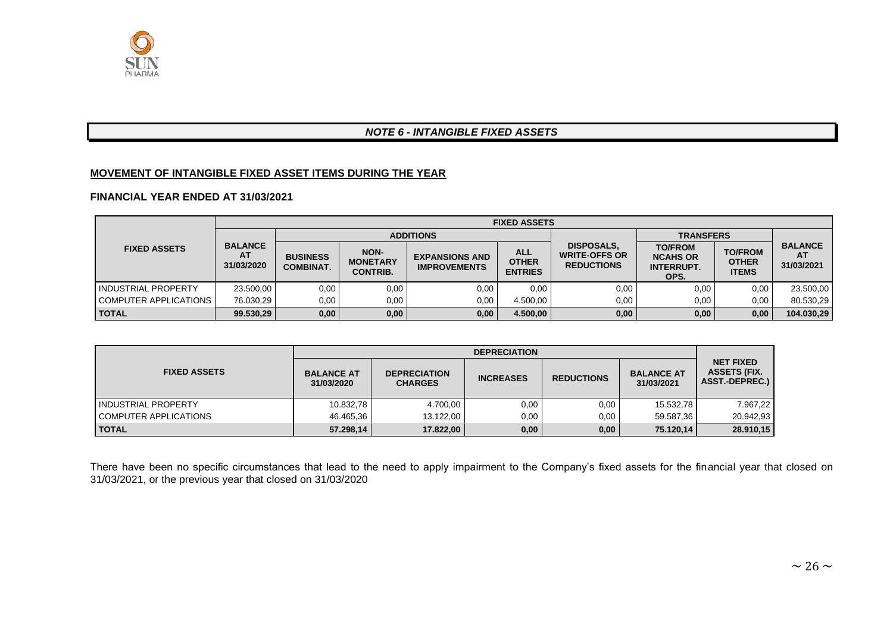## *NOTE 6 - INTANGIBLE FIXED ASSETS*

**MOVEMENT OF INTANGIBLE FIXED ASSET ITEMS DURING THE YEAR**

**FINANCIAL YEAR ENDED AT 31/03/2021**

| FIXED ASSETS | FIXED ASSETS | | | | | | | | |
|---|---|---|---|---|---|---|---|---|---|
| | BALANCE AT 31/03/2020 | ADDITIONS | | | | DISPOSALS, WRITE-OFFS OR REDUCTIONS | TRANSFERS | | BALANCE AT 31/03/2021 |
| | | BUSINESS COMBINAT. | NON-MONETARY CONTRIB. | EXPANSIONS AND IMPROVEMENTS | ALL OTHER ENTRIES | | TO/FROM NCAHS OR INTERRUPT. OPS. | TO/FROM OTHER ITEMS | |
| INDUSTRIAL PROPERTY | 23.500,00 | 0,00 | 0,00 | 0,00 | 0,00 | 0,00 | 0,00 | 0,00 | 23.500,00 |
| COMPUTER APPLICATIONS | 76.030,29 | 0,00 | 0,00 | 0,00 | 4.500,00 | 0,00 | 0,00 | 0,00 | 80.530,29 |
| **TOTAL** | **99.530,29** | **0,00** | **0,00** | **0,00** | **4.500,00** | **0,00** | **0,00** | **0,00** | **104.030,29** |

| FIXED ASSETS | DEPRECIATION | | | | | NET FIXED ASSETS (FIX. ASST.-DEPREC.) |
|---|---|---|---|---|---|---|
| | BALANCE AT 31/03/2020 | DEPRECIATION CHARGES | INCREASES | REDUCTIONS | BALANCE AT 31/03/2021 | |
| INDUSTRIAL PROPERTY | 10.832,78 | 4.700,00 | 0,00 | 0,00 | 15.532,78 | 7.967,22 |
| COMPUTER APPLICATIONS | 46.465,36 | 13.122,00 | 0,00 | 0,00 | 59.587,36 | 20.942,93 |
| **TOTAL** | **57.298,14** | **17.822,00** | **0,00** | **0,00** | **75.120,14** | **28.910,15** |

There have been no specific circumstances that lead to the need to apply impairment to the Company's fixed assets for the financial year that closed on 31/03/2021, or the previous year that closed on 31/03/2020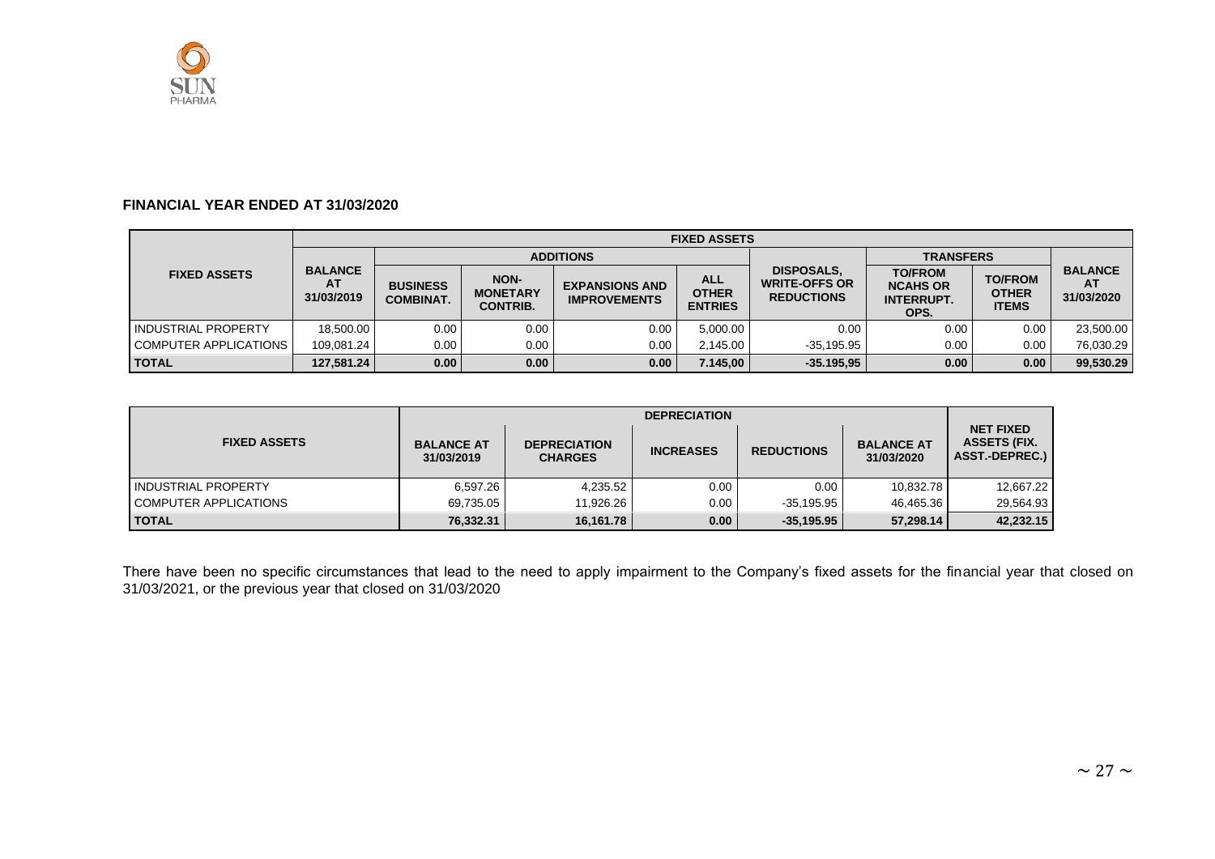**FINANCIAL YEAR ENDED AT 31/03/2020**

| FIXED ASSETS | FIXED ASSETS | | | | | | | | |
|---|---|---|---|---|---|---|---|---|---|
| | BALANCE AT 31/03/2019 | ADDITIONS | | | | DISPOSALS, WRITE-OFFS OR REDUCTIONS | TRANSFERS | | BALANCE AT 31/03/2020 |
| | | BUSINESS COMBINAT. | NON-MONETARY CONTRIB. | EXPANSIONS AND IMPROVEMENTS | ALL OTHER ENTRIES | | TO/FROM NCAHS OR INTERRUPT. OPS. | TO/FROM OTHER ITEMS | |
| INDUSTRIAL PROPERTY | 18,500.00 | 0.00 | 0.00 | 0.00 | 5,000.00 | 0.00 | 0.00 | 0.00 | 23,500.00 |
| COMPUTER APPLICATIONS | 109,081.24 | 0.00 | 0.00 | 0.00 | 2,145.00 | -35,195.95 | 0.00 | 0.00 | 76,030.29 |
| **TOTAL** | **127,581.24** | **0.00** | **0.00** | **0.00** | **7.145,00** | **-35.195,95** | **0.00** | **0.00** | **99,530.29** |

| FIXED ASSETS | DEPRECIATION | | | | | NET FIXED ASSETS (FIX. ASST.-DEPREC.) |
|---|---|---|---|---|---|---|
| | BALANCE AT 31/03/2019 | DEPRECIATION CHARGES | INCREASES | REDUCTIONS | BALANCE AT 31/03/2020 | |
| INDUSTRIAL PROPERTY | 6,597.26 | 4,235.52 | 0.00 | 0.00 | 10,832.78 | 12,667.22 |
| COMPUTER APPLICATIONS | 69,735.05 | 11,926.26 | 0.00 | -35,195.95 | 46,465.36 | 29,564.93 |
| **TOTAL** | **76,332.31** | **16,161.78** | **0.00** | **-35,195.95** | **57,298.14** | **42,232.15** |

There have been no specific circumstances that lead to the need to apply impairment to the Company's fixed assets for the financial year that closed on 31/03/2021, or the previous year that closed on 31/03/2020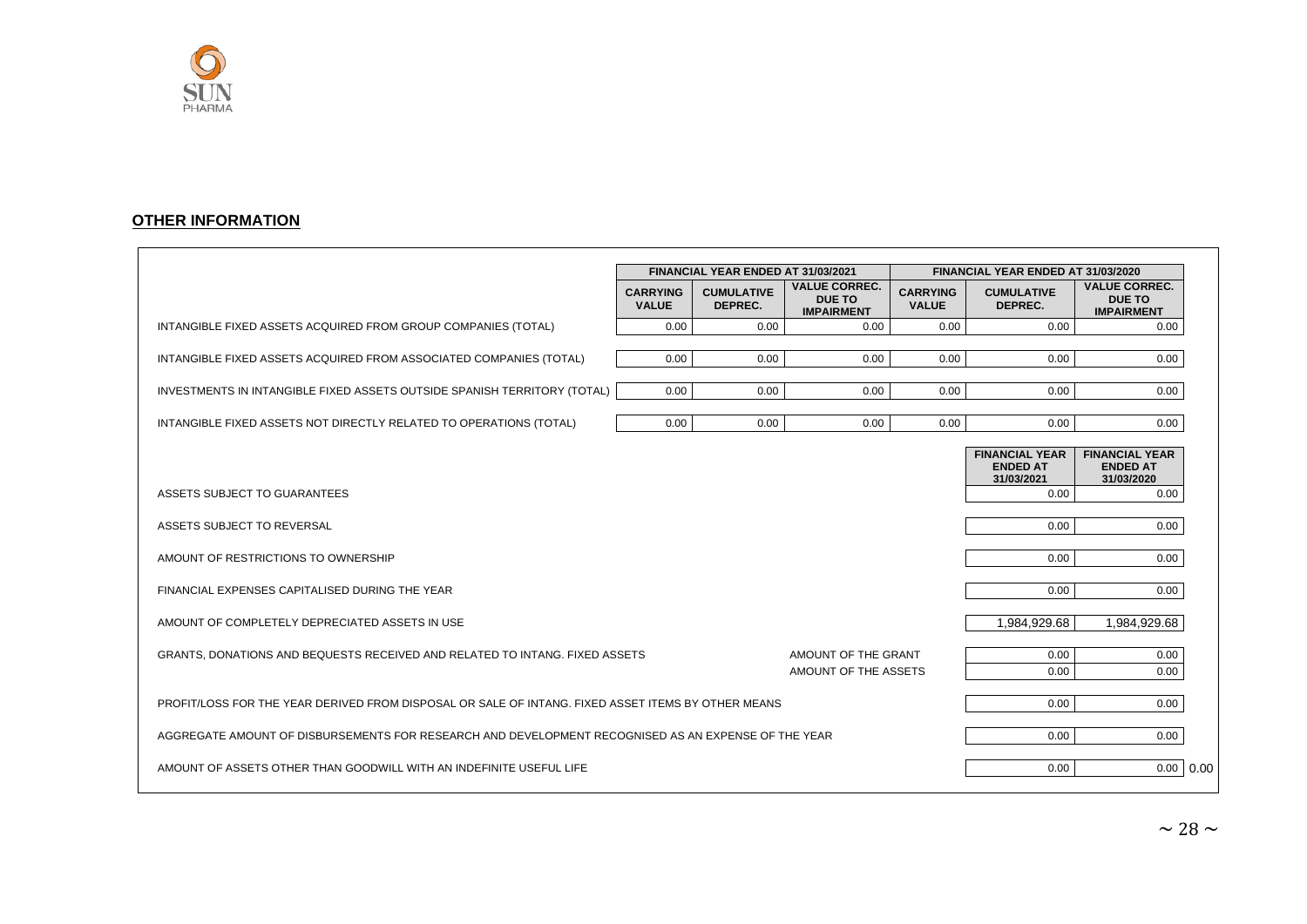## OTHER INFORMATION

| | FINANCIAL YEAR ENDED AT 31/03/2021 | | | FINANCIAL YEAR ENDED AT 31/03/2020 | | |
|---|---|---|---|---|---|---|
| | CARRYING VALUE | CUMULATIVE DEPREC. | VALUE CORREC. DUE TO IMPAIRMENT | CARRYING VALUE | CUMULATIVE DEPREC. | VALUE CORREC. DUE TO IMPAIRMENT |
| INTANGIBLE FIXED ASSETS ACQUIRED FROM GROUP COMPANIES (TOTAL) | 0.00 | 0.00 | 0.00 | 0.00 | 0.00 | 0.00 |
| INTANGIBLE FIXED ASSETS ACQUIRED FROM ASSOCIATED COMPANIES (TOTAL) | 0.00 | 0.00 | 0.00 | 0.00 | 0.00 | 0.00 |
| INVESTMENTS IN INTANGIBLE FIXED ASSETS OUTSIDE SPANISH TERRITORY (TOTAL) | 0.00 | 0.00 | 0.00 | 0.00 | 0.00 | 0.00 |
| INTANGIBLE FIXED ASSETS NOT DIRECTLY RELATED TO OPERATIONS (TOTAL) | 0.00 | 0.00 | 0.00 | 0.00 | 0.00 | 0.00 |

| | | FINANCIAL YEAR ENDED AT 31/03/2021 | FINANCIAL YEAR ENDED AT 31/03/2020 |
|---|---|---|---|
| ASSETS SUBJECT TO GUARANTEES | | 0.00 | 0.00 |
| ASSETS SUBJECT TO REVERSAL | | 0.00 | 0.00 |
| AMOUNT OF RESTRICTIONS TO OWNERSHIP | | 0.00 | 0.00 |
| FINANCIAL EXPENSES CAPITALISED DURING THE YEAR | | 0.00 | 0.00 |
| AMOUNT OF COMPLETELY DEPRECIATED ASSETS IN USE | | 1,984,929.68 | 1,984,929.68 |
| GRANTS, DONATIONS AND BEQUESTS RECEIVED AND RELATED TO INTANG. FIXED ASSETS | AMOUNT OF THE GRANT | 0.00 | 0.00 |
| | AMOUNT OF THE ASSETS | 0.00 | 0.00 |
| PROFIT/LOSS FOR THE YEAR DERIVED FROM DISPOSAL OR SALE OF INTANG. FIXED ASSET ITEMS BY OTHER MEANS | | 0.00 | 0.00 |
| AGGREGATE AMOUNT OF DISBURSEMENTS FOR RESEARCH AND DEVELOPMENT RECOGNISED AS AN EXPENSE OF THE YEAR | | 0.00 | 0.00 |
| AMOUNT OF ASSETS OTHER THAN GOODWILL WITH AN INDEFINITE USEFUL LIFE | | 0.00 | 0.00 0.00 |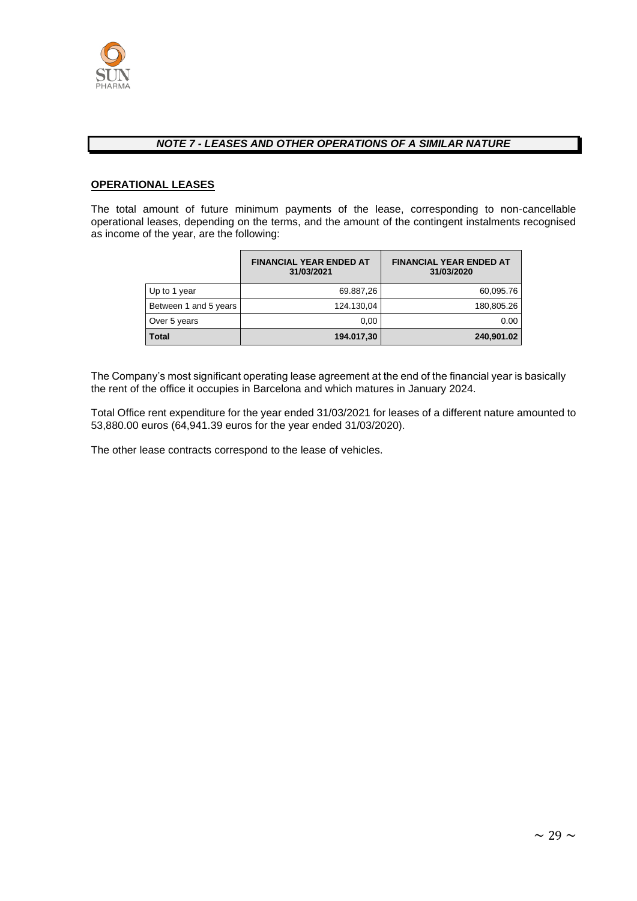## *NOTE 7 - LEASES AND OTHER OPERATIONS OF A SIMILAR NATURE*

### **OPERATIONAL LEASES**

The total amount of future minimum payments of the lease, corresponding to non-cancellable operational leases, depending on the terms, and the amount of the contingent instalments recognised as income of the year, are the following:

| | FINANCIAL YEAR ENDED AT 31/03/2021 | FINANCIAL YEAR ENDED AT 31/03/2020 |
|---|---|---|
| Up to 1 year | 69.887,26 | 60,095.76 |
| Between 1 and 5 years | 124.130,04 | 180,805.26 |
| Over 5 years | 0,00 | 0.00 |
| **Total** | **194.017,30** | **240,901.02** |

The Company's most significant operating lease agreement at the end of the financial year is basically the rent of the office it occupies in Barcelona and which matures in January 2024.

Total Office rent expenditure for the year ended 31/03/2021 for leases of a different nature amounted to 53,880.00 euros (64,941.39 euros for the year ended 31/03/2020).

The other lease contracts correspond to the lease of vehicles.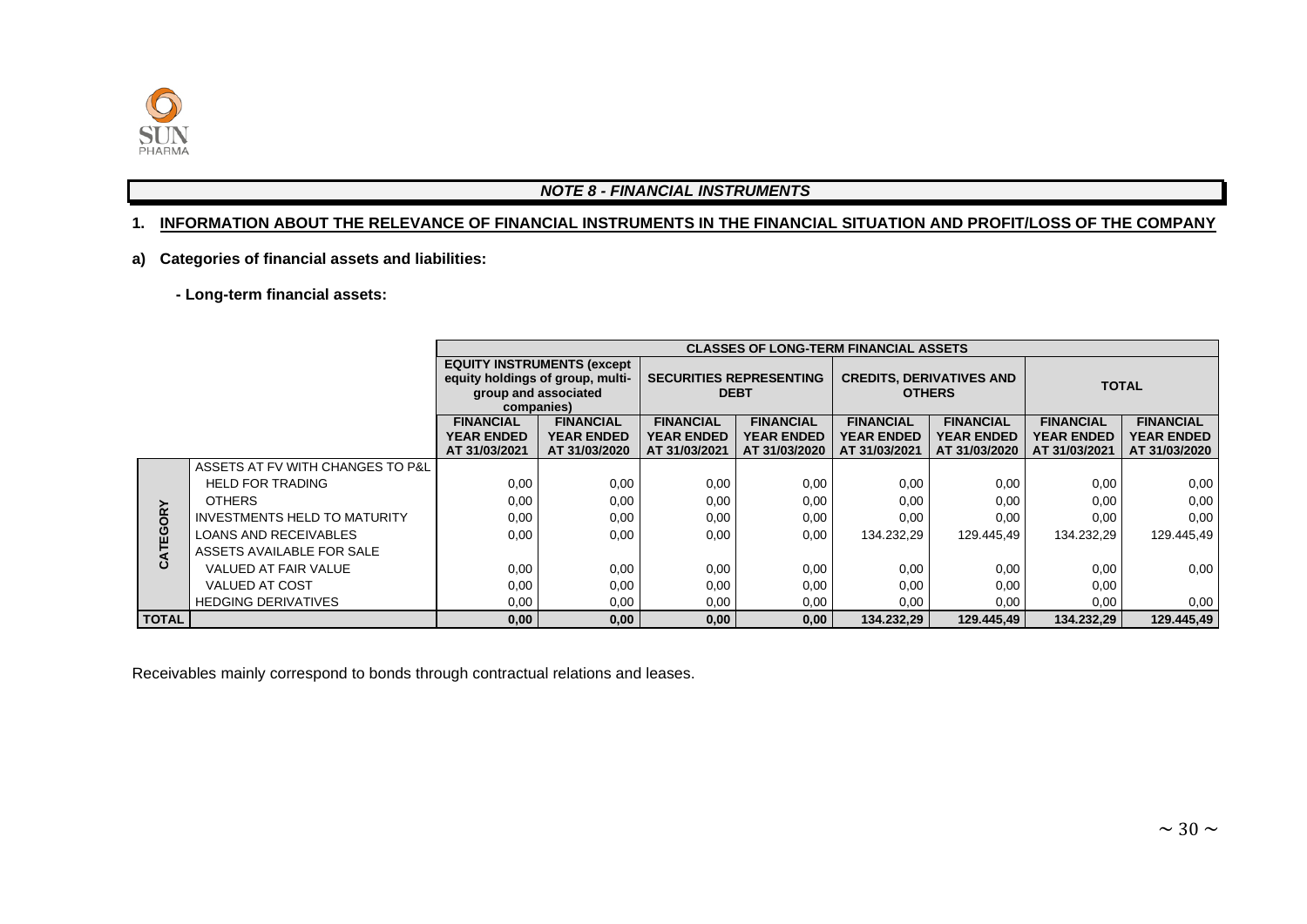## *NOTE 8 - FINANCIAL INSTRUMENTS*

### 1. INFORMATION ABOUT THE RELEVANCE OF FINANCIAL INSTRUMENTS IN THE FINANCIAL SITUATION AND PROFIT/LOSS OF THE COMPANY

**a) Categories of financial assets and liabilities:**

**- Long-term financial assets:**

| | | CLASSES OF LONG-TERM FINANCIAL ASSETS | | | | | | | |
|---|---|---|---|---|---|---|---|---|---|
| | | EQUITY INSTRUMENTS (except equity holdings of group, multi-group and associated companies) | | SECURITIES REPRESENTING DEBT | | CREDITS, DERIVATIVES AND OTHERS | | TOTAL | |
| | | FINANCIAL YEAR ENDED AT 31/03/2021 | FINANCIAL YEAR ENDED AT 31/03/2020 | FINANCIAL YEAR ENDED AT 31/03/2021 | FINANCIAL YEAR ENDED AT 31/03/2020 | FINANCIAL YEAR ENDED AT 31/03/2021 | FINANCIAL YEAR ENDED AT 31/03/2020 | FINANCIAL YEAR ENDED AT 31/03/2021 | FINANCIAL YEAR ENDED AT 31/03/2020 |
| CATEGORY | ASSETS AT FV WITH CHANGES TO P&L | | | | | | | | |
| | HELD FOR TRADING | 0,00 | 0,00 | 0,00 | 0,00 | 0,00 | 0,00 | 0,00 | 0,00 |
| | OTHERS | 0,00 | 0,00 | 0,00 | 0,00 | 0,00 | 0,00 | 0,00 | 0,00 |
| | INVESTMENTS HELD TO MATURITY | 0,00 | 0,00 | 0,00 | 0,00 | 0,00 | 0,00 | 0,00 | 0,00 |
| | LOANS AND RECEIVABLES | 0,00 | 0,00 | 0,00 | 0,00 | 134.232,29 | 129.445,49 | 134.232,29 | 129.445,49 |
| | ASSETS AVAILABLE FOR SALE | | | | | | | | |
| | VALUED AT FAIR VALUE | 0,00 | 0,00 | 0,00 | 0,00 | 0,00 | 0,00 | 0,00 | 0,00 |
| | VALUED AT COST | 0,00 | 0,00 | 0,00 | 0,00 | 0,00 | 0,00 | 0,00 | |
| | HEDGING DERIVATIVES | 0,00 | 0,00 | 0,00 | 0,00 | 0,00 | 0,00 | 0,00 | 0,00 |
| **TOTAL** | | **0,00** | **0,00** | **0,00** | **0,00** | **134.232,29** | **129.445,49** | **134.232,29** | **129.445,49** |

Receivables mainly correspond to bonds through contractual relations and leases.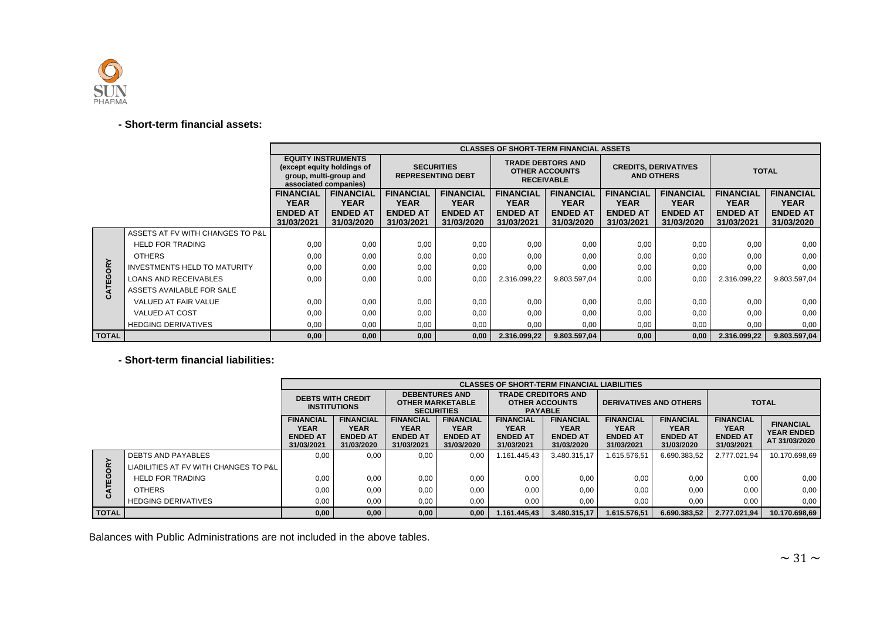**- Short-term financial assets:**

| | | CLASSES OF SHORT-TERM FINANCIAL ASSETS | | | | | | | | | |
|---|---|---|---|---|---|---|---|---|---|---|---|
| | | EQUITY INSTRUMENTS (except equity holdings of group, multi-group and associated companies) | | SECURITIES REPRESENTING DEBT | | TRADE DEBTORS AND OTHER ACCOUNTS RECEIVABLE | | CREDITS, DERIVATIVES AND OTHERS | | TOTAL | |
| | | FINANCIAL YEAR ENDED AT 31/03/2021 | FINANCIAL YEAR ENDED AT 31/03/2020 | FINANCIAL YEAR ENDED AT 31/03/2021 | FINANCIAL YEAR ENDED AT 31/03/2020 | FINANCIAL YEAR ENDED AT 31/03/2021 | FINANCIAL YEAR ENDED AT 31/03/2020 | FINANCIAL YEAR ENDED AT 31/03/2021 | FINANCIAL YEAR ENDED AT 31/03/2020 | FINANCIAL YEAR ENDED AT 31/03/2021 | FINANCIAL YEAR ENDED AT 31/03/2020 |
| CATEGORY | ASSETS AT FV WITH CHANGES TO P&L | | | | | | | | | | |
| | HELD FOR TRADING | 0,00 | 0,00 | 0,00 | 0,00 | 0,00 | 0,00 | 0,00 | 0,00 | 0,00 | 0,00 |
| | OTHERS | 0,00 | 0,00 | 0,00 | 0,00 | 0,00 | 0,00 | 0,00 | 0,00 | 0,00 | 0,00 |
| | INVESTMENTS HELD TO MATURITY | 0,00 | 0,00 | 0,00 | 0,00 | 0,00 | 0,00 | 0,00 | 0,00 | 0,00 | 0,00 |
| | LOANS AND RECEIVABLES | 0,00 | 0,00 | 0,00 | 0,00 | 2.316.099,22 | 9.803.597,04 | 0,00 | 0,00 | 2.316.099,22 | 9.803.597,04 |
| | ASSETS AVAILABLE FOR SALE | | | | | | | | | | |
| | VALUED AT FAIR VALUE | 0,00 | 0,00 | 0,00 | 0,00 | 0,00 | 0,00 | 0,00 | 0,00 | 0,00 | 0,00 |
| | VALUED AT COST | 0,00 | 0,00 | 0,00 | 0,00 | 0,00 | 0,00 | 0,00 | 0,00 | 0,00 | 0,00 |
| | HEDGING DERIVATIVES | 0,00 | 0,00 | 0,00 | 0,00 | 0,00 | 0,00 | 0,00 | 0,00 | 0,00 | 0,00 |
| TOTAL | | 0,00 | 0,00 | 0,00 | 0,00 | 2.316.099,22 | 9.803.597,04 | 0,00 | 0,00 | 2.316.099,22 | 9.803.597,04 |

**- Short-term financial liabilities:**

| | | CLASSES OF SHORT-TERM FINANCIAL LIABILITIES | | | | | | | | | |
|---|---|---|---|---|---|---|---|---|---|---|---|
| | | DEBTS WITH CREDIT INSTITUTIONS | | DEBENTURES AND OTHER MARKETABLE SECURITIES | | TRADE CREDITORS AND OTHER ACCOUNTS PAYABLE | | DERIVATIVES AND OTHERS | | TOTAL | |
| | | FINANCIAL YEAR ENDED AT 31/03/2021 | FINANCIAL YEAR ENDED AT 31/03/2020 | FINANCIAL YEAR ENDED AT 31/03/2021 | FINANCIAL YEAR ENDED AT 31/03/2020 | FINANCIAL YEAR ENDED AT 31/03/2021 | FINANCIAL YEAR ENDED AT 31/03/2020 | FINANCIAL YEAR ENDED AT 31/03/2021 | FINANCIAL YEAR ENDED AT 31/03/2020 | FINANCIAL YEAR ENDED AT 31/03/2021 | FINANCIAL YEAR ENDED AT 31/03/2020 |
| CATEGORY | DEBTS AND PAYABLES | 0,00 | 0,00 | 0,00 | 0,00 | 1.161.445,43 | 3.480.315,17 | 1.615.576,51 | 6.690.383,52 | 2.777.021,94 | 10.170.698,69 |
| | LIABILITIES AT FV WITH CHANGES TO P&L | | | | | | | | | | |
| | HELD FOR TRADING | 0,00 | 0,00 | 0,00 | 0,00 | 0,00 | 0,00 | 0,00 | 0,00 | 0,00 | 0,00 |
| | OTHERS | 0,00 | 0,00 | 0,00 | 0,00 | 0,00 | 0,00 | 0,00 | 0,00 | 0,00 | 0,00 |
| | HEDGING DERIVATIVES | 0,00 | 0,00 | 0,00 | 0,00 | 0,00 | 0,00 | 0,00 | 0,00 | 0,00 | 0,00 |
| TOTAL | | 0,00 | 0,00 | 0,00 | 0,00 | 1.161.445,43 | 3.480.315,17 | 1.615.576,51 | 6.690.383,52 | 2.777.021,94 | 10.170.698,69 |

Balances with Public Administrations are not included in the above tables.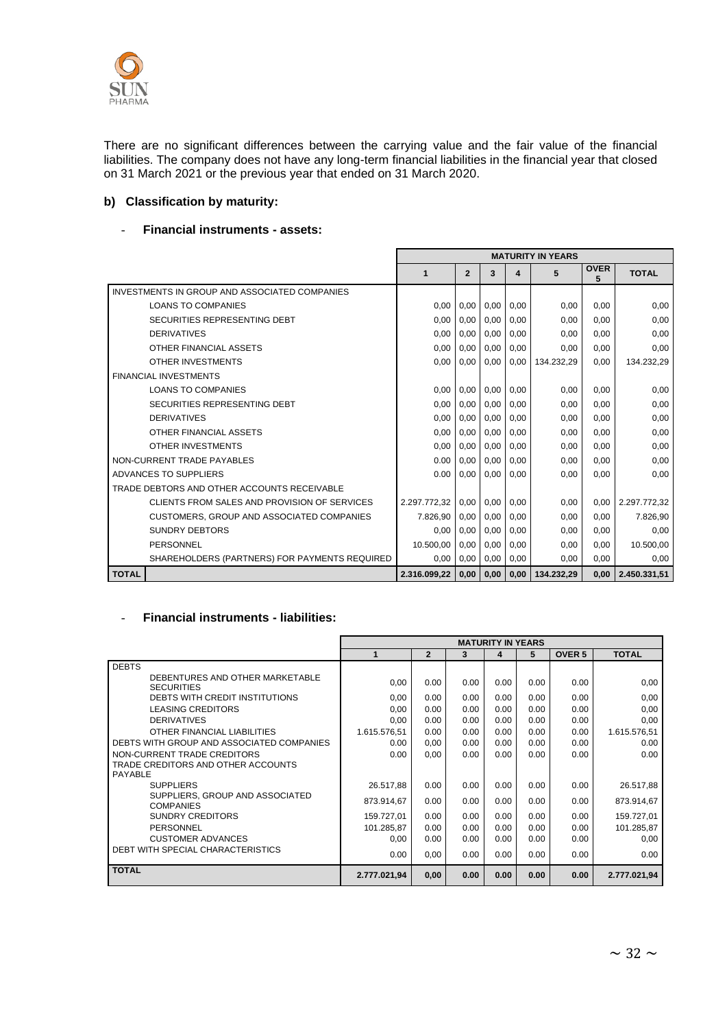There are no significant differences between the carrying value and the fair value of the financial liabilities. The company does not have any long-term financial liabilities in the financial year that closed on 31 March 2021 or the previous year that ended on 31 March 2020.

## b) Classification by maturity:

- **Financial instruments - assets:**

| | MATURITY IN YEARS | | | | | | |
|---|---|---|---|---|---|---|---|
| | 1 | 2 | 3 | 4 | 5 | OVER 5 | TOTAL |
| INVESTMENTS IN GROUP AND ASSOCIATED COMPANIES | | | | | | | |
| LOANS TO COMPANIES | 0,00 | 0,00 | 0,00 | 0,00 | 0,00 | 0,00 | 0,00 |
| SECURITIES REPRESENTING DEBT | 0,00 | 0,00 | 0,00 | 0,00 | 0,00 | 0,00 | 0,00 |
| DERIVATIVES | 0,00 | 0,00 | 0,00 | 0,00 | 0,00 | 0,00 | 0,00 |
| OTHER FINANCIAL ASSETS | 0,00 | 0,00 | 0,00 | 0,00 | 0,00 | 0,00 | 0,00 |
| OTHER INVESTMENTS | 0,00 | 0,00 | 0,00 | 0,00 | 134.232,29 | 0,00 | 134.232,29 |
| FINANCIAL INVESTMENTS | | | | | | | |
| LOANS TO COMPANIES | 0,00 | 0,00 | 0,00 | 0,00 | 0,00 | 0,00 | 0,00 |
| SECURITIES REPRESENTING DEBT | 0,00 | 0,00 | 0,00 | 0,00 | 0,00 | 0,00 | 0,00 |
| DERIVATIVES | 0,00 | 0,00 | 0,00 | 0,00 | 0,00 | 0,00 | 0,00 |
| OTHER FINANCIAL ASSETS | 0,00 | 0,00 | 0,00 | 0,00 | 0,00 | 0,00 | 0,00 |
| OTHER INVESTMENTS | 0,00 | 0,00 | 0,00 | 0,00 | 0,00 | 0,00 | 0,00 |
| NON-CURRENT TRADE PAYABLES | 0.00 | 0,00 | 0,00 | 0,00 | 0,00 | 0,00 | 0,00 |
| ADVANCES TO SUPPLIERS | 0.00 | 0,00 | 0,00 | 0,00 | 0,00 | 0,00 | 0,00 |
| TRADE DEBTORS AND OTHER ACCOUNTS RECEIVABLE | | | | | | | |
| CLIENTS FROM SALES AND PROVISION OF SERVICES | 2.297.772,32 | 0,00 | 0,00 | 0,00 | 0,00 | 0,00 | 2.297.772,32 |
| CUSTOMERS, GROUP AND ASSOCIATED COMPANIES | 7.826,90 | 0,00 | 0,00 | 0,00 | 0,00 | 0,00 | 7.826,90 |
| SUNDRY DEBTORS | 0,00 | 0,00 | 0,00 | 0,00 | 0,00 | 0,00 | 0,00 |
| PERSONNEL | 10.500,00 | 0,00 | 0,00 | 0,00 | 0,00 | 0,00 | 10.500,00 |
| SHAREHOLDERS (PARTNERS) FOR PAYMENTS REQUIRED | 0,00 | 0,00 | 0,00 | 0,00 | 0,00 | 0,00 | 0,00 |
| **TOTAL** | **2.316.099,22** | **0,00** | **0,00** | **0,00** | **134.232,29** | **0,00** | **2.450.331,51** |

- **Financial instruments - liabilities:**

| | MATURITY IN YEARS | | | | | | |
|---|---|---|---|---|---|---|---|
| | 1 | 2 | 3 | 4 | 5 | OVER 5 | TOTAL |
| DEBTS | | | | | | | |
| DEBENTURES AND OTHER MARKETABLE SECURITIES | 0,00 | 0.00 | 0.00 | 0.00 | 0.00 | 0.00 | 0,00 |
| DEBTS WITH CREDIT INSTITUTIONS | 0,00 | 0.00 | 0.00 | 0.00 | 0.00 | 0.00 | 0,00 |
| LEASING CREDITORS | 0,00 | 0.00 | 0.00 | 0.00 | 0.00 | 0.00 | 0,00 |
| DERIVATIVES | 0,00 | 0.00 | 0.00 | 0.00 | 0.00 | 0.00 | 0,00 |
| OTHER FINANCIAL LIABILITIES | 1.615.576,51 | 0.00 | 0.00 | 0.00 | 0.00 | 0.00 | 1.615.576,51 |
| DEBTS WITH GROUP AND ASSOCIATED COMPANIES | 0.00 | 0,00 | 0.00 | 0.00 | 0.00 | 0.00 | 0.00 |
| NON-CURRENT TRADE CREDITORS | 0.00 | 0,00 | 0.00 | 0.00 | 0.00 | 0.00 | 0.00 |
| TRADE CREDITORS AND OTHER ACCOUNTS PAYABLE | | | | | | | |
| SUPPLIERS | 26.517,88 | 0.00 | 0.00 | 0.00 | 0.00 | 0.00 | 26.517,88 |
| SUPPLIERS, GROUP AND ASSOCIATED COMPANIES | 873.914,67 | 0.00 | 0.00 | 0.00 | 0.00 | 0.00 | 873.914,67 |
| SUNDRY CREDITORS | 159.727,01 | 0.00 | 0.00 | 0.00 | 0.00 | 0.00 | 159.727,01 |
| PERSONNEL | 101.285,87 | 0.00 | 0.00 | 0.00 | 0.00 | 0.00 | 101.285,87 |
| CUSTOMER ADVANCES | 0,00 | 0.00 | 0.00 | 0.00 | 0.00 | 0.00 | 0,00 |
| DEBT WITH SPECIAL CHARACTERISTICS | 0.00 | 0,00 | 0.00 | 0.00 | 0.00 | 0.00 | 0.00 |
| **TOTAL** | **2.777.021,94** | **0,00** | **0.00** | **0.00** | **0.00** | **0.00** | **2.777.021,94** |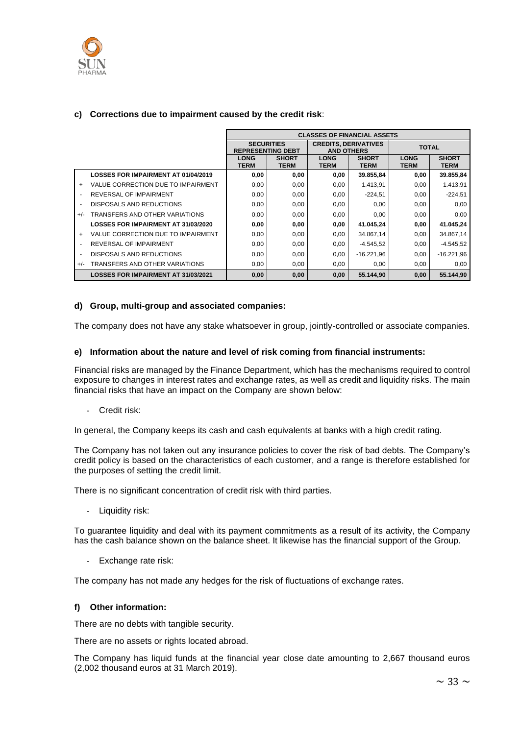#### c) Corrections due to impairment caused by the credit risk:

| | | CLASSES OF FINANCIAL ASSETS | | | | | |
|---|---|---|---|---|---|---|---|
| | | SECURITIES REPRESENTING DEBT | | CREDITS, DERIVATIVES AND OTHERS | | TOTAL | |
| | | LONG TERM | SHORT TERM | LONG TERM | SHORT TERM | LONG TERM | SHORT TERM |
| | **LOSSES FOR IMPAIRMENT AT 01/04/2019** | **0,00** | **0,00** | **0,00** | **39.855,84** | **0,00** | **39.855,84** |
| + | VALUE CORRECTION DUE TO IMPAIRMENT | 0,00 | 0,00 | 0,00 | 1.413,91 | 0,00 | 1.413,91 |
| - | REVERSAL OF IMPAIRMENT | 0,00 | 0,00 | 0,00 | -224,51 | 0,00 | -224,51 |
| - | DISPOSALS AND REDUCTIONS | 0,00 | 0,00 | 0,00 | 0,00 | 0,00 | 0,00 |
| +/- | TRANSFERS AND OTHER VARIATIONS | 0,00 | 0,00 | 0,00 | 0,00 | 0,00 | 0,00 |
| | **LOSSES FOR IMPAIRMENT AT 31/03/2020** | **0,00** | **0,00** | **0,00** | **41.045,24** | **0,00** | **41.045,24** |
| + | VALUE CORRECTION DUE TO IMPAIRMENT | 0,00 | 0,00 | 0,00 | 34.867,14 | 0,00 | 34.867,14 |
| - | REVERSAL OF IMPAIRMENT | 0,00 | 0,00 | 0,00 | -4.545,52 | 0,00 | -4.545,52 |
| - | DISPOSALS AND REDUCTIONS | 0,00 | 0,00 | 0,00 | -16.221,96 | 0,00 | -16.221,96 |
| +/- | TRANSFERS AND OTHER VARIATIONS | 0,00 | 0,00 | 0,00 | 0,00 | 0,00 | 0,00 |
| | **LOSSES FOR IMPAIRMENT AT 31/03/2021** | **0,00** | **0,00** | **0,00** | **55.144,90** | **0,00** | **55.144,90** |

#### d) Group, multi-group and associated companies:

The company does not have any stake whatsoever in group, jointly-controlled or associate companies.

#### e) Information about the nature and level of risk coming from financial instruments:

Financial risks are managed by the Finance Department, which has the mechanisms required to control exposure to changes in interest rates and exchange rates, as well as credit and liquidity risks. The main financial risks that have an impact on the Company are shown below:

- Credit risk:

In general, the Company keeps its cash and cash equivalents at banks with a high credit rating.

The Company has not taken out any insurance policies to cover the risk of bad debts. The Company's credit policy is based on the characteristics of each customer, and a range is therefore established for the purposes of setting the credit limit.

There is no significant concentration of credit risk with third parties.

- Liquidity risk:

To guarantee liquidity and deal with its payment commitments as a result of its activity, the Company has the cash balance shown on the balance sheet. It likewise has the financial support of the Group.

- Exchange rate risk:

The company has not made any hedges for the risk of fluctuations of exchange rates.

#### f) Other information:

There are no debts with tangible security.

There are no assets or rights located abroad.

The Company has liquid funds at the financial year close date amounting to 2,667 thousand euros (2,002 thousand euros at 31 March 2019).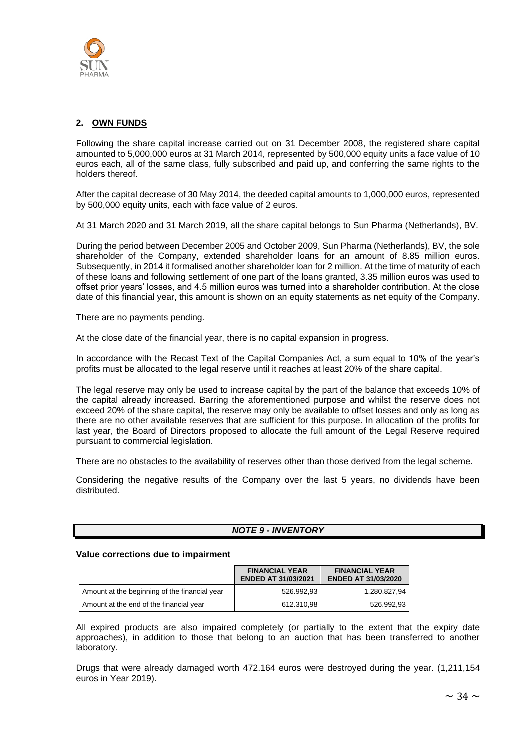## 2. OWN FUNDS

Following the share capital increase carried out on 31 December 2008, the registered share capital amounted to 5,000,000 euros at 31 March 2014, represented by 500,000 equity units a face value of 10 euros each, all of the same class, fully subscribed and paid up, and conferring the same rights to the holders thereof.

After the capital decrease of 30 May 2014, the deeded capital amounts to 1,000,000 euros, represented by 500,000 equity units, each with face value of 2 euros.

At 31 March 2020 and 31 March 2019, all the share capital belongs to Sun Pharma (Netherlands), BV.

During the period between December 2005 and October 2009, Sun Pharma (Netherlands), BV, the sole shareholder of the Company, extended shareholder loans for an amount of 8.85 million euros. Subsequently, in 2014 it formalised another shareholder loan for 2 million. At the time of maturity of each of these loans and following settlement of one part of the loans granted, 3.35 million euros was used to offset prior years' losses, and 4.5 million euros was turned into a shareholder contribution. At the close date of this financial year, this amount is shown on an equity statements as net equity of the Company.

There are no payments pending.

At the close date of the financial year, there is no capital expansion in progress.

In accordance with the Recast Text of the Capital Companies Act, a sum equal to 10% of the year's profits must be allocated to the legal reserve until it reaches at least 20% of the share capital.

The legal reserve may only be used to increase capital by the part of the balance that exceeds 10% of the capital already increased. Barring the aforementioned purpose and whilst the reserve does not exceed 20% of the share capital, the reserve may only be available to offset losses and only as long as there are no other available reserves that are sufficient for this purpose. In allocation of the profits for last year, the Board of Directors proposed to allocate the full amount of the Legal Reserve required pursuant to commercial legislation.

There are no obstacles to the availability of reserves other than those derived from the legal scheme.

Considering the negative results of the Company over the last 5 years, no dividends have been distributed.

## *NOTE 9 - INVENTORY*

**Value corrections due to impairment**

| | FINANCIAL YEAR ENDED AT 31/03/2021 | FINANCIAL YEAR ENDED AT 31/03/2020 |
|---|---|---|
| Amount at the beginning of the financial year | 526.992,93 | 1.280.827,94 |
| Amount at the end of the financial year | 612.310,98 | 526.992,93 |

All expired products are also impaired completely (or partially to the extent that the expiry date approaches), in addition to those that belong to an auction that has been transferred to another laboratory.

Drugs that were already damaged worth 472.164 euros were destroyed during the year. (1,211,154 euros in Year 2019).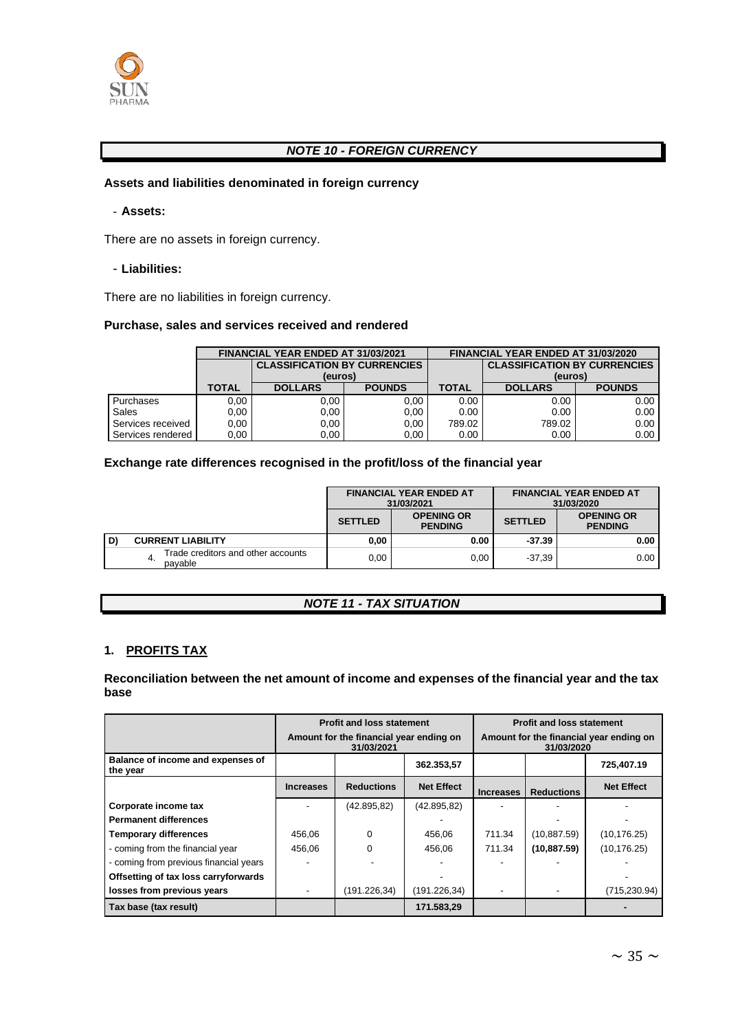## *NOTE 10 - FOREIGN CURRENCY*

**Assets and liabilities denominated in foreign currency**

- **Assets:**

There are no assets in foreign currency.

- **Liabilities:**

There are no liabilities in foreign currency.

**Purchase, sales and services received and rendered**

| | FINANCIAL YEAR ENDED AT 31/03/2021 | | | FINANCIAL YEAR ENDED AT 31/03/2020 | | |
|---|---|---|---|---|---|---|
| | | CLASSIFICATION BY CURRENCIES (euros) | | | CLASSIFICATION BY CURRENCIES (euros) | |
| | TOTAL | DOLLARS | POUNDS | TOTAL | DOLLARS | POUNDS |
| Purchases | 0,00 | 0,00 | 0,00 | 0.00 | 0.00 | 0.00 |
| Sales | 0,00 | 0,00 | 0,00 | 0.00 | 0.00 | 0.00 |
| Services received | 0,00 | 0,00 | 0,00 | 789.02 | 789.02 | 0.00 |
| Services rendered | 0,00 | 0,00 | 0,00 | 0.00 | 0.00 | 0.00 |

**Exchange rate differences recognised in the profit/loss of the financial year**

| | FINANCIAL YEAR ENDED AT 31/03/2021 | | FINANCIAL YEAR ENDED AT 31/03/2020 | |
|---|---|---|---|---|
| | SETTLED | OPENING OR PENDING | SETTLED | OPENING OR PENDING |
| **D) CURRENT LIABILITY** | **0,00** | **0.00** | **-37.39** | **0.00** |
| 4. Trade creditors and other accounts payable | 0,00 | 0,00 | -37,39 | 0.00 |

## *NOTE 11 - TAX SITUATION*

### 1. PROFITS TAX

**Reconciliation between the net amount of income and expenses of the financial year and the tax base**

| | Profit and loss statement<br>Amount for the financial year ending on 31/03/2021 | | | Profit and loss statement<br>Amount for the financial year ending on 31/03/2020 | | |
|---|---|---|---|---|---|---|
| **Balance of income and expenses of the year** | | | 362.353,57 | | | 725,407.19 |
| | Increases | Reductions | Net Effect | Increases | Reductions | Net Effect |
| **Corporate income tax** | - | (42.895,82) | (42.895,82) | - | - | - |
| **Permanent differences** | | | - | | - | - |
| **Temporary differences** | 456,06 | 0 | 456,06 | 711.34 | (10,887.59) | (10,176.25) |
| - coming from the financial year | 456,06 | 0 | 456,06 | 711.34 | **(10,887.59)** | (10,176.25) |
| - coming from previous financial years | - | - | - | - | - | - |
| **Offsetting of tax loss carryforwards** | | | - | | | - |
| **losses from previous years** | - | (191.226,34) | (191.226,34) | - | - | (715,230.94) |
| **Tax base (tax result)** | | | 171.583,29 | | | - |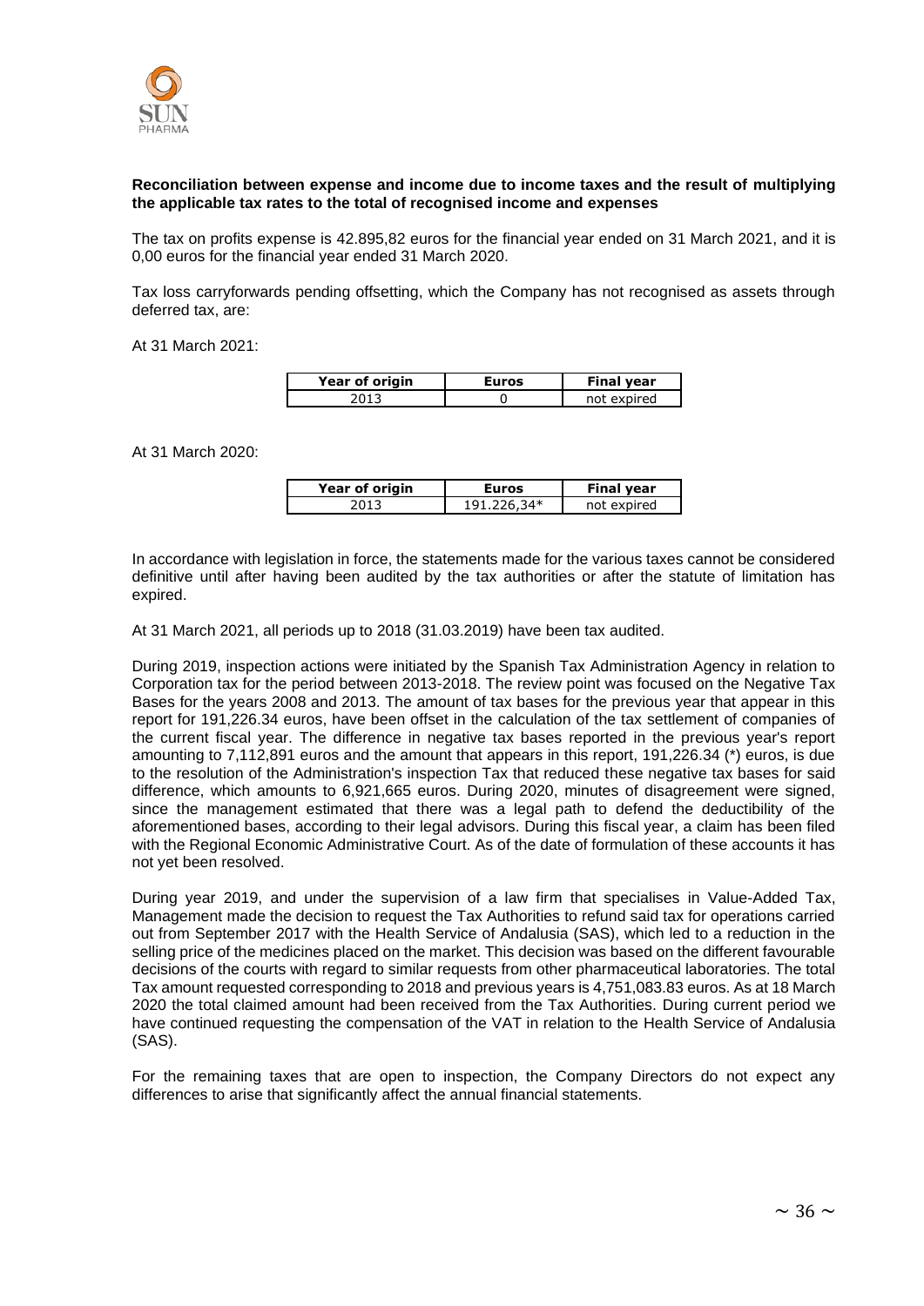**Reconciliation between expense and income due to income taxes and the result of multiplying the applicable tax rates to the total of recognised income and expenses**

The tax on profits expense is 42.895,82 euros for the financial year ended on 31 March 2021, and it is 0,00 euros for the financial year ended 31 March 2020.

Tax loss carryforwards pending offsetting, which the Company has not recognised as assets through deferred tax, are:

At 31 March 2021:

| Year of origin | Euros | Final year |
|---|---|---|
| 2013 | 0 | not expired |

At 31 March 2020:

| Year of origin | Euros | Final year |
|---|---|---|
| 2013 | 191.226,34* | not expired |

In accordance with legislation in force, the statements made for the various taxes cannot be considered definitive until after having been audited by the tax authorities or after the statute of limitation has expired.

At 31 March 2021, all periods up to 2018 (31.03.2019) have been tax audited.

During 2019, inspection actions were initiated by the Spanish Tax Administration Agency in relation to Corporation tax for the period between 2013-2018. The review point was focused on the Negative Tax Bases for the years 2008 and 2013. The amount of tax bases for the previous year that appear in this report for 191,226.34 euros, have been offset in the calculation of the tax settlement of companies of the current fiscal year. The difference in negative tax bases reported in the previous year's report amounting to 7,112,891 euros and the amount that appears in this report, 191,226.34 (*) euros, is due to the resolution of the Administration's inspection Tax that reduced these negative tax bases for said difference, which amounts to 6,921,665 euros. During 2020, minutes of disagreement were signed, since the management estimated that there was a legal path to defend the deductibility of the aforementioned bases, according to their legal advisors. During this fiscal year, a claim has been filed with the Regional Economic Administrative Court. As of the date of formulation of these accounts it has not yet been resolved.

During year 2019, and under the supervision of a law firm that specialises in Value-Added Tax, Management made the decision to request the Tax Authorities to refund said tax for operations carried out from September 2017 with the Health Service of Andalusia (SAS), which led to a reduction in the selling price of the medicines placed on the market. This decision was based on the different favourable decisions of the courts with regard to similar requests from other pharmaceutical laboratories. The total Tax amount requested corresponding to 2018 and previous years is 4,751,083.83 euros. As at 18 March 2020 the total claimed amount had been received from the Tax Authorities. During current period we have continued requesting the compensation of the VAT in relation to the Health Service of Andalusia (SAS).

For the remaining taxes that are open to inspection, the Company Directors do not expect any differences to arise that significantly affect the annual financial statements.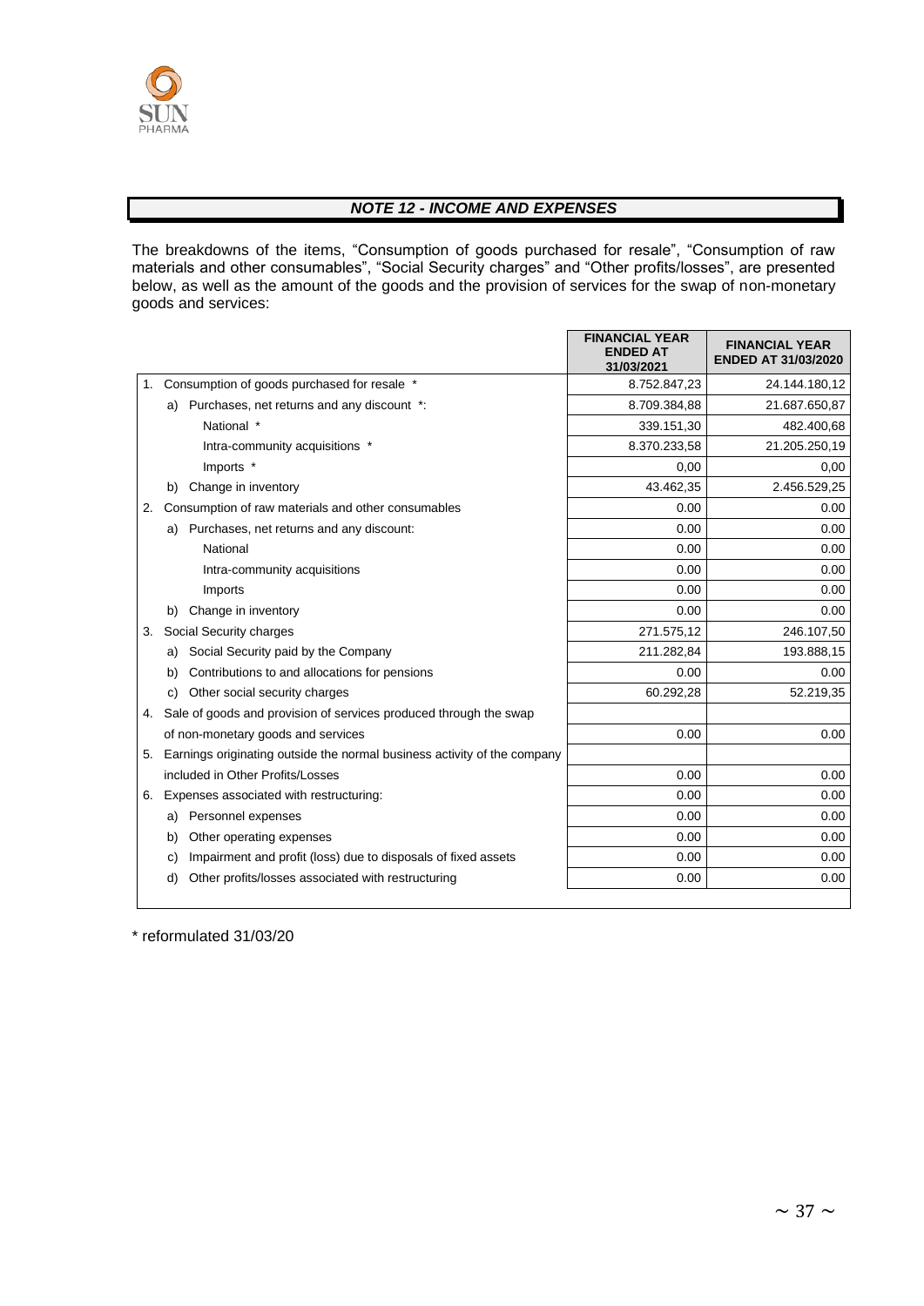## *NOTE 12 - INCOME AND EXPENSES*

The breakdowns of the items, "Consumption of goods purchased for resale", "Consumption of raw materials and other consumables", "Social Security charges" and "Other profits/losses", are presented below, as well as the amount of the goods and the provision of services for the swap of non-monetary goods and services:

| | FINANCIAL YEAR ENDED AT 31/03/2021 | FINANCIAL YEAR ENDED AT 31/03/2020 |
|---|---|---|
| 1. Consumption of goods purchased for resale * | 8.752.847,23 | 24.144.180,12 |
| a) Purchases, net returns and any discount *: | 8.709.384,88 | 21.687.650,87 |
| National * | 339.151,30 | 482.400,68 |
| Intra-community acquisitions * | 8.370.233,58 | 21.205.250,19 |
| Imports * | 0,00 | 0,00 |
| b) Change in inventory | 43.462,35 | 2.456.529,25 |
| 2. Consumption of raw materials and other consumables | 0.00 | 0.00 |
| a) Purchases, net returns and any discount: | 0.00 | 0.00 |
| National | 0.00 | 0.00 |
| Intra-community acquisitions | 0.00 | 0.00 |
| Imports | 0.00 | 0.00 |
| b) Change in inventory | 0.00 | 0.00 |
| 3. Social Security charges | 271.575,12 | 246.107,50 |
| a) Social Security paid by the Company | 211.282,84 | 193.888,15 |
| b) Contributions to and allocations for pensions | 0.00 | 0.00 |
| c) Other social security charges | 60.292,28 | 52.219,35 |
| 4. Sale of goods and provision of services produced through the swap of non-monetary goods and services | 0.00 | 0.00 |
| 5. Earnings originating outside the normal business activity of the company included in Other Profits/Losses | 0.00 | 0.00 |
| 6. Expenses associated with restructuring: | 0.00 | 0.00 |
| a) Personnel expenses | 0.00 | 0.00 |
| b) Other operating expenses | 0.00 | 0.00 |
| c) Impairment and profit (loss) due to disposals of fixed assets | 0.00 | 0.00 |
| d) Other profits/losses associated with restructuring | 0.00 | 0.00 |

\* reformulated 31/03/20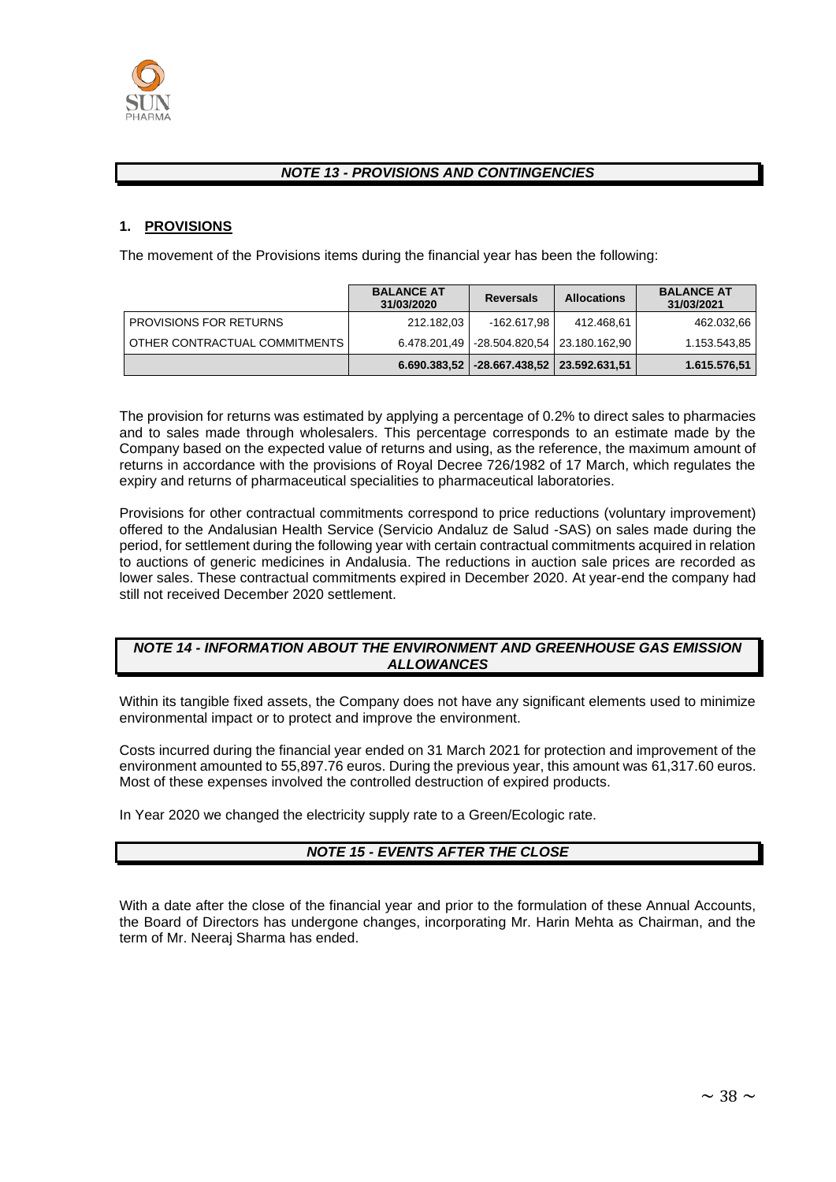## NOTE 13 - PROVISIONS AND CONTINGENCIES

### 1. PROVISIONS

The movement of the Provisions items during the financial year has been the following:

| | BALANCE AT 31/03/2020 | Reversals | Allocations | BALANCE AT 31/03/2021 |
|---|---|---|---|---|
| PROVISIONS FOR RETURNS | 212.182,03 | -162.617,98 | 412.468,61 | 462.032,66 |
| OTHER CONTRACTUAL COMMITMENTS | 6.478.201,49 | -28.504.820,54 | 23.180.162,90 | 1.153.543,85 |
| | **6.690.383,52** | **-28.667.438,52** | **23.592.631,51** | **1.615.576,51** |

The provision for returns was estimated by applying a percentage of 0.2% to direct sales to pharmacies and to sales made through wholesalers. This percentage corresponds to an estimate made by the Company based on the expected value of returns and using, as the reference, the maximum amount of returns in accordance with the provisions of Royal Decree 726/1982 of 17 March, which regulates the expiry and returns of pharmaceutical specialities to pharmaceutical laboratories.

Provisions for other contractual commitments correspond to price reductions (voluntary improvement) offered to the Andalusian Health Service (Servicio Andaluz de Salud -SAS) on sales made during the period, for settlement during the following year with certain contractual commitments acquired in relation to auctions of generic medicines in Andalusia. The reductions in auction sale prices are recorded as lower sales. These contractual commitments expired in December 2020. At year-end the company had still not received December 2020 settlement.

## NOTE 14 - INFORMATION ABOUT THE ENVIRONMENT AND GREENHOUSE GAS EMISSION ALLOWANCES

Within its tangible fixed assets, the Company does not have any significant elements used to minimize environmental impact or to protect and improve the environment.

Costs incurred during the financial year ended on 31 March 2021 for protection and improvement of the environment amounted to 55,897.76 euros. During the previous year, this amount was 61,317.60 euros. Most of these expenses involved the controlled destruction of expired products.

In Year 2020 we changed the electricity supply rate to a Green/Ecologic rate.

## NOTE 15 - EVENTS AFTER THE CLOSE

With a date after the close of the financial year and prior to the formulation of these Annual Accounts, the Board of Directors has undergone changes, incorporating Mr. Harin Mehta as Chairman, and the term of Mr. Neeraj Sharma has ended.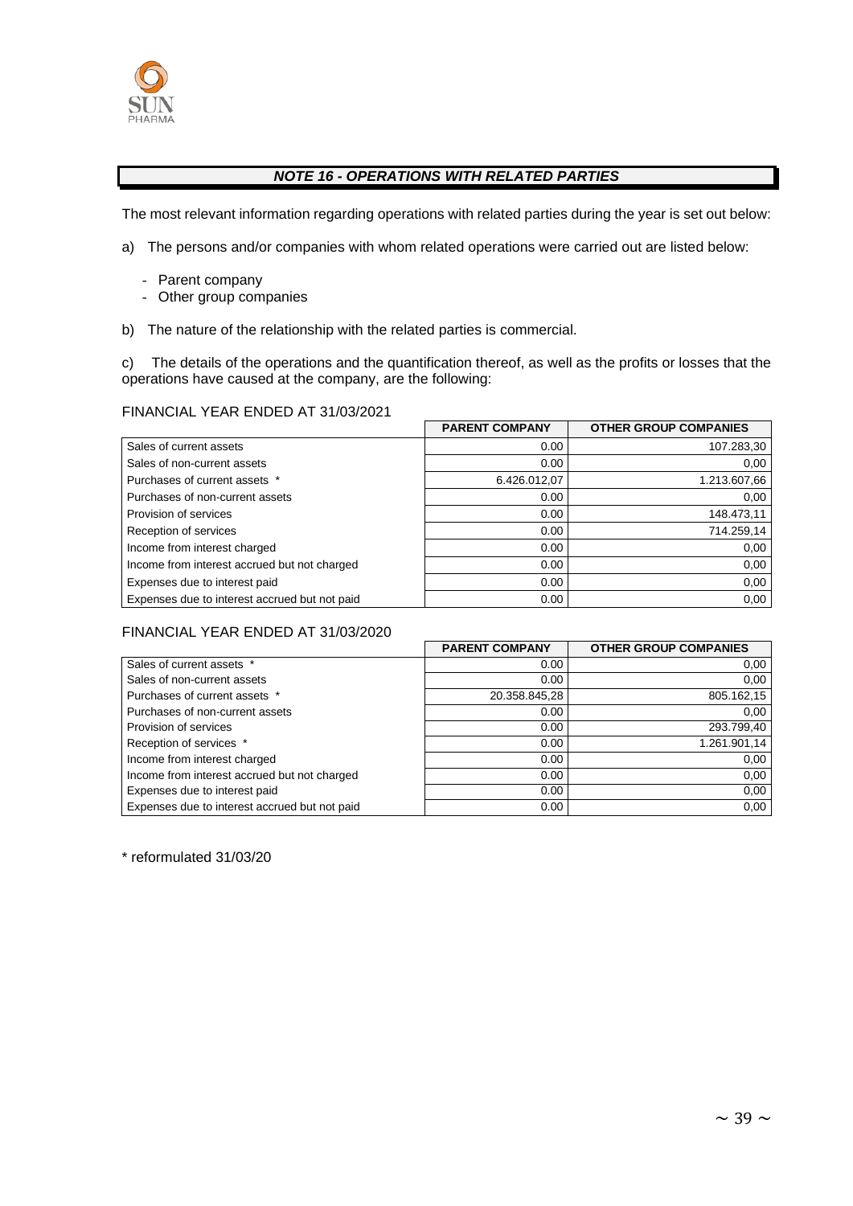## *NOTE 16 - OPERATIONS WITH RELATED PARTIES*

The most relevant information regarding operations with related parties during the year is set out below:

a) The persons and/or companies with whom related operations were carried out are listed below:

- Parent company
- Other group companies

b) The nature of the relationship with the related parties is commercial.

c) The details of the operations and the quantification thereof, as well as the profits or losses that the operations have caused at the company, are the following:

FINANCIAL YEAR ENDED AT 31/03/2021

| | PARENT COMPANY | OTHER GROUP COMPANIES |
|---|---|---|
| Sales of current assets | 0.00 | 107.283,30 |
| Sales of non-current assets | 0.00 | 0,00 |
| Purchases of current assets * | 6.426.012,07 | 1.213.607,66 |
| Purchases of non-current assets | 0.00 | 0,00 |
| Provision of services | 0.00 | 148.473,11 |
| Reception of services | 0.00 | 714.259,14 |
| Income from interest charged | 0.00 | 0,00 |
| Income from interest accrued but not charged | 0.00 | 0,00 |
| Expenses due to interest paid | 0.00 | 0,00 |
| Expenses due to interest accrued but not paid | 0.00 | 0,00 |

FINANCIAL YEAR ENDED AT 31/03/2020

| | PARENT COMPANY | OTHER GROUP COMPANIES |
|---|---|---|
| Sales of current assets * | 0.00 | 0,00 |
| Sales of non-current assets | 0.00 | 0,00 |
| Purchases of current assets * | 20.358.845,28 | 805.162,15 |
| Purchases of non-current assets | 0.00 | 0,00 |
| Provision of services | 0.00 | 293.799,40 |
| Reception of services * | 0.00 | 1.261.901,14 |
| Income from interest charged | 0.00 | 0,00 |
| Income from interest accrued but not charged | 0.00 | 0,00 |
| Expenses due to interest paid | 0.00 | 0,00 |
| Expenses due to interest accrued but not paid | 0.00 | 0,00 |

\* reformulated 31/03/20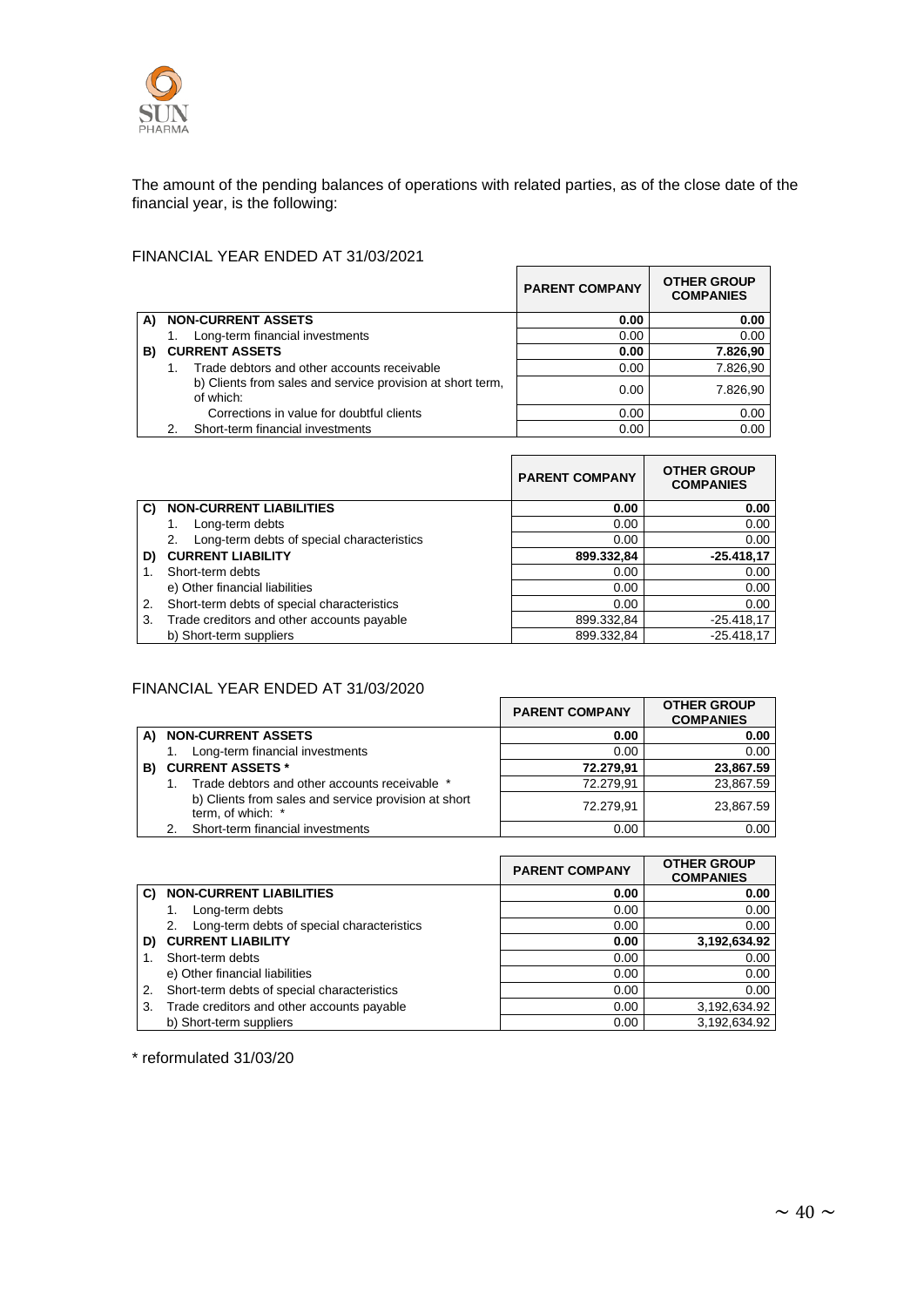The amount of the pending balances of operations with related parties, as of the close date of the financial year, is the following:

FINANCIAL YEAR ENDED AT 31/03/2021

| | | PARENT COMPANY | OTHER GROUP COMPANIES |
|---|---|---|---|
| **A)** | **NON-CURRENT ASSETS** | **0.00** | **0.00** |
| | 1. Long-term financial investments | 0.00 | 0.00 |
| **B)** | **CURRENT ASSETS** | **0.00** | **7.826,90** |
| | 1. Trade debtors and other accounts receivable | 0.00 | 7.826,90 |
| | b) Clients from sales and service provision at short term, of which: | 0.00 | 7.826,90 |
| | Corrections in value for doubtful clients | 0.00 | 0.00 |
| | 2. Short-term financial investments | 0.00 | 0.00 |

| | | PARENT COMPANY | OTHER GROUP COMPANIES |
|---|---|---|---|
| **C)** | **NON-CURRENT LIABILITIES** | **0.00** | **0.00** |
| | 1. Long-term debts | 0.00 | 0.00 |
| | 2. Long-term debts of special characteristics | 0.00 | 0.00 |
| **D)** | **CURRENT LIABILITY** | **899.332,84** | **-25.418,17** |
| 1. | Short-term debts | 0.00 | 0.00 |
| | e) Other financial liabilities | 0.00 | 0.00 |
| 2. | Short-term debts of special characteristics | 0.00 | 0.00 |
| 3. | Trade creditors and other accounts payable | 899.332,84 | -25.418,17 |
| | b) Short-term suppliers | 899.332,84 | -25.418,17 |

FINANCIAL YEAR ENDED AT 31/03/2020

| | | PARENT COMPANY | OTHER GROUP COMPANIES |
|---|---|---|---|
| **A)** | **NON-CURRENT ASSETS** | **0.00** | **0.00** |
| | 1. Long-term financial investments | 0.00 | 0.00 |
| **B)** | **CURRENT ASSETS *** | **72.279,91** | **23,867.59** |
| | 1. Trade debtors and other accounts receivable * | 72.279,91 | 23,867.59 |
| | b) Clients from sales and service provision at short term, of which: * | 72.279,91 | 23,867.59 |
| | 2. Short-term financial investments | 0.00 | 0.00 |

| | | PARENT COMPANY | OTHER GROUP COMPANIES |
|---|---|---|---|
| **C)** | **NON-CURRENT LIABILITIES** | **0.00** | **0.00** |
| | 1. Long-term debts | 0.00 | 0.00 |
| | 2. Long-term debts of special characteristics | 0.00 | 0.00 |
| **D)** | **CURRENT LIABILITY** | **0.00** | **3,192,634.92** |
| 1. | Short-term debts | 0.00 | 0.00 |
| | e) Other financial liabilities | 0.00 | 0.00 |
| 2. | Short-term debts of special characteristics | 0.00 | 0.00 |
| 3. | Trade creditors and other accounts payable | 0.00 | 3,192,634.92 |
| | b) Short-term suppliers | 0.00 | 3,192,634.92 |

* reformulated 31/03/20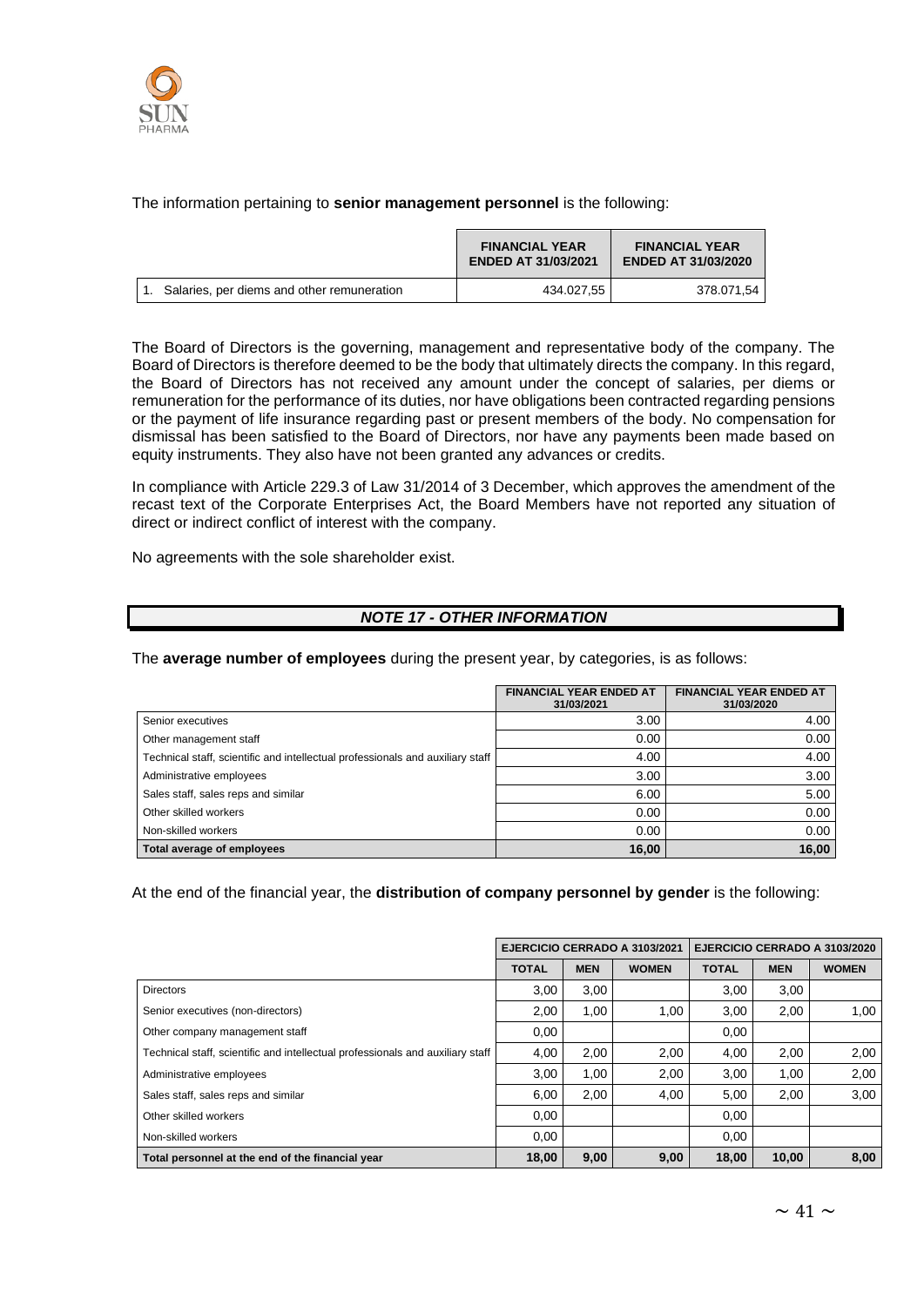The information pertaining to **senior management personnel** is the following:

| | FINANCIAL YEAR ENDED AT 31/03/2021 | FINANCIAL YEAR ENDED AT 31/03/2020 |
|---|---|---|
| 1. Salaries, per diems and other remuneration | 434.027,55 | 378.071,54 |

The Board of Directors is the governing, management and representative body of the company. The Board of Directors is therefore deemed to be the body that ultimately directs the company. In this regard, the Board of Directors has not received any amount under the concept of salaries, per diems or remuneration for the performance of its duties, nor have obligations been contracted regarding pensions or the payment of life insurance regarding past or present members of the body. No compensation for dismissal has been satisfied to the Board of Directors, nor have any payments been made based on equity instruments. They also have not been granted any advances or credits.

In compliance with Article 229.3 of Law 31/2014 of 3 December, which approves the amendment of the recast text of the Corporate Enterprises Act, the Board Members have not reported any situation of direct or indirect conflict of interest with the company.

No agreements with the sole shareholder exist.

## *NOTE 17 - OTHER INFORMATION*

The **average number of employees** during the present year, by categories, is as follows:

| | FINANCIAL YEAR ENDED AT 31/03/2021 | FINANCIAL YEAR ENDED AT 31/03/2020 |
|---|---|---|
| Senior executives | 3.00 | 4.00 |
| Other management staff | 0.00 | 0.00 |
| Technical staff, scientific and intellectual professionals and auxiliary staff | 4.00 | 4.00 |
| Administrative employees | 3.00 | 3.00 |
| Sales staff, sales reps and similar | 6.00 | 5.00 |
| Other skilled workers | 0.00 | 0.00 |
| Non-skilled workers | 0.00 | 0.00 |
| **Total average of employees** | **16,00** | **16,00** |

At the end of the financial year, the **distribution of company personnel by gender** is the following:

| | EJERCICIO CERRADO A 3103/2021 | | | EJERCICIO CERRADO A 3103/2020 | | |
|---|---|---|---|---|---|---|
| | TOTAL | MEN | WOMEN | TOTAL | MEN | WOMEN |
| Directors | 3,00 | 3,00 | | 3,00 | 3,00 | |
| Senior executives (non-directors) | 2,00 | 1,00 | 1,00 | 3,00 | 2,00 | 1,00 |
| Other company management staff | 0,00 | | | 0,00 | | |
| Technical staff, scientific and intellectual professionals and auxiliary staff | 4,00 | 2,00 | 2,00 | 4,00 | 2,00 | 2,00 |
| Administrative employees | 3,00 | 1,00 | 2,00 | 3,00 | 1,00 | 2,00 |
| Sales staff, sales reps and similar | 6,00 | 2,00 | 4,00 | 5,00 | 2,00 | 3,00 |
| Other skilled workers | 0,00 | | | 0,00 | | |
| Non-skilled workers | 0,00 | | | 0,00 | | |
| **Total personnel at the end of the financial year** | **18,00** | **9,00** | **9,00** | **18,00** | **10,00** | **8,00** |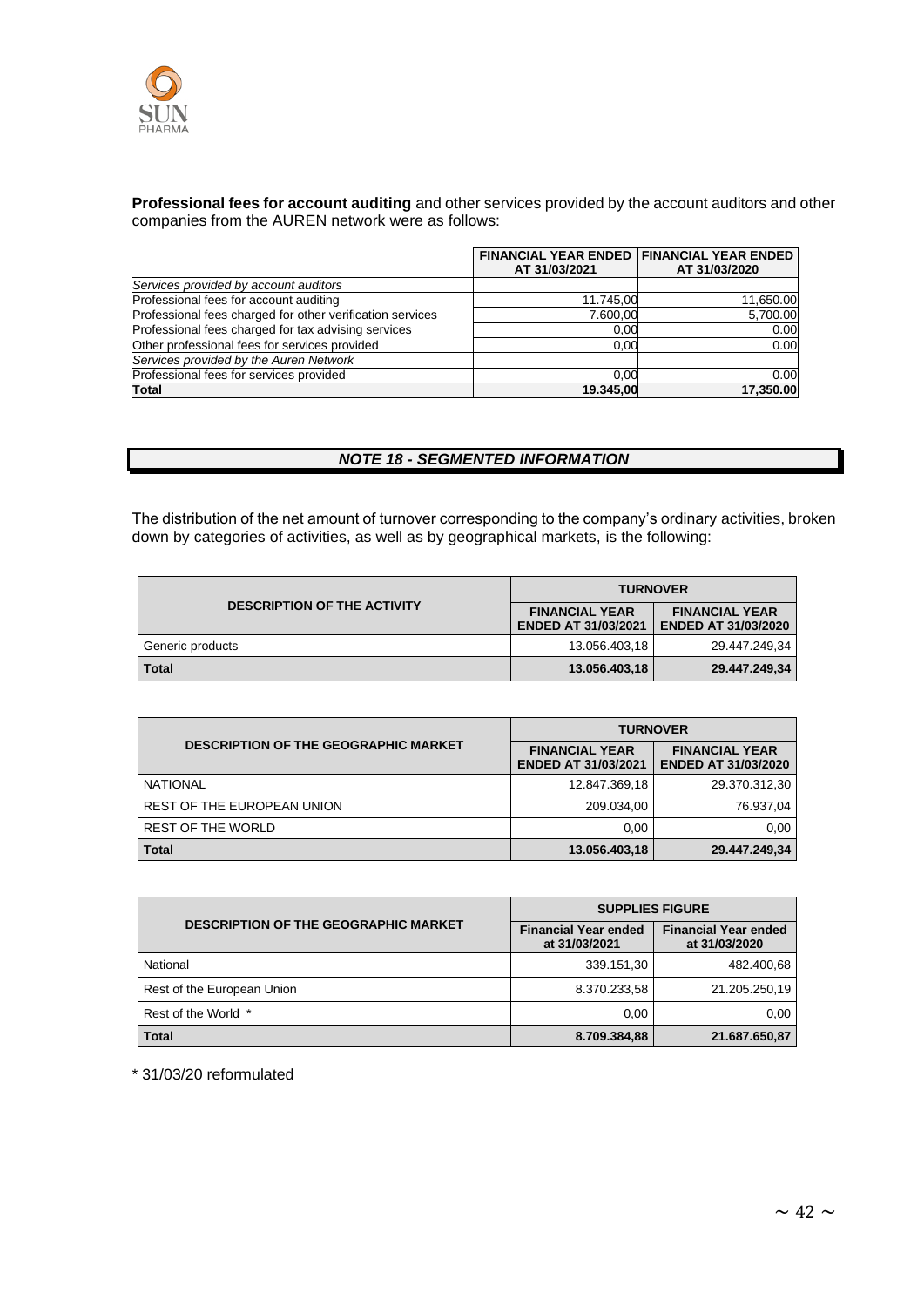**Professional fees for account auditing** and other services provided by the account auditors and other companies from the AUREN network were as follows:

| | FINANCIAL YEAR ENDED AT 31/03/2021 | FINANCIAL YEAR ENDED AT 31/03/2020 |
|---|---|---|
| *Services provided by account auditors* | | |
| Professional fees for account auditing | 11.745,00 | 11,650.00 |
| Professional fees charged for other verification services | 7.600,00 | 5,700.00 |
| Professional fees charged for tax advising services | 0,00 | 0.00 |
| Other professional fees for services provided | 0,00 | 0.00 |
| *Services provided by the Auren Network* | | |
| Professional fees for services provided | 0,00 | 0.00 |
| **Total** | **19.345,00** | **17,350.00** |

## *NOTE 18 - SEGMENTED INFORMATION*

The distribution of the net amount of turnover corresponding to the company's ordinary activities, broken down by categories of activities, as well as by geographical markets, is the following:

| DESCRIPTION OF THE ACTIVITY | TURNOVER | |
|---|---|---|
| | FINANCIAL YEAR ENDED AT 31/03/2021 | FINANCIAL YEAR ENDED AT 31/03/2020 |
| Generic products | 13.056.403,18 | 29.447.249,34 |
| **Total** | **13.056.403,18** | **29.447.249,34** |

| DESCRIPTION OF THE GEOGRAPHIC MARKET | TURNOVER | |
|---|---|---|
| | FINANCIAL YEAR ENDED AT 31/03/2021 | FINANCIAL YEAR ENDED AT 31/03/2020 |
| NATIONAL | 12.847.369,18 | 29.370.312,30 |
| REST OF THE EUROPEAN UNION | 209.034,00 | 76.937,04 |
| REST OF THE WORLD | 0,00 | 0,00 |
| **Total** | **13.056.403,18** | **29.447.249,34** |

| DESCRIPTION OF THE GEOGRAPHIC MARKET | SUPPLIES FIGURE | |
|---|---|---|
| | Financial Year ended at 31/03/2021 | Financial Year ended at 31/03/2020 |
| National | 339.151,30 | 482.400,68 |
| Rest of the European Union | 8.370.233,58 | 21.205.250,19 |
| Rest of the World * | 0,00 | 0,00 |
| **Total** | **8.709.384,88** | **21.687.650,87** |

* 31/03/20 reformulated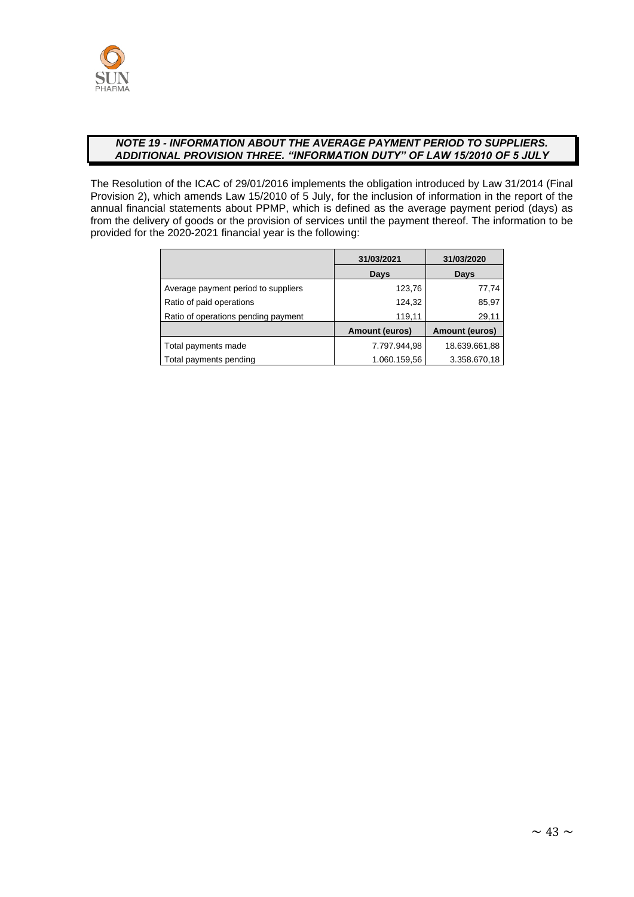### *NOTE 19 - INFORMATION ABOUT THE AVERAGE PAYMENT PERIOD TO SUPPLIERS. ADDITIONAL PROVISION THREE. "INFORMATION DUTY" OF LAW 15/2010 OF 5 JULY*

The Resolution of the ICAC of 29/01/2016 implements the obligation introduced by Law 31/2014 (Final Provision 2), which amends Law 15/2010 of 5 July, for the inclusion of information in the report of the annual financial statements about PPMP, which is defined as the average payment period (days) as from the delivery of goods or the provision of services until the payment thereof. The information to be provided for the 2020-2021 financial year is the following:

| | 31/03/2021 | 31/03/2020 |
|---|---|---|
| | **Days** | **Days** |
| Average payment period to suppliers | 123,76 | 77,74 |
| Ratio of paid operations | 124,32 | 85,97 |
| Ratio of operations pending payment | 119,11 | 29,11 |
| | **Amount (euros)** | **Amount (euros)** |
| Total payments made | 7.797.944,98 | 18.639.661,88 |
| Total payments pending | 1.060.159,56 | 3.358.670,18 |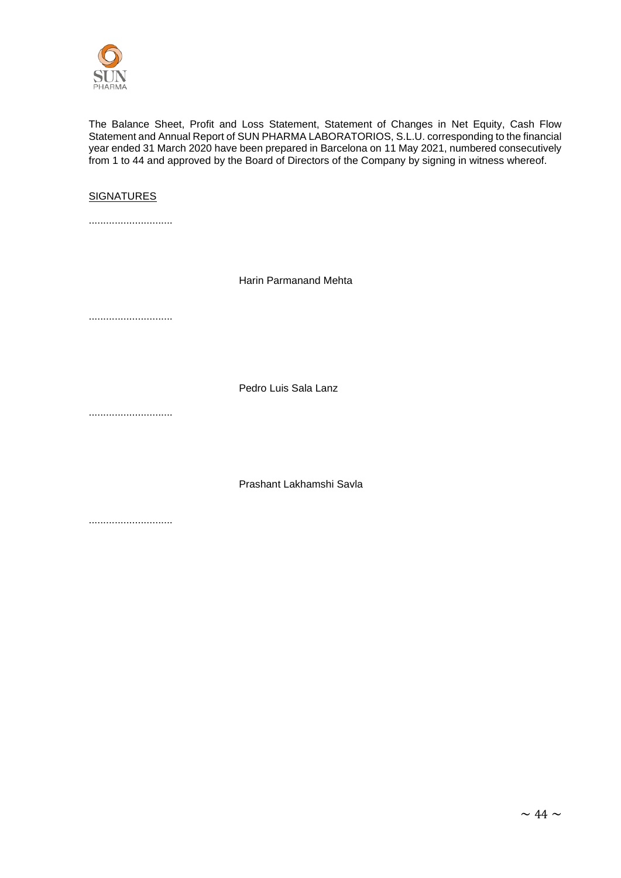The Balance Sheet, Profit and Loss Statement, Statement of Changes in Net Equity, Cash Flow Statement and Annual Report of SUN PHARMA LABORATORIOS, S.L.U. corresponding to the financial year ended 31 March 2020 have been prepared in Barcelona on 11 May 2021, numbered consecutively from 1 to 44 and approved by the Board of Directors of the Company by signing in witness whereof.

<u>SIGNATURES</u>

............................

Harin Parmanand Mehta

............................

Pedro Luis Sala Lanz

............................

Prashant Lakhamshi Savla

............................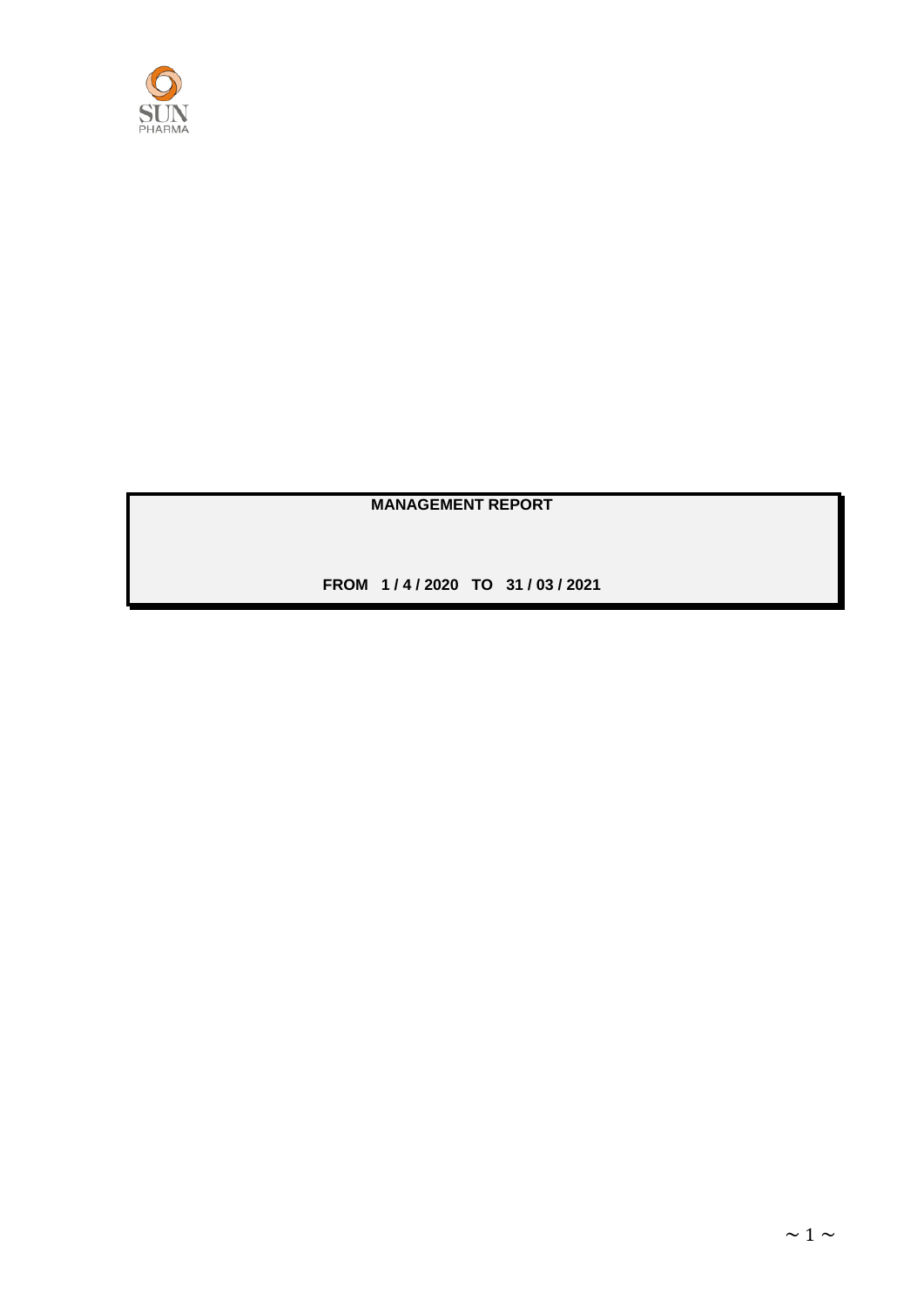**MANAGEMENT REPORT**

**FROM 1 / 4 / 2020 TO 31 / 03 / 2021**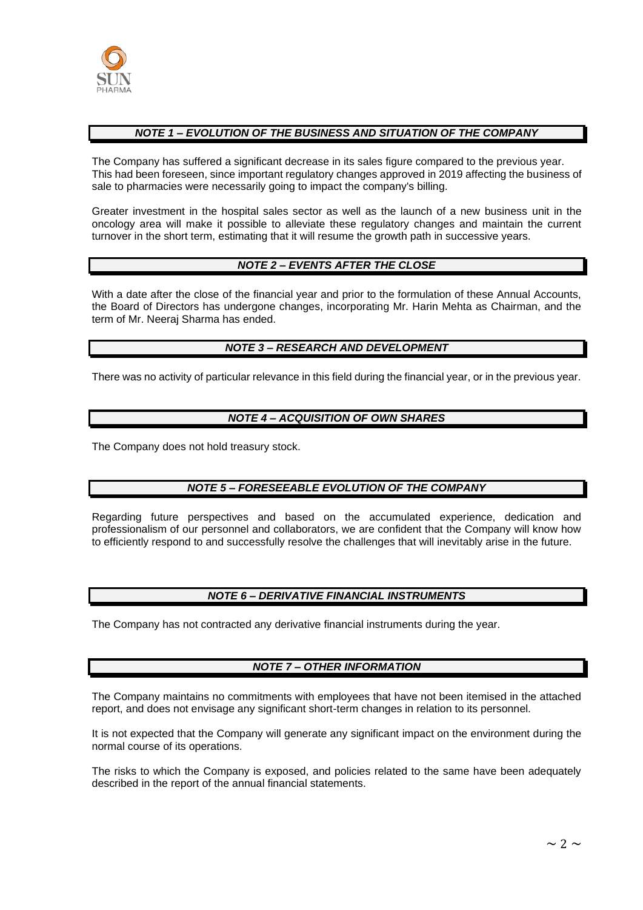### *NOTE 1 – EVOLUTION OF THE BUSINESS AND SITUATION OF THE COMPANY*

The Company has suffered a significant decrease in its sales figure compared to the previous year. This had been foreseen, since important regulatory changes approved in 2019 affecting the business of sale to pharmacies were necessarily going to impact the company's billing.

Greater investment in the hospital sales sector as well as the launch of a new business unit in the oncology area will make it possible to alleviate these regulatory changes and maintain the current turnover in the short term, estimating that it will resume the growth path in successive years.

### *NOTE 2 – EVENTS AFTER THE CLOSE*

With a date after the close of the financial year and prior to the formulation of these Annual Accounts, the Board of Directors has undergone changes, incorporating Mr. Harin Mehta as Chairman, and the term of Mr. Neeraj Sharma has ended.

### *NOTE 3 – RESEARCH AND DEVELOPMENT*

There was no activity of particular relevance in this field during the financial year, or in the previous year.

### *NOTE 4 – ACQUISITION OF OWN SHARES*

The Company does not hold treasury stock.

### *NOTE 5 – FORESEEABLE EVOLUTION OF THE COMPANY*

Regarding future perspectives and based on the accumulated experience, dedication and professionalism of our personnel and collaborators, we are confident that the Company will know how to efficiently respond to and successfully resolve the challenges that will inevitably arise in the future.

### *NOTE 6 – DERIVATIVE FINANCIAL INSTRUMENTS*

The Company has not contracted any derivative financial instruments during the year.

### *NOTE 7 – OTHER INFORMATION*

The Company maintains no commitments with employees that have not been itemised in the attached report, and does not envisage any significant short-term changes in relation to its personnel.

It is not expected that the Company will generate any significant impact on the environment during the normal course of its operations.

The risks to which the Company is exposed, and policies related to the same have been adequately described in the report of the annual financial statements.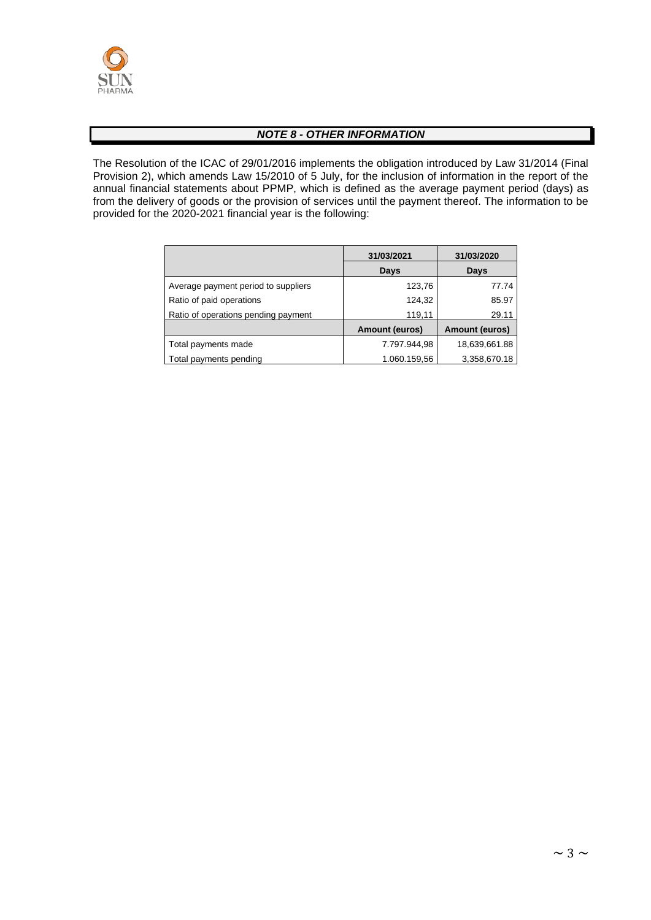## *NOTE 8 - OTHER INFORMATION*

The Resolution of the ICAC of 29/01/2016 implements the obligation introduced by Law 31/2014 (Final Provision 2), which amends Law 15/2010 of 5 July, for the inclusion of information in the report of the annual financial statements about PPMP, which is defined as the average payment period (days) as from the delivery of goods or the provision of services until the payment thereof. The information to be provided for the 2020-2021 financial year is the following:

| | 31/03/2021 | 31/03/2020 |
|---|---|---|
| | **Days** | **Days** |
| Average payment period to suppliers | 123,76 | 77.74 |
| Ratio of paid operations | 124,32 | 85.97 |
| Ratio of operations pending payment | 119,11 | 29.11 |
| | **Amount (euros)** | **Amount (euros)** |
| Total payments made | 7.797.944,98 | 18,639,661.88 |
| Total payments pending | 1.060.159,56 | 3,358,670.18 |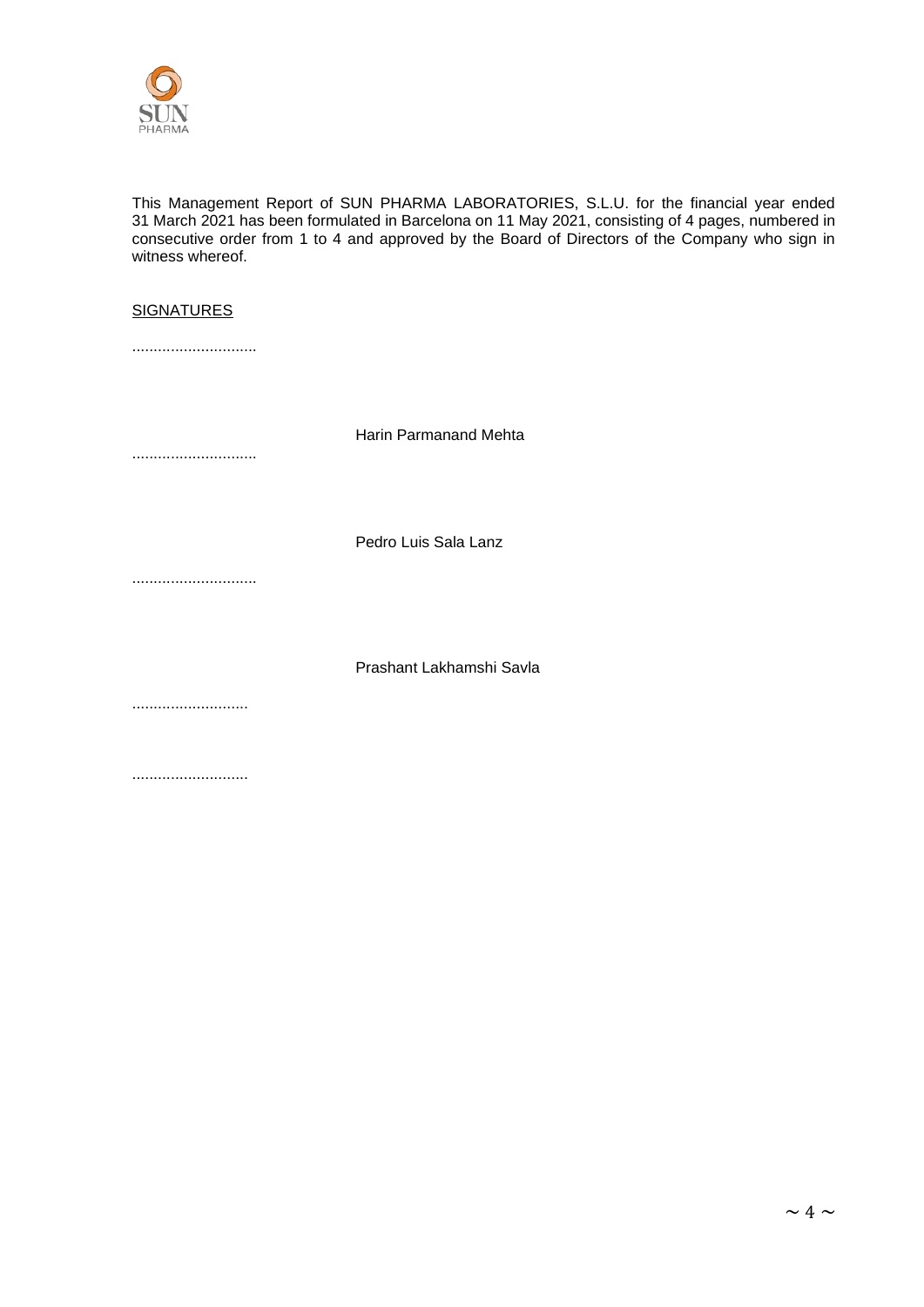This Management Report of SUN PHARMA LABORATORIES, S.L.U. for the financial year ended 31 March 2021 has been formulated in Barcelona on 11 May 2021, consisting of 4 pages, numbered in consecutive order from 1 to 4 and approved by the Board of Directors of the Company who sign in witness whereof.

SIGNATURES

.............................

Harin Parmanand Mehta

.............................

Pedro Luis Sala Lanz

.............................

Prashant Lakhamshi Savla

...........................

...........................